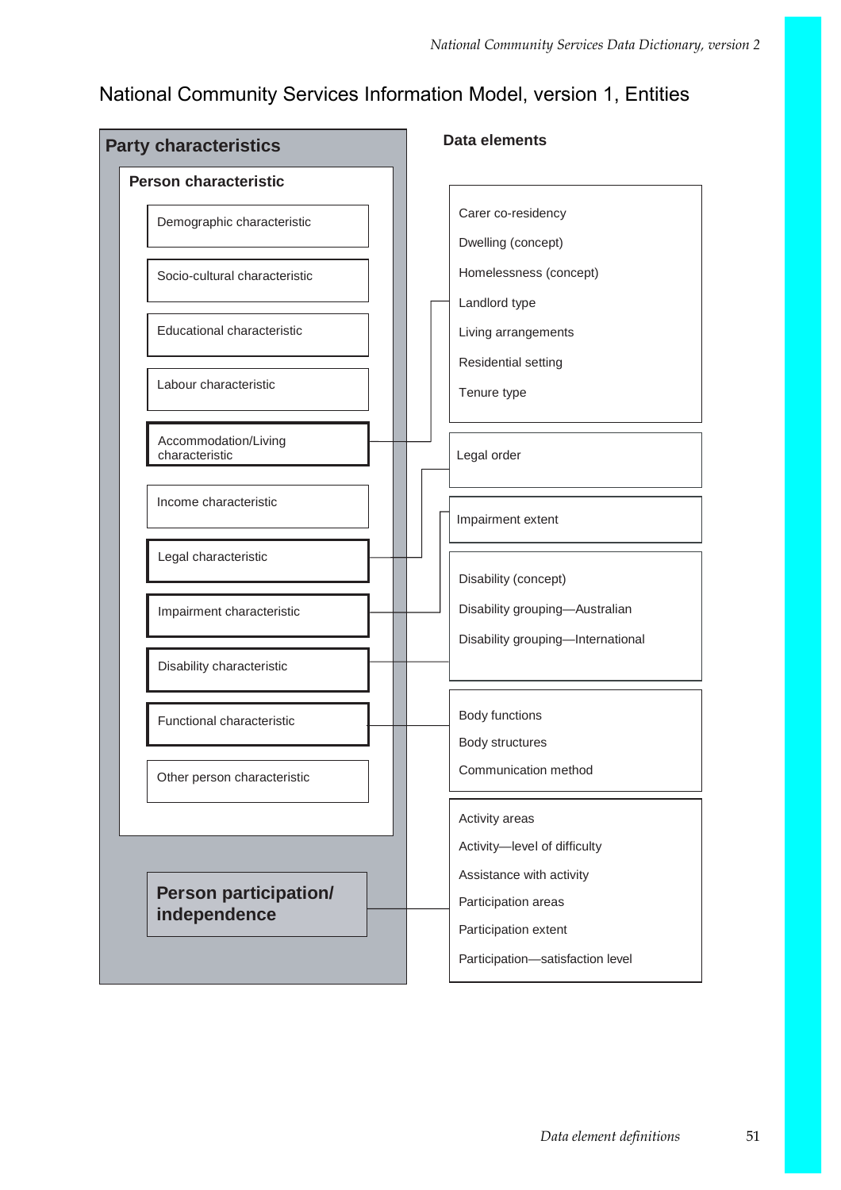# National Community Services Information Model, version 1, Entities

## Party characteristics

### Person characteristic

- Demographic characteristic
- Socio-cultural characteristic
- Educational characteristic
- Labour characteristic
- Accommodation/Living characteristic
- Income characteristic
- Legal characteristic
- Impairment characteristic
- Disability characteristic
- Functional characteristic
- Other person characteristic

### Person participation/ independence

## Data elements

| Entity | Data elements |
|---|---|
| Accommodation/Living characteristic | Carer co-residency<br>Dwelling (concept)<br>Homelessness (concept)<br>Landlord type<br>Living arrangements<br>Residential setting<br>Tenure type |
| Legal characteristic | Legal order |
| Impairment characteristic | Impairment extent |
| Disability characteristic | Disability (concept)<br>Disability grouping—Australian<br>Disability grouping—International |
| Functional characteristic | Body functions<br>Body structures<br>Communication method |
| Person participation/ independence | Activity areas<br>Activity—level of difficulty<br>Assistance with activity<br>Participation areas<br>Participation extent<br>Participation—satisfaction level |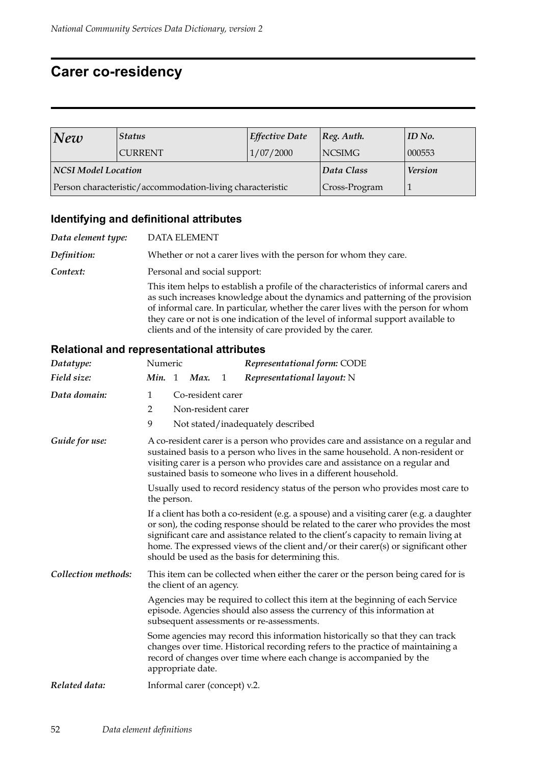# Carer co-residency

| *New* | *Status* | *Effective Date* | *Reg. Auth.* | *ID No.* |
|---|---|---|---|---|
| | CURRENT | 1/07/2000 | NCSIMG | 000553 |
| ***NCSI Model Location*** | | | ***Data Class*** | ***Version*** |
| Person characteristic/accommodation-living characteristic | | | Cross-Program | 1 |

## Identifying and definitional attributes

***Data element type:*** DATA ELEMENT

***Definition:*** Whether or not a carer lives with the person for whom they care.

***Context:*** Personal and social support:

This item helps to establish a profile of the characteristics of informal carers and as such increases knowledge about the dynamics and patterning of the provision of informal care. In particular, whether the carer lives with the person for whom they care or not is one indication of the level of informal support available to clients and of the intensity of care provided by the carer.

## Relational and representational attributes

***Datatype:*** Numeric — ***Representational form:*** CODE

***Field size:*** ***Min.*** 1 ***Max.*** 1 — ***Representational layout:*** N

***Data domain:***

1 Co-resident carer

2 Non-resident carer

9 Not stated/inadequately described

***Guide for use:*** A co-resident carer is a person who provides care and assistance on a regular and sustained basis to a person who lives in the same household. A non-resident or visiting carer is a person who provides care and assistance on a regular and sustained basis to someone who lives in a different household.

Usually used to record residency status of the person who provides most care to the person.

If a client has both a co-resident (e.g. a spouse) and a visiting carer (e.g. a daughter or son), the coding response should be related to the carer who provides the most significant care and assistance related to the client's capacity to remain living at home. The expressed views of the client and/or their carer(s) or significant other should be used as the basis for determining this.

***Collection methods:*** This item can be collected when either the carer or the person being cared for is the client of an agency.

Agencies may be required to collect this item at the beginning of each Service episode. Agencies should also assess the currency of this information at subsequent assessments or re-assessments.

Some agencies may record this information historically so that they can track changes over time. Historical recording refers to the practice of maintaining a record of changes over time where each change is accompanied by the appropriate date.

***Related data:*** Informal carer (concept) v.2.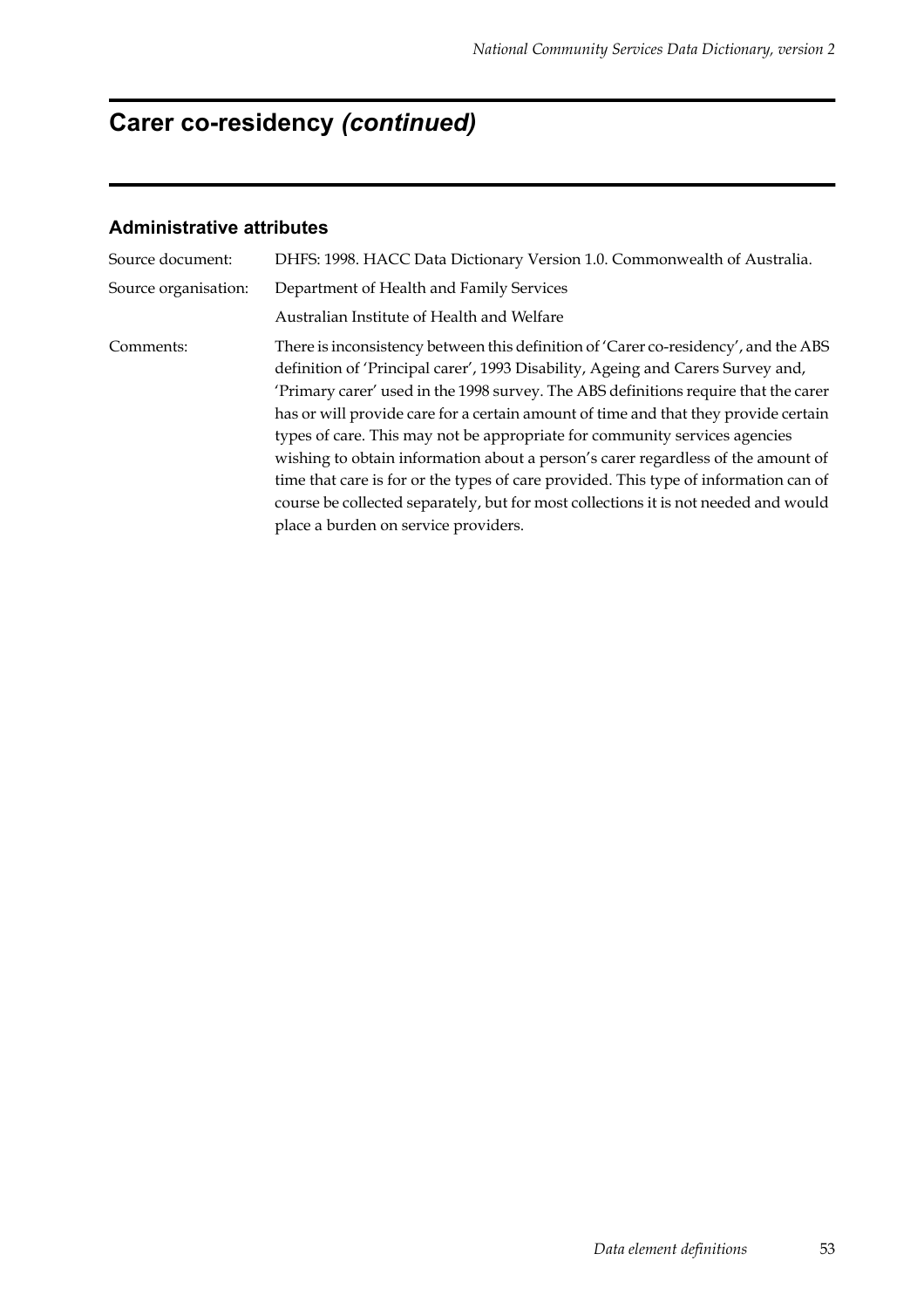# Carer co-residency *(continued)*

### Administrative attributes

Source document: DHFS: 1998. HACC Data Dictionary Version 1.0. Commonwealth of Australia.

Source organisation: Department of Health and Family Services

Australian Institute of Health and Welfare

Comments: There is inconsistency between this definition of 'Carer co-residency', and the ABS definition of 'Principal carer', 1993 Disability, Ageing and Carers Survey and, 'Primary carer' used in the 1998 survey. The ABS definitions require that the carer has or will provide care for a certain amount of time and that they provide certain types of care. This may not be appropriate for community services agencies wishing to obtain information about a person's carer regardless of the amount of time that care is for or the types of care provided. This type of information can of course be collected separately, but for most collections it is not needed and would place a burden on service providers.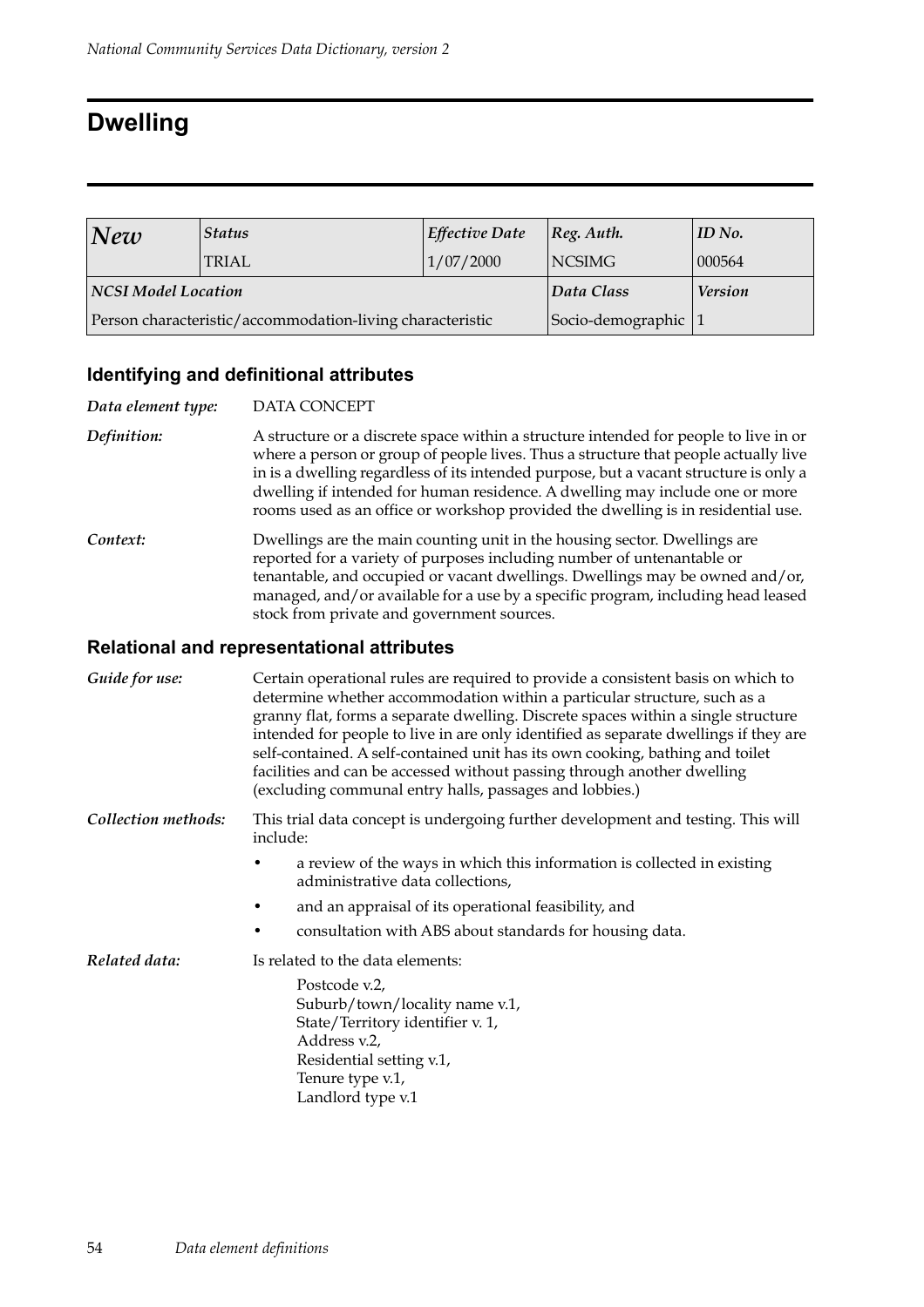# Dwelling

| *New* | *Status* | *Effective Date* | *Reg. Auth.* | *ID No.* |
|---|---|---|---|---|
| | TRIAL | 1/07/2000 | NCSIMG | 000564 |
| ***NCSI Model Location*** | | | ***Data Class*** | ***Version*** |
| Person characteristic/accommodation-living characteristic | | | Socio-demographic | 1 |

## Identifying and definitional attributes

*Data element type:* DATA CONCEPT

*Definition:* A structure or a discrete space within a structure intended for people to live in or where a person or group of people lives. Thus a structure that people actually live in is a dwelling regardless of its intended purpose, but a vacant structure is only a dwelling if intended for human residence. A dwelling may include one or more rooms used as an office or workshop provided the dwelling is in residential use.

*Context:* Dwellings are the main counting unit in the housing sector. Dwellings are reported for a variety of purposes including number of untenantable or tenantable, and occupied or vacant dwellings. Dwellings may be owned and/or, managed, and/or available for a use by a specific program, including head leased stock from private and government sources.

## Relational and representational attributes

*Guide for use:* Certain operational rules are required to provide a consistent basis on which to determine whether accommodation within a particular structure, such as a granny flat, forms a separate dwelling. Discrete spaces within a single structure intended for people to live in are only identified as separate dwellings if they are self-contained. A self-contained unit has its own cooking, bathing and toilet facilities and can be accessed without passing through another dwelling (excluding communal entry halls, passages and lobbies.)

*Collection methods:* This trial data concept is undergoing further development and testing. This will include:

- a review of the ways in which this information is collected in existing administrative data collections,
- and an appraisal of its operational feasibility, and
- consultation with ABS about standards for housing data.

*Related data:* Is related to the data elements:

Postcode v.2,
Suburb/town/locality name v.1,
State/Territory identifier v. 1,
Address v.2,
Residential setting v.1,
Tenure type v.1,
Landlord type v.1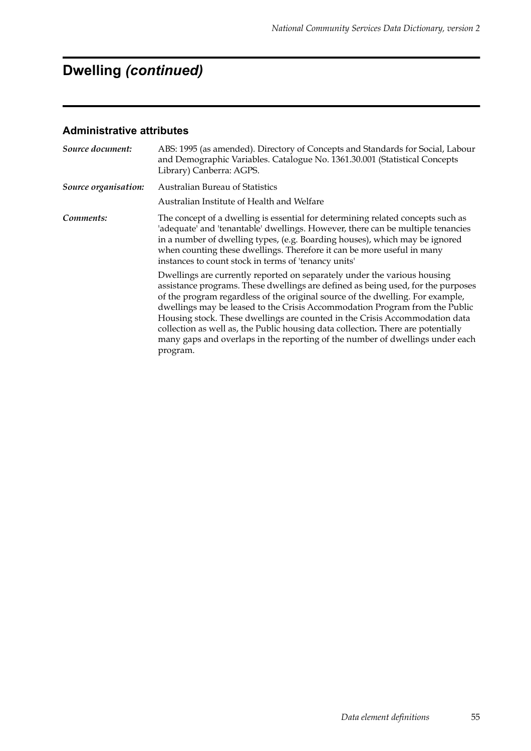# Dwelling *(continued)*

## Administrative attributes

*Source document:* ABS: 1995 (as amended). Directory of Concepts and Standards for Social, Labour and Demographic Variables. Catalogue No. 1361.30.001 (Statistical Concepts Library) Canberra: AGPS.

*Source organisation:* Australian Bureau of Statistics

Australian Institute of Health and Welfare

*Comments:* The concept of a dwelling is essential for determining related concepts such as 'adequate' and 'tenantable' dwellings. However, there can be multiple tenancies in a number of dwelling types, (e.g. Boarding houses), which may be ignored when counting these dwellings. Therefore it can be more useful in many instances to count stock in terms of 'tenancy units'

Dwellings are currently reported on separately under the various housing assistance programs. These dwellings are defined as being used, for the purposes of the program regardless of the original source of the dwelling. For example, dwellings may be leased to the Crisis Accommodation Program from the Public Housing stock. These dwellings are counted in the Crisis Accommodation data collection as well as, the Public housing data collection**.** There are potentially many gaps and overlaps in the reporting of the number of dwellings under each program.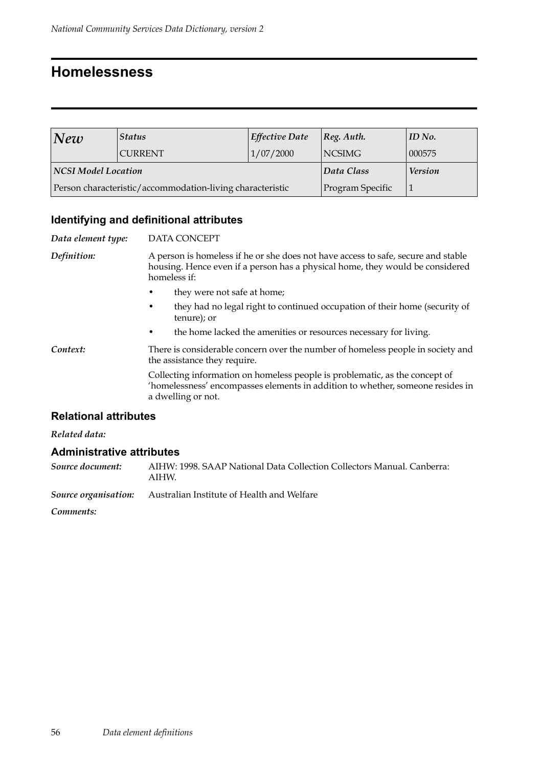# Homelessness

| *New* | *Status* | *Effective Date* | *Reg. Auth.* | *ID No.* |
|---|---|---|---|---|
| | CURRENT | 1/07/2000 | NCSIMG | 000575 |
| ***NCSI Model Location*** | | | ***Data Class*** | ***Version*** |
| Person characteristic/accommodation-living characteristic | | | Program Specific | 1 |

## Identifying and definitional attributes

*Data element type:* DATA CONCEPT

*Definition:* A person is homeless if he or she does not have access to safe, secure and stable housing. Hence even if a person has a physical home, they would be considered homeless if:

- they were not safe at home;
- they had no legal right to continued occupation of their home (security of tenure); or
- the home lacked the amenities or resources necessary for living.

*Context:* There is considerable concern over the number of homeless people in society and the assistance they require.

Collecting information on homeless people is problematic, as the concept of 'homelessness' encompasses elements in addition to whether, someone resides in a dwelling or not.

## Relational attributes

*Related data:*

## Administrative attributes

*Source document:* AIHW: 1998. SAAP National Data Collection Collectors Manual. Canberra: AIHW.

*Source organisation:* Australian Institute of Health and Welfare

*Comments:*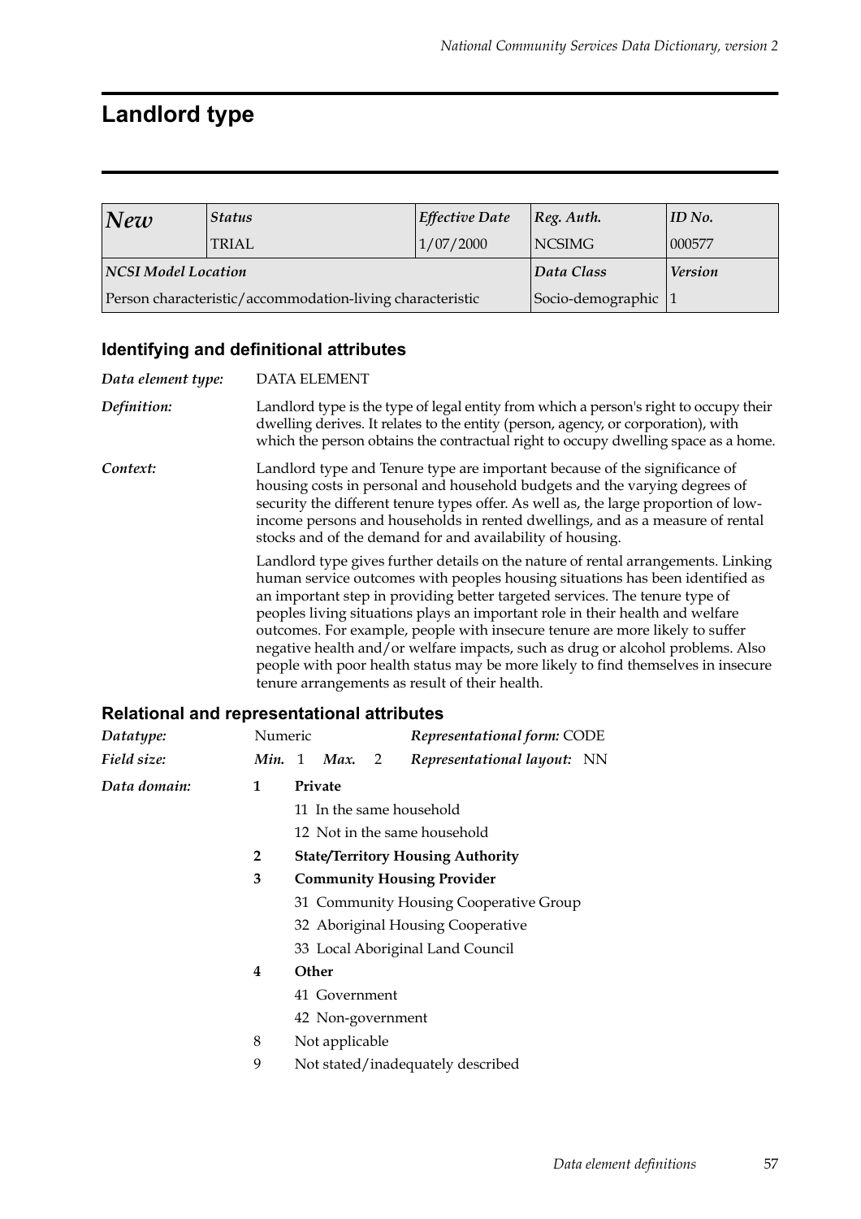# Landlord type

| *New* | *Status* | *Effective Date* | *Reg. Auth.* | *ID No.* |
|---|---|---|---|---|
| | TRIAL | 1/07/2000 | NCSIMG | 000577 |
| ***NCSI Model Location*** | | | ***Data Class*** | ***Version*** |
| Person characteristic/accommodation-living characteristic | | | Socio-demographic | 1 |

## Identifying and definitional attributes

***Data element type:*** DATA ELEMENT

***Definition:*** Landlord type is the type of legal entity from which a person's right to occupy their dwelling derives. It relates to the entity (person, agency, or corporation), with which the person obtains the contractual right to occupy dwelling space as a home.

***Context:*** Landlord type and Tenure type are important because of the significance of housing costs in personal and household budgets and the varying degrees of security the different tenure types offer. As well as, the large proportion of low-income persons and households in rented dwellings, and as a measure of rental stocks and of the demand for and availability of housing.

Landlord type gives further details on the nature of rental arrangements. Linking human service outcomes with peoples housing situations has been identified as an important step in providing better targeted services. The tenure type of peoples living situations plays an important role in their health and welfare outcomes. For example, people with insecure tenure are more likely to suffer negative health and/or welfare impacts, such as drug or alcohol problems. Also people with poor health status may be more likely to find themselves in insecure tenure arrangements as result of their health.

## Relational and representational attributes

***Datatype:*** Numeric ***Representational form:*** CODE

***Field size:*** ***Min.*** 1 ***Max.*** 2 ***Representational layout:*** NN

***Data domain:***

- **1 Private**
  - 11 In the same household
  - 12 Not in the same household
- **2 State/Territory Housing Authority**
- **3 Community Housing Provider**
  - 31 Community Housing Cooperative Group
  - 32 Aboriginal Housing Cooperative
  - 33 Local Aboriginal Land Council
- **4 Other**
  - 41 Government
  - 42 Non-government
- 8 Not applicable
- 9 Not stated/inadequately described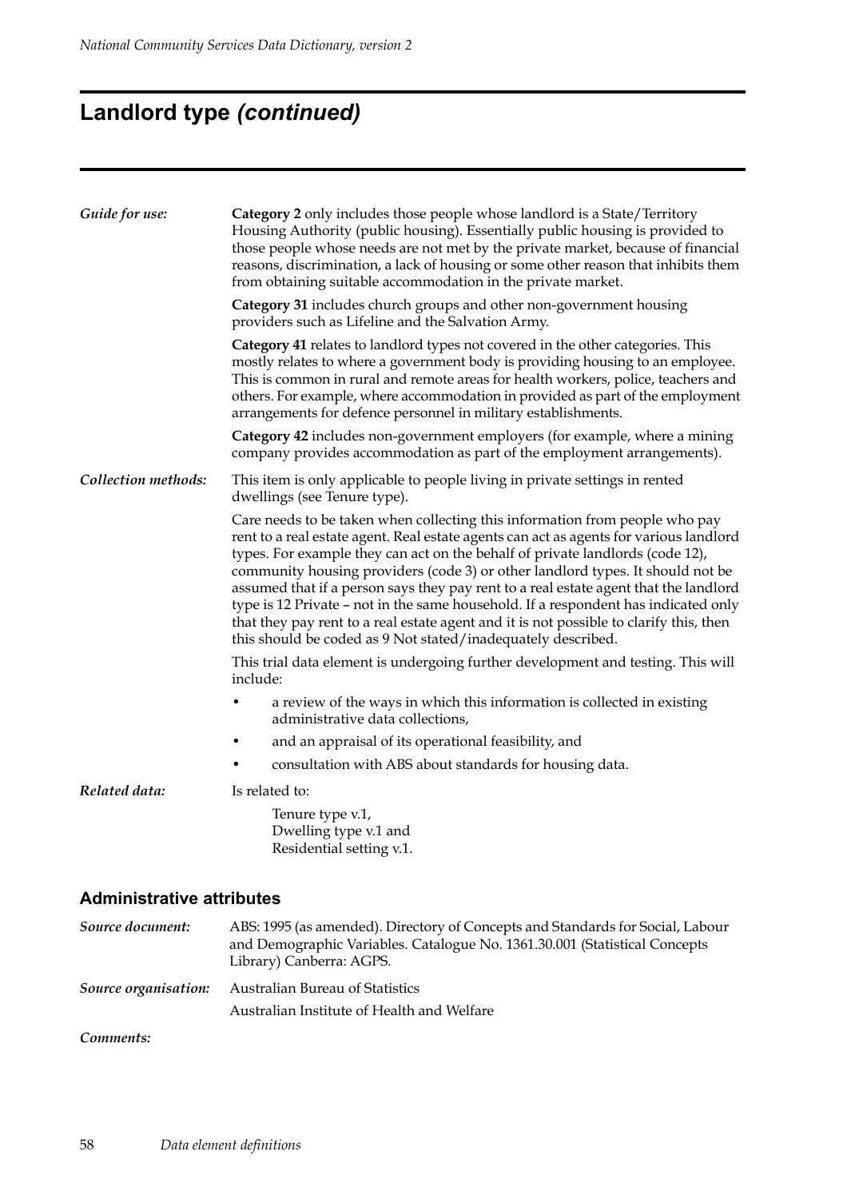# Landlord type *(continued)*

***Guide for use:*** **Category 2** only includes those people whose landlord is a State/Territory Housing Authority (public housing). Essentially public housing is provided to those people whose needs are not met by the private market, because of financial reasons, discrimination, a lack of housing or some other reason that inhibits them from obtaining suitable accommodation in the private market.

**Category 31** includes church groups and other non-government housing providers such as Lifeline and the Salvation Army.

**Category 41** relates to landlord types not covered in the other categories. This mostly relates to where a government body is providing housing to an employee. This is common in rural and remote areas for health workers, police, teachers and others. For example, where accommodation in provided as part of the employment arrangements for defence personnel in military establishments.

**Category 42** includes non-government employers (for example, where a mining company provides accommodation as part of the employment arrangements).

***Collection methods:*** This item is only applicable to people living in private settings in rented dwellings (see Tenure type).

Care needs to be taken when collecting this information from people who pay rent to a real estate agent. Real estate agents can act as agents for various landlord types. For example they can act on the behalf of private landlords (code 12), community housing providers (code 3) or other landlord types. It should not be assumed that if a person says they pay rent to a real estate agent that the landlord type is 12 Private – not in the same household. If a respondent has indicated only that they pay rent to a real estate agent and it is not possible to clarify this, then this should be coded as 9 Not stated/inadequately described.

This trial data element is undergoing further development and testing. This will include:

- a review of the ways in which this information is collected in existing administrative data collections,
- and an appraisal of its operational feasibility, and
- consultation with ABS about standards for housing data.

***Related data:*** Is related to:

Tenure type v.1,
Dwelling type v.1 and
Residential setting v.1.

## Administrative attributes

***Source document:*** ABS: 1995 (as amended). Directory of Concepts and Standards for Social, Labour and Demographic Variables. Catalogue No. 1361.30.001 (Statistical Concepts Library) Canberra: AGPS.

***Source organisation:*** Australian Bureau of Statistics
Australian Institute of Health and Welfare

***Comments:***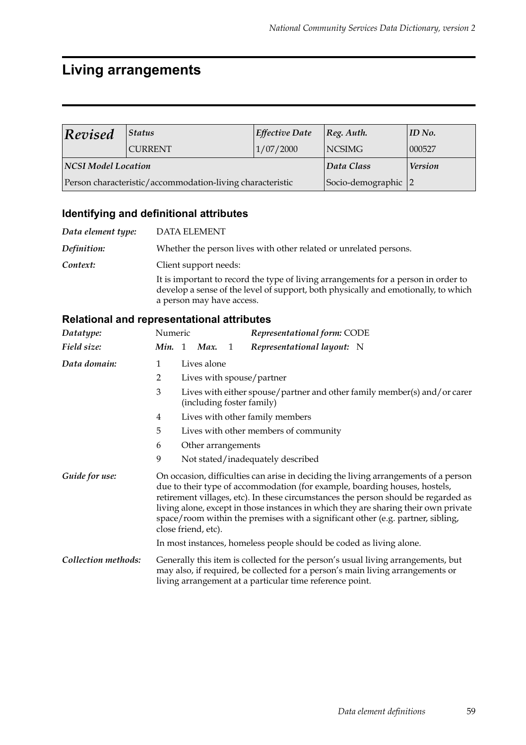# Living arrangements

| *Revised* | *Status* | *Effective Date* | *Reg. Auth.* | *ID No.* |
|---|---|---|---|---|
| | CURRENT | 1/07/2000 | NCSIMG | 000527 |
| ***NCSI Model Location*** | | | ***Data Class*** | ***Version*** |
| Person characteristic/accommodation-living characteristic | | | Socio-demographic | 2 |

## Identifying and definitional attributes

***Data element type:*** DATA ELEMENT

***Definition:*** Whether the person lives with other related or unrelated persons.

***Context:*** Client support needs:

It is important to record the type of living arrangements for a person in order to develop a sense of the level of support, both physically and emotionally, to which a person may have access.

## Relational and representational attributes

***Datatype:*** Numeric ***Representational form:*** CODE

***Field size:*** ***Min.*** 1 ***Max.*** 1 ***Representational layout:*** N

***Data domain:***

1 Lives alone

2 Lives with spouse/partner

3 Lives with either spouse/partner and other family member(s) and/or carer (including foster family)

4 Lives with other family members

5 Lives with other members of community

6 Other arrangements

9 Not stated/inadequately described

***Guide for use:*** On occasion, difficulties can arise in deciding the living arrangements of a person due to their type of accommodation (for example, boarding houses, hostels, retirement villages, etc). In these circumstances the person should be regarded as living alone, except in those instances in which they are sharing their own private space/room within the premises with a significant other (e.g. partner, sibling, close friend, etc).

In most instances, homeless people should be coded as living alone.

***Collection methods:*** Generally this item is collected for the person's usual living arrangements, but may also, if required, be collected for a person's main living arrangements or living arrangement at a particular time reference point.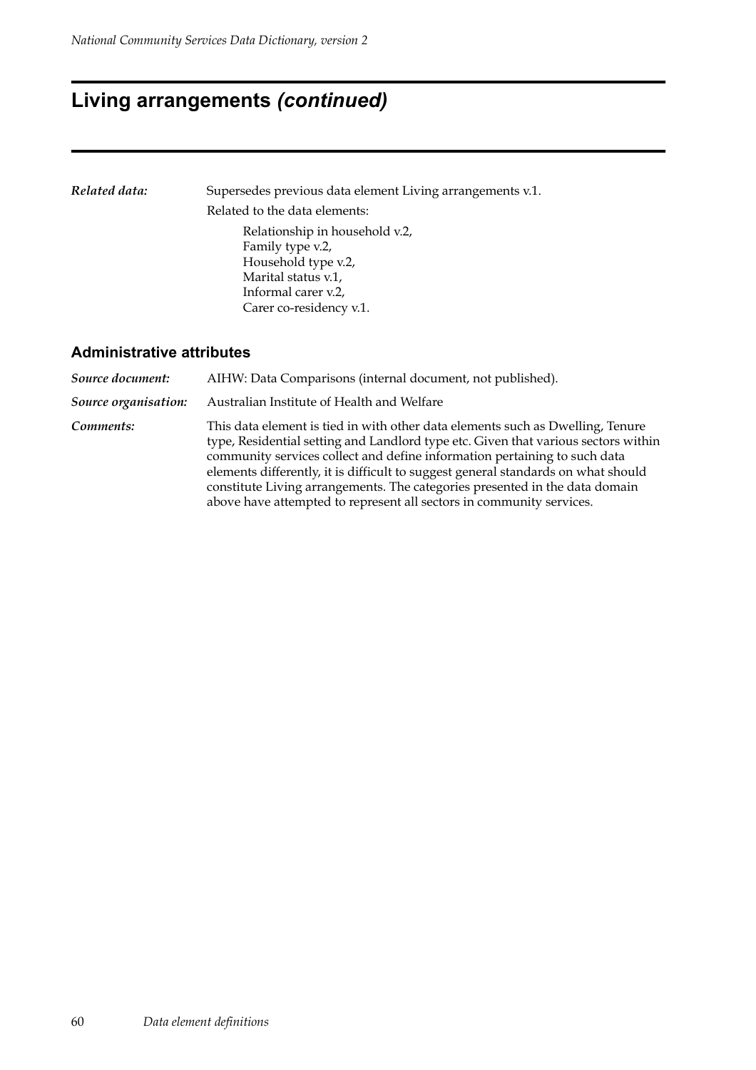# Living arrangements *(continued)*

***Related data:*** Supersedes previous data element Living arrangements v.1.

Related to the data elements:

Relationship in household v.2,
Family type v.2,
Household type v.2,
Marital status v.1,
Informal carer v.2,
Carer co-residency v.1.

## Administrative attributes

***Source document:*** AIHW: Data Comparisons (internal document, not published).

***Source organisation:*** Australian Institute of Health and Welfare

***Comments:*** This data element is tied in with other data elements such as Dwelling, Tenure type, Residential setting and Landlord type etc. Given that various sectors within community services collect and define information pertaining to such data elements differently, it is difficult to suggest general standards on what should constitute Living arrangements. The categories presented in the data domain above have attempted to represent all sectors in community services.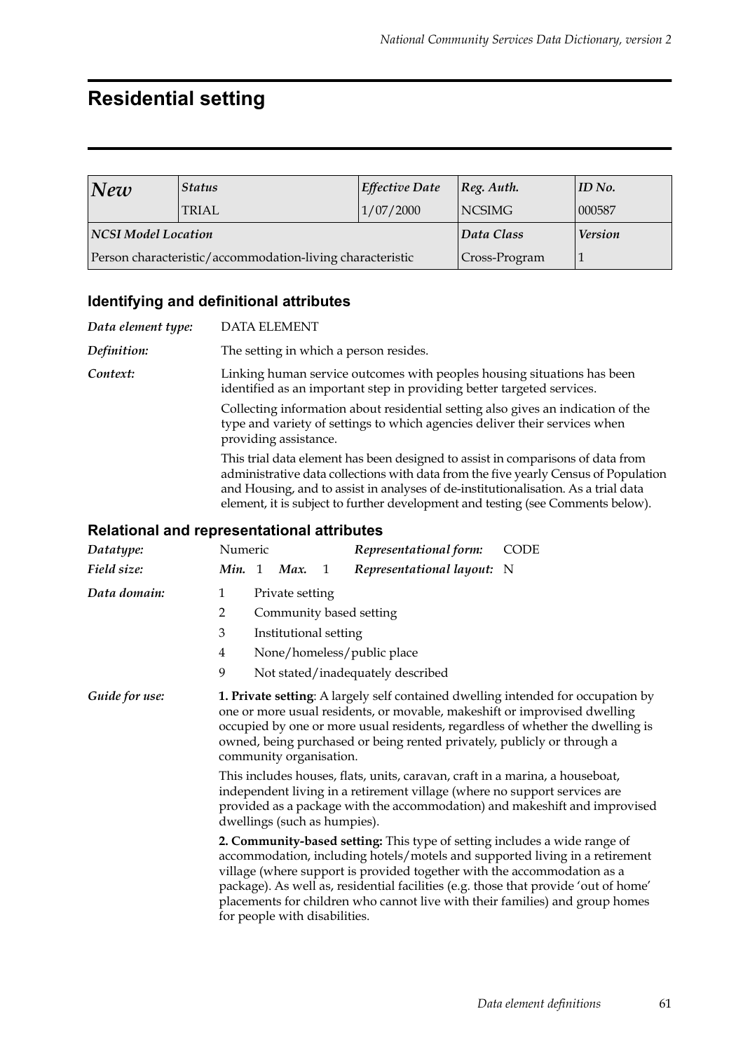# Residential setting

| *New* | *Status* | *Effective Date* | *Reg. Auth.* | *ID No.* |
|---|---|---|---|---|
| | TRIAL | 1/07/2000 | NCSIMG | 000587 |
| ***NCSI Model Location*** | | | ***Data Class*** | ***Version*** |
| Person characteristic/accommodation-living characteristic | | | Cross-Program | 1 |

## Identifying and definitional attributes

*Data element type:* DATA ELEMENT

*Definition:* The setting in which a person resides.

*Context:* Linking human service outcomes with peoples housing situations has been identified as an important step in providing better targeted services.

Collecting information about residential setting also gives an indication of the type and variety of settings to which agencies deliver their services when providing assistance.

This trial data element has been designed to assist in comparisons of data from administrative data collections with data from the five yearly Census of Population and Housing, and to assist in analyses of de-institutionalisation. As a trial data element, it is subject to further development and testing (see Comments below).

## Relational and representational attributes

*Datatype:* Numeric — *Representational form:* CODE

*Field size:* ***Min.*** 1 ***Max.*** 1 — *Representational layout:* N

*Data domain:*

1 Private setting
2 Community based setting
3 Institutional setting
4 None/homeless/public place
9 Not stated/inadequately described

*Guide for use:* **1. Private setting**: A largely self contained dwelling intended for occupation by one or more usual residents, or movable, makeshift or improvised dwelling occupied by one or more usual residents, regardless of whether the dwelling is owned, being purchased or being rented privately, publicly or through a community organisation.

This includes houses, flats, units, caravan, craft in a marina, a houseboat, independent living in a retirement village (where no support services are provided as a package with the accommodation) and makeshift and improvised dwellings (such as humpies).

**2. Community-based setting:** This type of setting includes a wide range of accommodation, including hotels/motels and supported living in a retirement village (where support is provided together with the accommodation as a package). As well as, residential facilities (e.g. those that provide 'out of home' placements for children who cannot live with their families) and group homes for people with disabilities.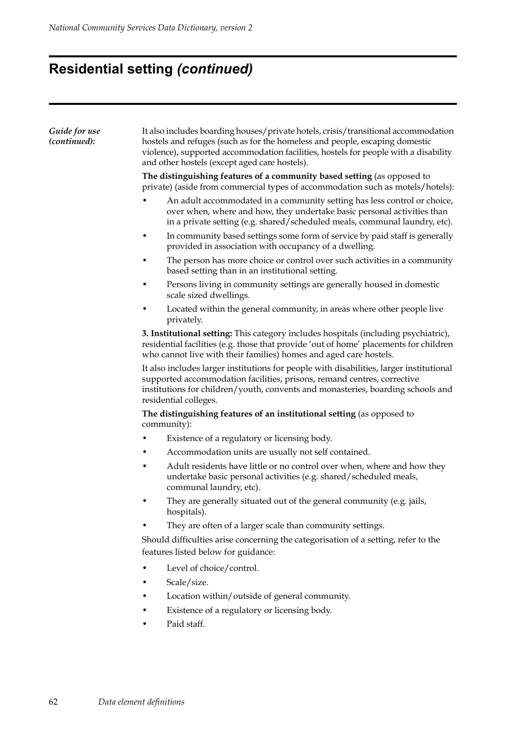## Residential setting *(continued)*

*Guide for use (continued):*

It also includes boarding houses/private hotels, crisis/transitional accommodation hostels and refuges (such as for the homeless and people, escaping domestic violence), supported accommodation facilities, hostels for people with a disability and other hostels (except aged care hostels).

**The distinguishing features of a community based setting** (as opposed to private) (aside from commercial types of accommodation such as motels/hotels):

- An adult accommodated in a community setting has less control or choice, over when, where and how, they undertake basic personal activities than in a private setting (e.g. shared/scheduled meals, communal laundry, etc).
- In community based settings some form of service by paid staff is generally provided in association with occupancy of a dwelling.
- The person has more choice or control over such activities in a community based setting than in an institutional setting.
- Persons living in community settings are generally housed in domestic scale sized dwellings.
- Located within the general community, in areas where other people live privately.

**3. Institutional setting:** This category includes hospitals (including psychiatric), residential facilities (e.g. those that provide 'out of home' placements for children who cannot live with their families) homes and aged care hostels.

It also includes larger institutions for people with disabilities, larger institutional supported accommodation facilities, prisons, remand centres, corrective institutions for children/youth, convents and monasteries, boarding schools and residential colleges.

**The distinguishing features of an institutional setting** (as opposed to community):

- Existence of a regulatory or licensing body.
- Accommodation units are usually not self contained.
- Adult residents have little or no control over when, where and how they undertake basic personal activities (e.g. shared/scheduled meals, communal laundry, etc).
- They are generally situated out of the general community (e.g. jails, hospitals).
- They are often of a larger scale than community settings.

Should difficulties arise concerning the categorisation of a setting, refer to the features listed below for guidance:

- Level of choice/control.
- Scale/size.
- Location within/outside of general community.
- Existence of a regulatory or licensing body.
- Paid staff.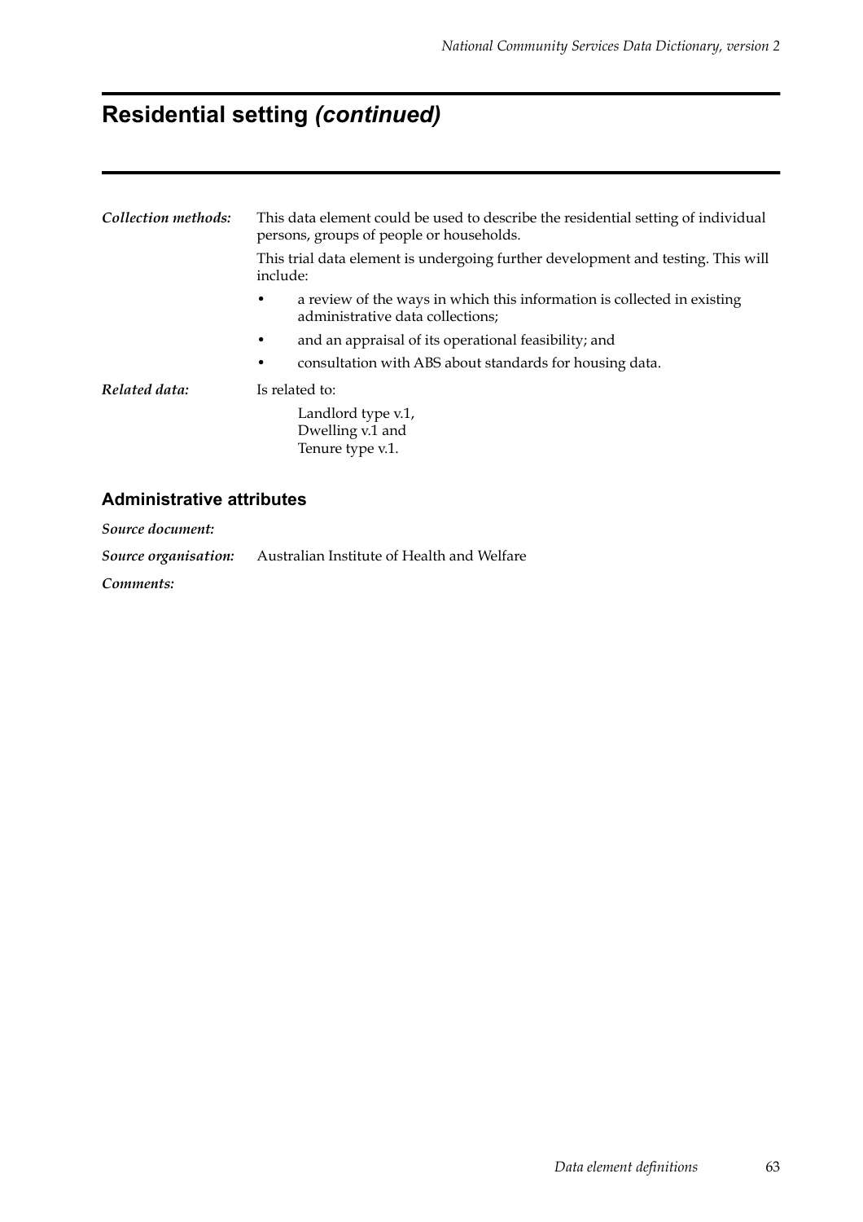# Residential setting *(continued)*

| | |
|---|---|
| ***Collection methods:*** | This data element could be used to describe the residential setting of individual persons, groups of people or households. |

This trial data element is undergoing further development and testing. This will include:

- a review of the ways in which this information is collected in existing administrative data collections;
- and an appraisal of its operational feasibility; and
- consultation with ABS about standards for housing data.

***Related data:*** Is related to:

Landlord type v.1,
Dwelling v.1 and
Tenure type v.1.

## Administrative attributes

***Source document:***

***Source organisation:*** Australian Institute of Health and Welfare

***Comments:***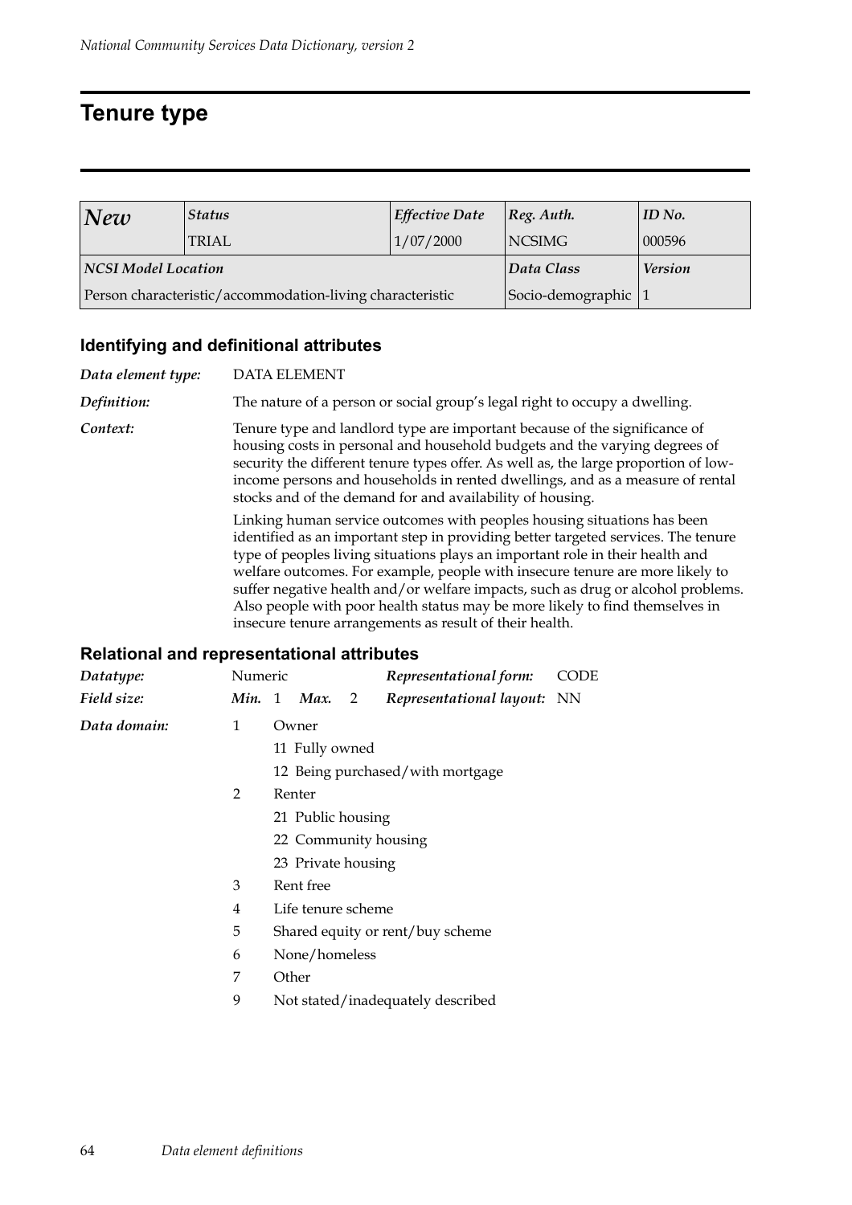# Tenure type

| *New* | *Status* | *Effective Date* | *Reg. Auth.* | *ID No.* |
|---|---|---|---|---|
| | TRIAL | 1/07/2000 | NCSIMG | 000596 |
| ***NCSI Model Location*** | | | ***Data Class*** | ***Version*** |
| Person characteristic/accommodation-living characteristic | | | Socio-demographic | 1 |

## Identifying and definitional attributes

*Data element type:* DATA ELEMENT

*Definition:* The nature of a person or social group's legal right to occupy a dwelling.

*Context:* Tenure type and landlord type are important because of the significance of housing costs in personal and household budgets and the varying degrees of security the different tenure types offer. As well as, the large proportion of low-income persons and households in rented dwellings, and as a measure of rental stocks and of the demand for and availability of housing.

Linking human service outcomes with peoples housing situations has been identified as an important step in providing better targeted services. The tenure type of peoples living situations plays an important role in their health and welfare outcomes. For example, people with insecure tenure are more likely to suffer negative health and/or welfare impacts, such as drug or alcohol problems. Also people with poor health status may be more likely to find themselves in insecure tenure arrangements as result of their health.

## Relational and representational attributes

*Datatype:* Numeric — *Representational form:* CODE

*Field size:* *Min.* 1 *Max.* 2 — *Representational layout:* NN

*Data domain:*

- 1 Owner
  - 11 Fully owned
  - 12 Being purchased/with mortgage
- 2 Renter
  - 21 Public housing
  - 22 Community housing
  - 23 Private housing
- 3 Rent free
- 4 Life tenure scheme
- 5 Shared equity or rent/buy scheme
- 6 None/homeless
- 7 Other
- 9 Not stated/inadequately described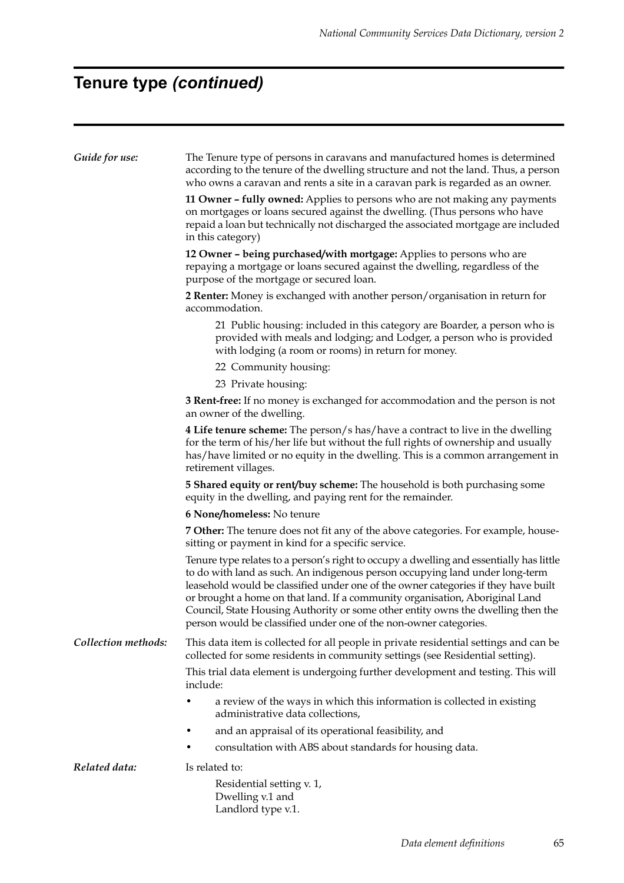# Tenure type *(continued)*

*Guide for use:*

The Tenure type of persons in caravans and manufactured homes is determined according to the tenure of the dwelling structure and not the land. Thus, a person who owns a caravan and rents a site in a caravan park is regarded as an owner.

**11 Owner – fully owned:** Applies to persons who are not making any payments on mortgages or loans secured against the dwelling. (Thus persons who have repaid a loan but technically not discharged the associated mortgage are included in this category)

**12 Owner – being purchased/with mortgage:** Applies to persons who are repaying a mortgage or loans secured against the dwelling, regardless of the purpose of the mortgage or secured loan.

**2 Renter:** Money is exchanged with another person/organisation in return for accommodation.

> 21 Public housing: included in this category are Boarder, a person who is provided with meals and lodging; and Lodger, a person who is provided with lodging (a room or rooms) in return for money.
>
> 22 Community housing:
>
> 23 Private housing:

**3 Rent-free:** If no money is exchanged for accommodation and the person is not an owner of the dwelling.

**4 Life tenure scheme:** The person/s has/have a contract to live in the dwelling for the term of his/her life but without the full rights of ownership and usually has/have limited or no equity in the dwelling. This is a common arrangement in retirement villages.

**5 Shared equity or rent/buy scheme:** The household is both purchasing some equity in the dwelling, and paying rent for the remainder.

**6 None/homeless:** No tenure

**7 Other:** The tenure does not fit any of the above categories. For example, house-sitting or payment in kind for a specific service.

Tenure type relates to a person's right to occupy a dwelling and essentially has little to do with land as such. An indigenous person occupying land under long-term leasehold would be classified under one of the owner categories if they have built or brought a home on that land. If a community organisation, Aboriginal Land Council, State Housing Authority or some other entity owns the dwelling then the person would be classified under one of the non-owner categories.

*Collection methods:*

This data item is collected for all people in private residential settings and can be collected for some residents in community settings (see Residential setting).

This trial data element is undergoing further development and testing. This will include:

- a review of the ways in which this information is collected in existing administrative data collections,
- and an appraisal of its operational feasibility, and
- consultation with ABS about standards for housing data.

*Related data:*

Is related to:

Residential setting v. 1,
Dwelling v.1 and
Landlord type v.1.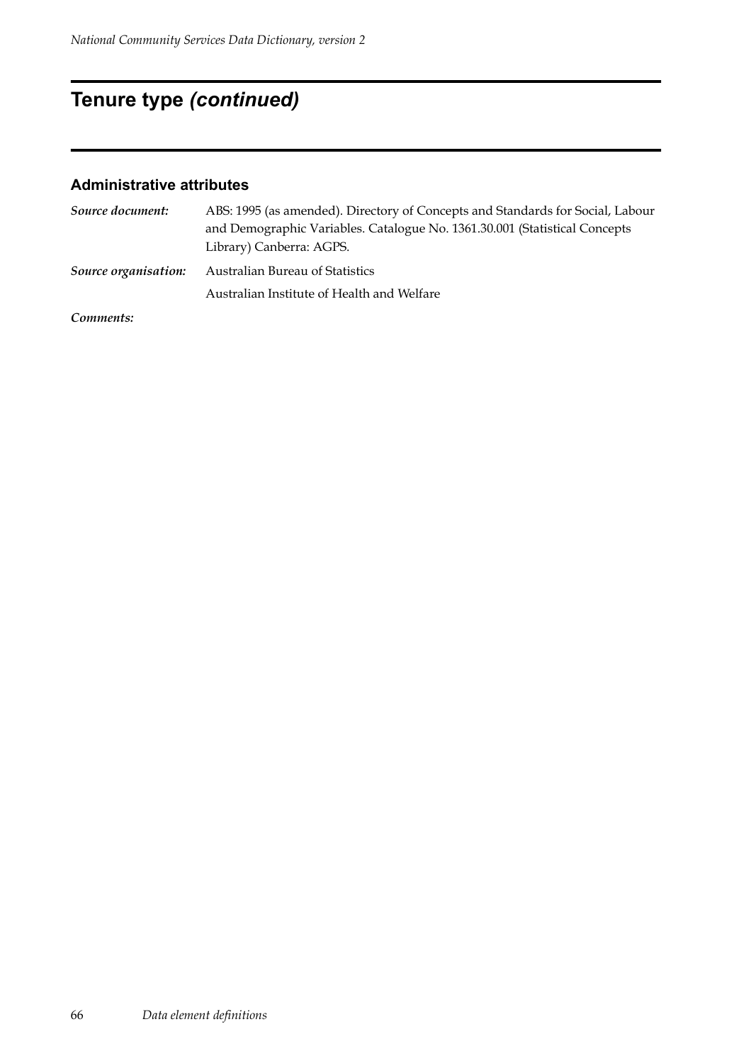# Tenure type *(continued)*

### Administrative attributes

***Source document:*** ABS: 1995 (as amended). Directory of Concepts and Standards for Social, Labour and Demographic Variables. Catalogue No. 1361.30.001 (Statistical Concepts Library) Canberra: AGPS.

***Source organisation:*** Australian Bureau of Statistics

Australian Institute of Health and Welfare

***Comments:***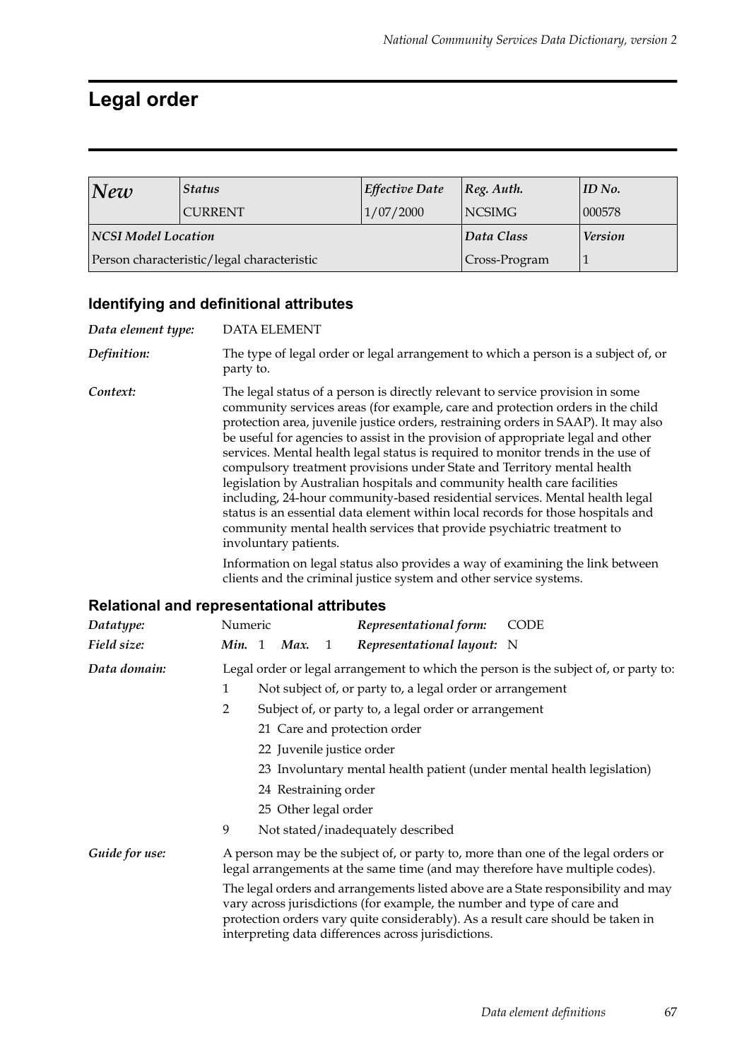# Legal order

| *New* | *Status* | *Effective Date* | *Reg. Auth.* | *ID No.* |
|---|---|---|---|---|
| | CURRENT | 1/07/2000 | NCSIMG | 000578 |
| ***NCSI Model Location*** | | | ***Data Class*** | ***Version*** |
| Person characteristic/legal characteristic | | | Cross-Program | 1 |

## Identifying and definitional attributes

***Data element type:*** DATA ELEMENT

***Definition:*** The type of legal order or legal arrangement to which a person is a subject of, or party to.

***Context:*** The legal status of a person is directly relevant to service provision in some community services areas (for example, care and protection orders in the child protection area, juvenile justice orders, restraining orders in SAAP). It may also be useful for agencies to assist in the provision of appropriate legal and other services. Mental health legal status is required to monitor trends in the use of compulsory treatment provisions under State and Territory mental health legislation by Australian hospitals and community health care facilities including, 24-hour community-based residential services. Mental health legal status is an essential data element within local records for those hospitals and community mental health services that provide psychiatric treatment to involuntary patients.

Information on legal status also provides a way of examining the link between clients and the criminal justice system and other service systems.

## Relational and representational attributes

***Datatype:*** Numeric ***Representational form:*** CODE

***Field size:*** ***Min.*** 1 ***Max.*** 1 ***Representational layout:*** N

***Data domain:*** Legal order or legal arrangement to which the person is the subject of, or party to:

1 Not subject of, or party to, a legal order or arrangement

2 Subject of, or party to, a legal order or arrangement

- 21 Care and protection order
- 22 Juvenile justice order
- 23 Involuntary mental health patient (under mental health legislation)
- 24 Restraining order
- 25 Other legal order

9 Not stated/inadequately described

***Guide for use:*** A person may be the subject of, or party to, more than one of the legal orders or legal arrangements at the same time (and may therefore have multiple codes).

The legal orders and arrangements listed above are a State responsibility and may vary across jurisdictions (for example, the number and type of care and protection orders vary quite considerably). As a result care should be taken in interpreting data differences across jurisdictions.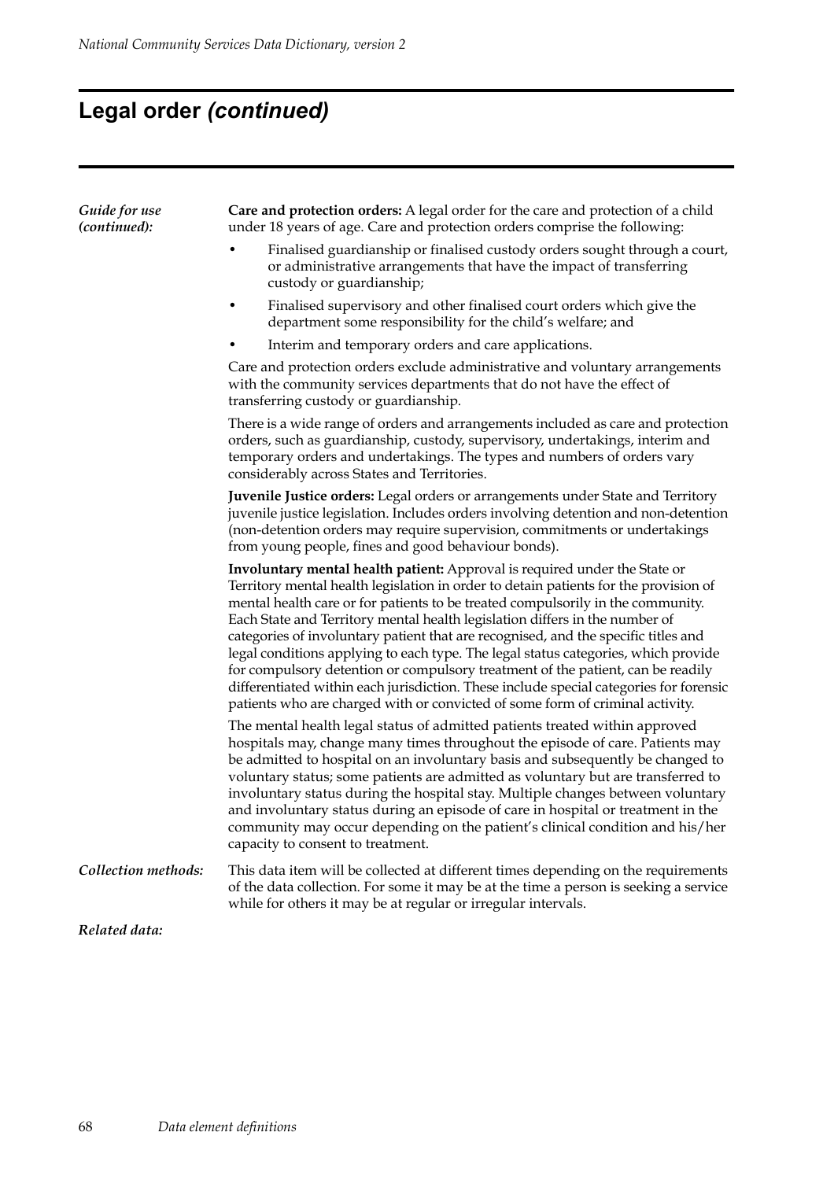# Legal order *(continued)*

*Guide for use (continued):*

**Care and protection orders:** A legal order for the care and protection of a child under 18 years of age. Care and protection orders comprise the following:

- Finalised guardianship or finalised custody orders sought through a court, or administrative arrangements that have the impact of transferring custody or guardianship;
- Finalised supervisory and other finalised court orders which give the department some responsibility for the child's welfare; and
- Interim and temporary orders and care applications.

Care and protection orders exclude administrative and voluntary arrangements with the community services departments that do not have the effect of transferring custody or guardianship.

There is a wide range of orders and arrangements included as care and protection orders, such as guardianship, custody, supervisory, undertakings, interim and temporary orders and undertakings. The types and numbers of orders vary considerably across States and Territories.

**Juvenile Justice orders:** Legal orders or arrangements under State and Territory juvenile justice legislation. Includes orders involving detention and non-detention (non-detention orders may require supervision, commitments or undertakings from young people, fines and good behaviour bonds).

**Involuntary mental health patient:** Approval is required under the State or Territory mental health legislation in order to detain patients for the provision of mental health care or for patients to be treated compulsorily in the community. Each State and Territory mental health legislation differs in the number of categories of involuntary patient that are recognised, and the specific titles and legal conditions applying to each type. The legal status categories, which provide for compulsory detention or compulsory treatment of the patient, can be readily differentiated within each jurisdiction. These include special categories for forensic patients who are charged with or convicted of some form of criminal activity.

The mental health legal status of admitted patients treated within approved hospitals may, change many times throughout the episode of care. Patients may be admitted to hospital on an involuntary basis and subsequently be changed to voluntary status; some patients are admitted as voluntary but are transferred to involuntary status during the hospital stay. Multiple changes between voluntary and involuntary status during an episode of care in hospital or treatment in the community may occur depending on the patient's clinical condition and his/her capacity to consent to treatment.

*Collection methods:* This data item will be collected at different times depending on the requirements of the data collection. For some it may be at the time a person is seeking a service while for others it may be at regular or irregular intervals.

*Related data:*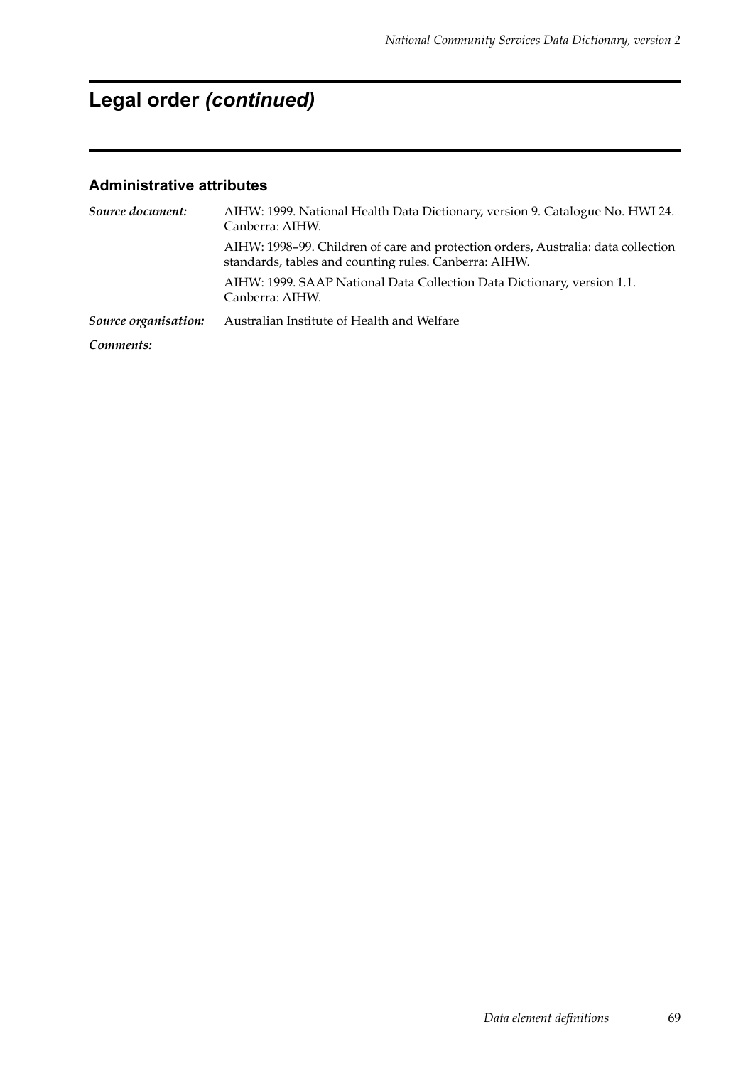# Legal order *(continued)*

### Administrative attributes

| | |
|---|---|
| ***Source document:*** | AIHW: 1999. National Health Data Dictionary, version 9. Catalogue No. HWI 24. Canberra: AIHW. |
| | AIHW: 1998–99. Children of care and protection orders, Australia: data collection standards, tables and counting rules. Canberra: AIHW. |
| | AIHW: 1999. SAAP National Data Collection Data Dictionary, version 1.1. Canberra: AIHW. |
| ***Source organisation:*** | Australian Institute of Health and Welfare |
| ***Comments:*** | |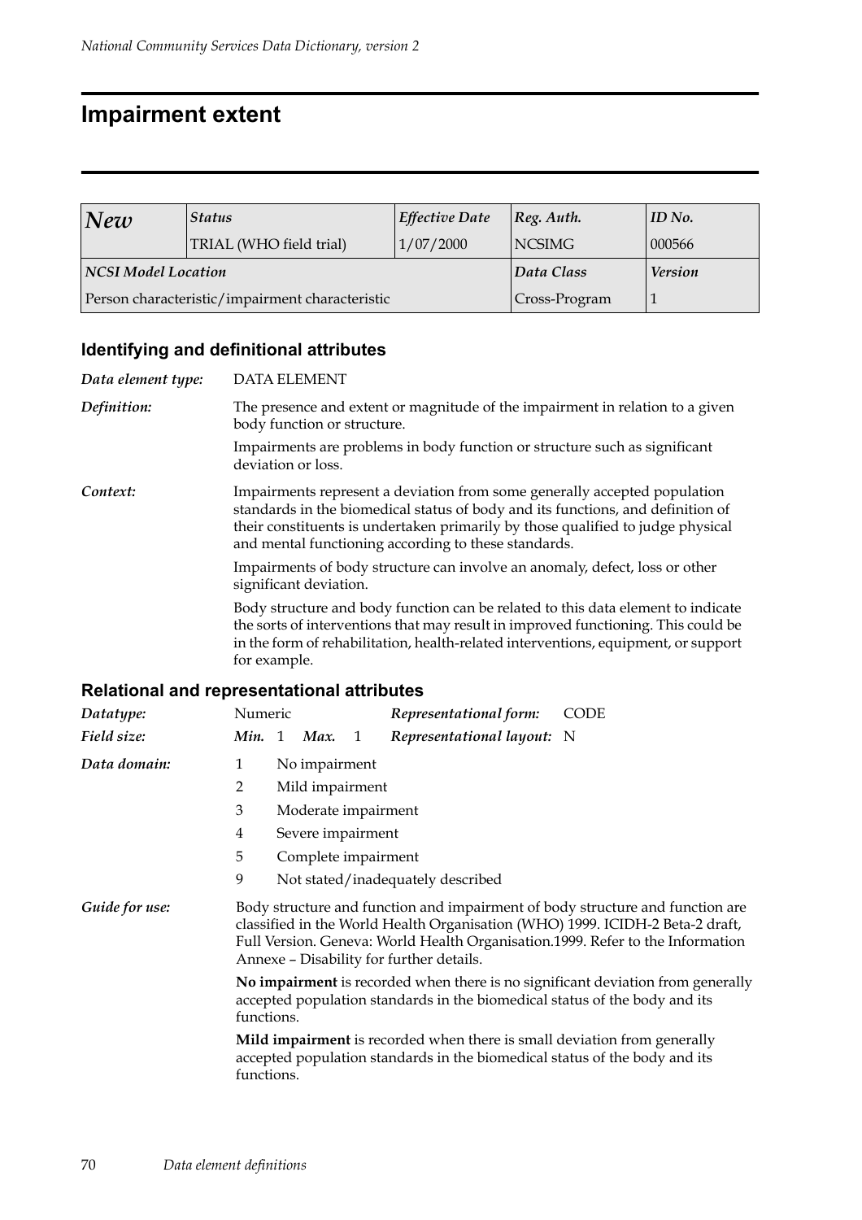# Impairment extent

| *New* | *Status* | *Effective Date* | *Reg. Auth.* | *ID No.* |
|---|---|---|---|---|
| | TRIAL (WHO field trial) | 1/07/2000 | NCSIMG | 000566 |
| ***NCSI Model Location*** | | | ***Data Class*** | ***Version*** |
| Person characteristic/impairment characteristic | | | Cross-Program | 1 |

## Identifying and definitional attributes

***Data element type:*** DATA ELEMENT

***Definition:*** The presence and extent or magnitude of the impairment in relation to a given body function or structure.

Impairments are problems in body function or structure such as significant deviation or loss.

***Context:*** Impairments represent a deviation from some generally accepted population standards in the biomedical status of body and its functions, and definition of their constituents is undertaken primarily by those qualified to judge physical and mental functioning according to these standards.

Impairments of body structure can involve an anomaly, defect, loss or other significant deviation.

Body structure and body function can be related to this data element to indicate the sorts of interventions that may result in improved functioning. This could be in the form of rehabilitation, health-related interventions, equipment, or support for example.

## Relational and representational attributes

***Datatype:*** Numeric ***Representational form:*** CODE

***Field size:*** ***Min.*** 1 ***Max.*** 1 ***Representational layout:*** N

***Data domain:***

1 No impairment
2 Mild impairment
3 Moderate impairment
4 Severe impairment
5 Complete impairment
9 Not stated/inadequately described

***Guide for use:*** Body structure and function and impairment of body structure and function are classified in the World Health Organisation (WHO) 1999. ICIDH-2 Beta-2 draft, Full Version. Geneva: World Health Organisation.1999. Refer to the Information Annexe – Disability for further details.

**No impairment** is recorded when there is no significant deviation from generally accepted population standards in the biomedical status of the body and its functions.

**Mild impairment** is recorded when there is small deviation from generally accepted population standards in the biomedical status of the body and its functions.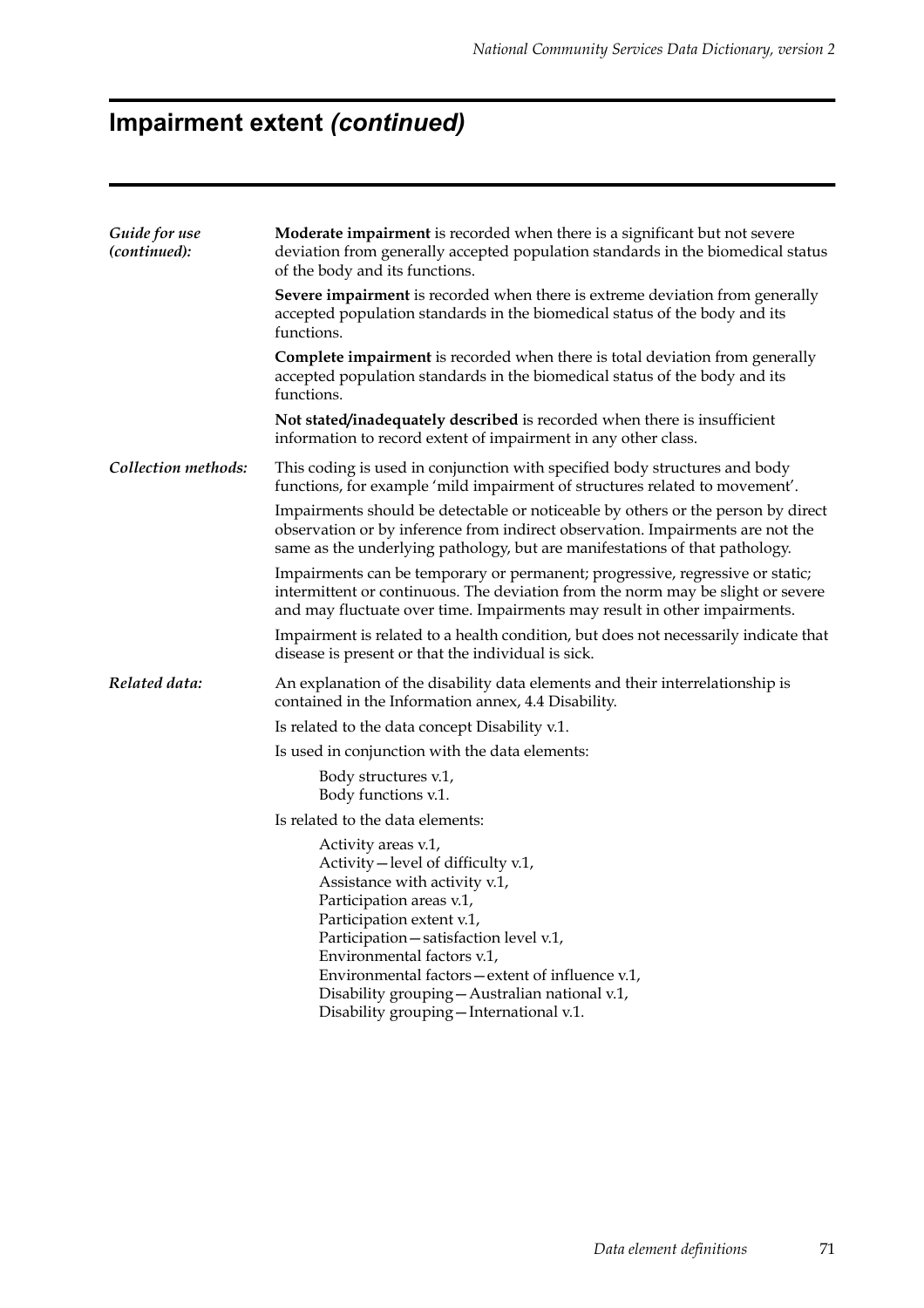# Impairment extent *(continued)*

*Guide for use (continued):*

**Moderate impairment** is recorded when there is a significant but not severe deviation from generally accepted population standards in the biomedical status of the body and its functions.

**Severe impairment** is recorded when there is extreme deviation from generally accepted population standards in the biomedical status of the body and its functions.

**Complete impairment** is recorded when there is total deviation from generally accepted population standards in the biomedical status of the body and its functions.

**Not stated/inadequately described** is recorded when there is insufficient information to record extent of impairment in any other class.

*Collection methods:*

This coding is used in conjunction with specified body structures and body functions, for example 'mild impairment of structures related to movement'.

Impairments should be detectable or noticeable by others or the person by direct observation or by inference from indirect observation. Impairments are not the same as the underlying pathology, but are manifestations of that pathology.

Impairments can be temporary or permanent; progressive, regressive or static; intermittent or continuous. The deviation from the norm may be slight or severe and may fluctuate over time. Impairments may result in other impairments.

Impairment is related to a health condition, but does not necessarily indicate that disease is present or that the individual is sick.

*Related data:*

An explanation of the disability data elements and their interrelationship is contained in the Information annex, 4.4 Disability.

Is related to the data concept Disability v.1.

Is used in conjunction with the data elements:

- Body structures v.1,
- Body functions v.1.

Is related to the data elements:

- Activity areas v.1,
- Activity—level of difficulty v.1,
- Assistance with activity v.1,
- Participation areas v.1,
- Participation extent v.1,
- Participation—satisfaction level v.1,
- Environmental factors v.1,
- Environmental factors—extent of influence v.1,
- Disability grouping—Australian national v.1,
- Disability grouping—International v.1.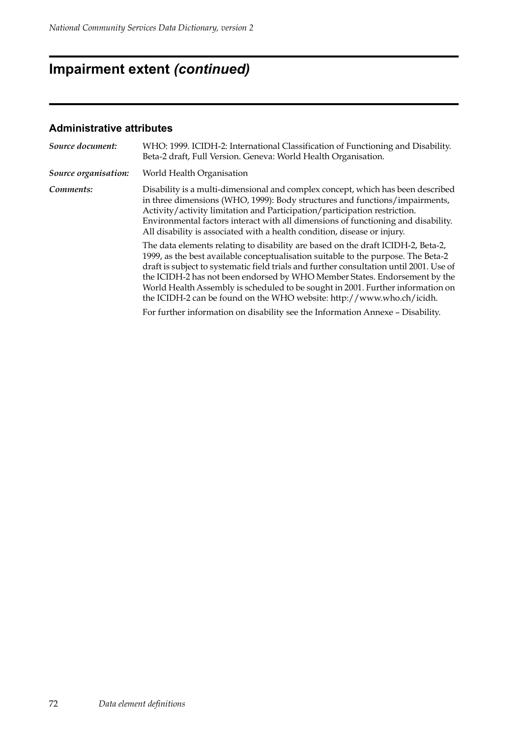# Impairment extent *(continued)*

## Administrative attributes

***Source document:*** WHO: 1999. ICIDH-2: International Classification of Functioning and Disability. Beta-2 draft, Full Version. Geneva: World Health Organisation.

***Source organisation:*** World Health Organisation

***Comments:*** Disability is a multi-dimensional and complex concept, which has been described in three dimensions (WHO, 1999): Body structures and functions/impairments, Activity/activity limitation and Participation/participation restriction. Environmental factors interact with all dimensions of functioning and disability. All disability is associated with a health condition, disease or injury.

The data elements relating to disability are based on the draft ICIDH-2, Beta-2, 1999, as the best available conceptualisation suitable to the purpose. The Beta-2 draft is subject to systematic field trials and further consultation until 2001. Use of the ICIDH-2 has not been endorsed by WHO Member States. Endorsement by the World Health Assembly is scheduled to be sought in 2001. Further information on the ICIDH-2 can be found on the WHO website: http://www.who.ch/icidh.

For further information on disability see the Information Annexe – Disability.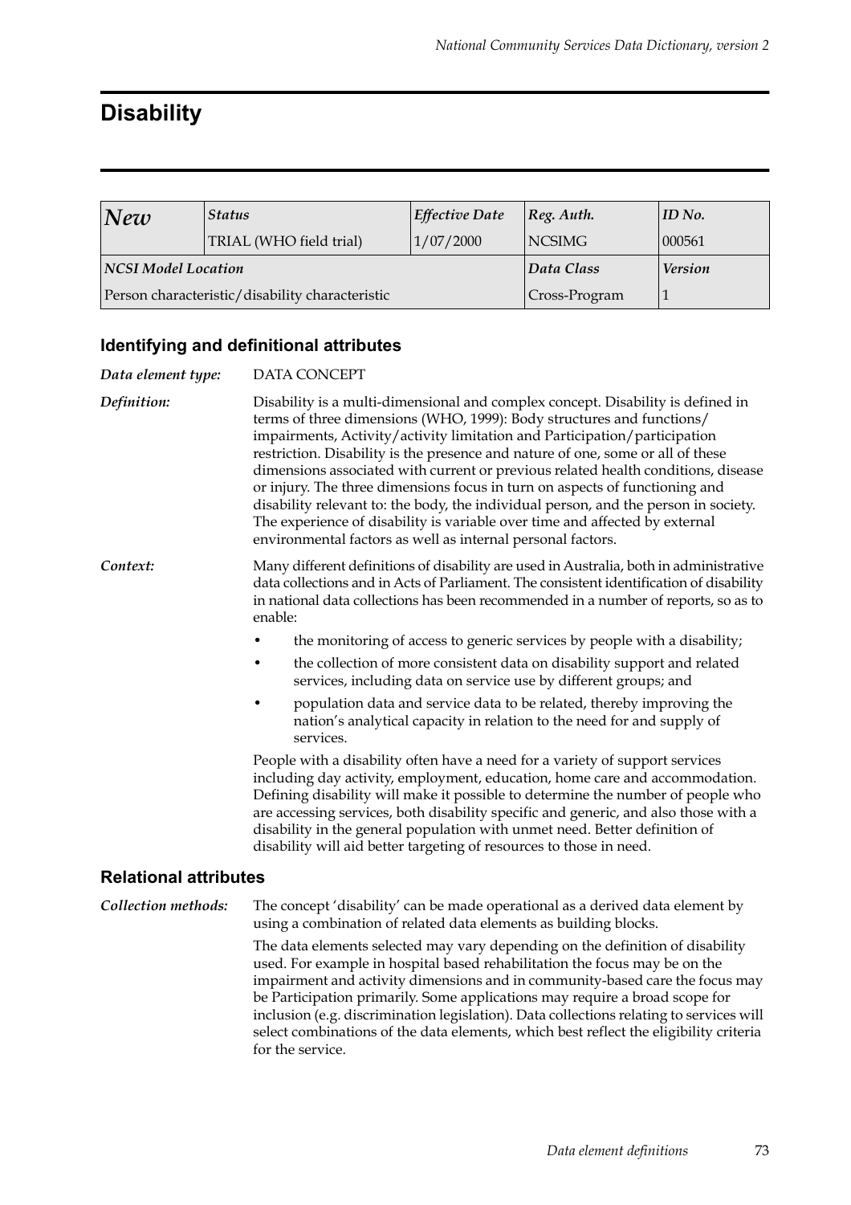# Disability

| *New* | *Status* | *Effective Date* | *Reg. Auth.* | *ID No.* |
|---|---|---|---|---|
| | TRIAL (WHO field trial) | 1/07/2000 | NCSIMG | 000561 |
| ***NCSI Model Location*** | | | ***Data Class*** | ***Version*** |
| Person characteristic/disability characteristic | | | Cross-Program | 1 |

## Identifying and definitional attributes

***Data element type:*** DATA CONCEPT

***Definition:*** Disability is a multi-dimensional and complex concept. Disability is defined in terms of three dimensions (WHO, 1999): Body structures and functions/ impairments, Activity/activity limitation and Participation/participation restriction. Disability is the presence and nature of one, some or all of these dimensions associated with current or previous related health conditions, disease or injury. The three dimensions focus in turn on aspects of functioning and disability relevant to: the body, the individual person, and the person in society. The experience of disability is variable over time and affected by external environmental factors as well as internal personal factors.

***Context:*** Many different definitions of disability are used in Australia, both in administrative data collections and in Acts of Parliament. The consistent identification of disability in national data collections has been recommended in a number of reports, so as to enable:

- the monitoring of access to generic services by people with a disability;
- the collection of more consistent data on disability support and related services, including data on service use by different groups; and
- population data and service data to be related, thereby improving the nation's analytical capacity in relation to the need for and supply of services.

People with a disability often have a need for a variety of support services including day activity, employment, education, home care and accommodation. Defining disability will make it possible to determine the number of people who are accessing services, both disability specific and generic, and also those with a disability in the general population with unmet need. Better definition of disability will aid better targeting of resources to those in need.

## Relational attributes

***Collection methods:*** The concept 'disability' can be made operational as a derived data element by using a combination of related data elements as building blocks.

The data elements selected may vary depending on the definition of disability used. For example in hospital based rehabilitation the focus may be on the impairment and activity dimensions and in community-based care the focus may be Participation primarily. Some applications may require a broad scope for inclusion (e.g. discrimination legislation). Data collections relating to services will select combinations of the data elements, which best reflect the eligibility criteria for the service.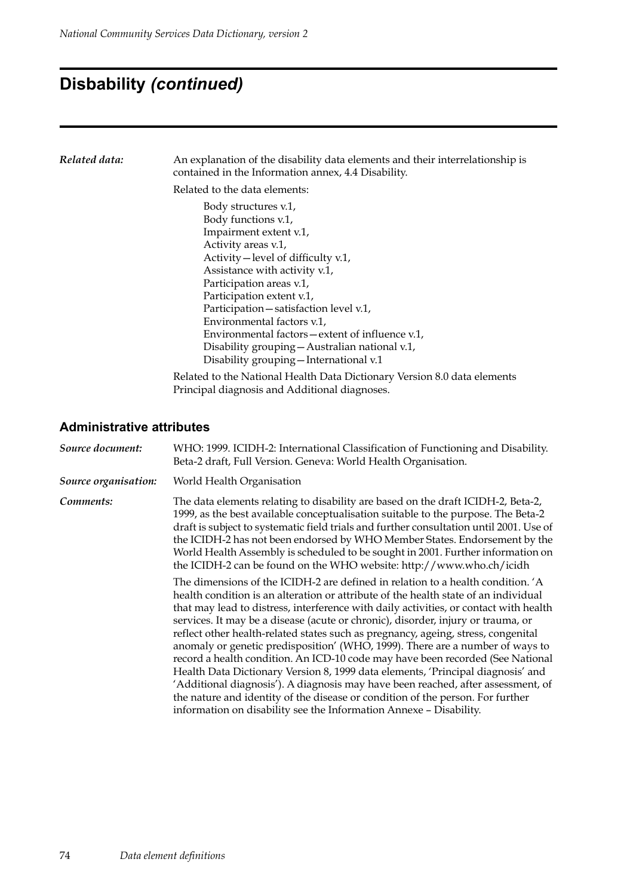# Disbability *(continued)*

***Related data:*** An explanation of the disability data elements and their interrelationship is contained in the Information annex, 4.4 Disability.

Related to the data elements:

- Body structures v.1,
- Body functions v.1,
- Impairment extent v.1,
- Activity areas v.1,
- Activity—level of difficulty v.1,
- Assistance with activity v.1,
- Participation areas v.1,
- Participation extent v.1,
- Participation—satisfaction level v.1,
- Environmental factors v.1,
- Environmental factors—extent of influence v.1,
- Disability grouping—Australian national v.1,
- Disability grouping—International v.1

Related to the National Health Data Dictionary Version 8.0 data elements Principal diagnosis and Additional diagnoses.

## Administrative attributes

***Source document:*** WHO: 1999. ICIDH-2: International Classification of Functioning and Disability. Beta-2 draft, Full Version. Geneva: World Health Organisation.

***Source organisation:*** World Health Organisation

***Comments:*** The data elements relating to disability are based on the draft ICIDH-2, Beta-2, 1999, as the best available conceptualisation suitable to the purpose. The Beta-2 draft is subject to systematic field trials and further consultation until 2001. Use of the ICIDH-2 has not been endorsed by WHO Member States. Endorsement by the World Health Assembly is scheduled to be sought in 2001. Further information on the ICIDH-2 can be found on the WHO website: http://www.who.ch/icidh

The dimensions of the ICIDH-2 are defined in relation to a health condition. 'A health condition is an alteration or attribute of the health state of an individual that may lead to distress, interference with daily activities, or contact with health services. It may be a disease (acute or chronic), disorder, injury or trauma, or reflect other health-related states such as pregnancy, ageing, stress, congenital anomaly or genetic predisposition' (WHO, 1999). There are a number of ways to record a health condition. An ICD-10 code may have been recorded (See National Health Data Dictionary Version 8, 1999 data elements, 'Principal diagnosis' and 'Additional diagnosis'). A diagnosis may have been reached, after assessment, of the nature and identity of the disease or condition of the person. For further information on disability see the Information Annexe – Disability.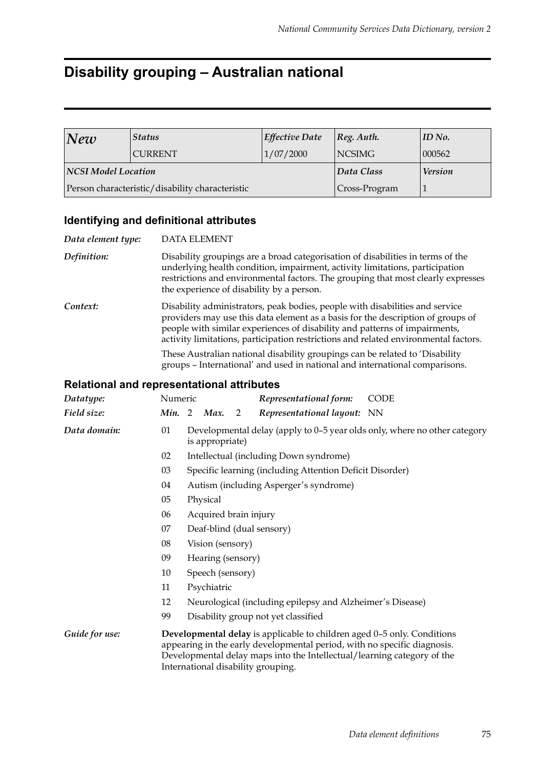# Disability grouping – Australian national

| *New* | *Status* | *Effective Date* | *Reg. Auth.* | *ID No.* |
|---|---|---|---|---|
| | CURRENT | 1/07/2000 | NCSIMG | 000562 |
| ***NCSI Model Location*** | | | ***Data Class*** | ***Version*** |
| Person characteristic/disability characteristic | | | Cross-Program | 1 |

## Identifying and definitional attributes

*Data element type:* DATA ELEMENT

*Definition:* Disability groupings are a broad categorisation of disabilities in terms of the underlying health condition, impairment, activity limitations, participation restrictions and environmental factors. The grouping that most clearly expresses the experience of disability by a person.

*Context:* Disability administrators, peak bodies, people with disabilities and service providers may use this data element as a basis for the description of groups of people with similar experiences of disability and patterns of impairments, activity limitations, participation restrictions and related environmental factors.

These Australian national disability groupings can be related to 'Disability groups – International' and used in national and international comparisons.

## Relational and representational attributes

*Datatype:* Numeric | *Representational form:* CODE

*Field size:* ***Min.*** 2 ***Max.*** 2 | *Representational layout:* NN

*Data domain:*

- 01 Developmental delay (apply to 0–5 year olds only, where no other category is appropriate)
- 02 Intellectual (including Down syndrome)
- 03 Specific learning (including Attention Deficit Disorder)
- 04 Autism (including Asperger's syndrome)
- 05 Physical
- 06 Acquired brain injury
- 07 Deaf-blind (dual sensory)
- 08 Vision (sensory)
- 09 Hearing (sensory)
- 10 Speech (sensory)
- 11 Psychiatric
- 12 Neurological (including epilepsy and Alzheimer's Disease)
- 99 Disability group not yet classified

*Guide for use:* **Developmental delay** is applicable to children aged 0–5 only. Conditions appearing in the early developmental period, with no specific diagnosis. Developmental delay maps into the Intellectual/learning category of the International disability grouping.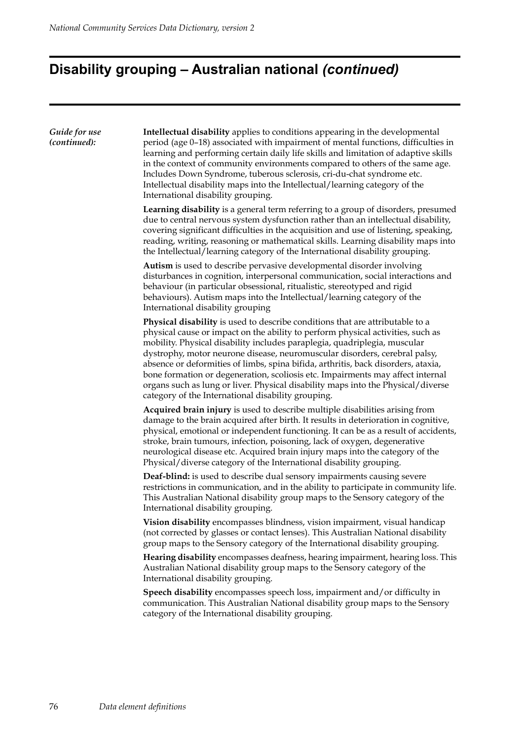# Disability grouping – Australian national *(continued)*

*Guide for use (continued):*

**Intellectual disability** applies to conditions appearing in the developmental period (age 0–18) associated with impairment of mental functions, difficulties in learning and performing certain daily life skills and limitation of adaptive skills in the context of community environments compared to others of the same age. Includes Down Syndrome, tuberous sclerosis, cri-du-chat syndrome etc. Intellectual disability maps into the Intellectual/learning category of the International disability grouping.

**Learning disability** is a general term referring to a group of disorders, presumed due to central nervous system dysfunction rather than an intellectual disability, covering significant difficulties in the acquisition and use of listening, speaking, reading, writing, reasoning or mathematical skills. Learning disability maps into the Intellectual/learning category of the International disability grouping.

**Autism** is used to describe pervasive developmental disorder involving disturbances in cognition, interpersonal communication, social interactions and behaviour (in particular obsessional, ritualistic, stereotyped and rigid behaviours). Autism maps into the Intellectual/learning category of the International disability grouping

**Physical disability** is used to describe conditions that are attributable to a physical cause or impact on the ability to perform physical activities, such as mobility. Physical disability includes paraplegia, quadriplegia, muscular dystrophy, motor neurone disease, neuromuscular disorders, cerebral palsy, absence or deformities of limbs, spina bifida, arthritis, back disorders, ataxia, bone formation or degeneration, scoliosis etc. Impairments may affect internal organs such as lung or liver. Physical disability maps into the Physical/diverse category of the International disability grouping.

**Acquired brain injury** is used to describe multiple disabilities arising from damage to the brain acquired after birth. It results in deterioration in cognitive, physical, emotional or independent functioning. It can be as a result of accidents, stroke, brain tumours, infection, poisoning, lack of oxygen, degenerative neurological disease etc. Acquired brain injury maps into the category of the Physical/diverse category of the International disability grouping.

**Deaf-blind:** is used to describe dual sensory impairments causing severe restrictions in communication, and in the ability to participate in community life. This Australian National disability group maps to the Sensory category of the International disability grouping.

**Vision disability** encompasses blindness, vision impairment, visual handicap (not corrected by glasses or contact lenses). This Australian National disability group maps to the Sensory category of the International disability grouping.

**Hearing disability** encompasses deafness, hearing impairment, hearing loss. This Australian National disability group maps to the Sensory category of the International disability grouping.

**Speech disability** encompasses speech loss, impairment and/or difficulty in communication. This Australian National disability group maps to the Sensory category of the International disability grouping.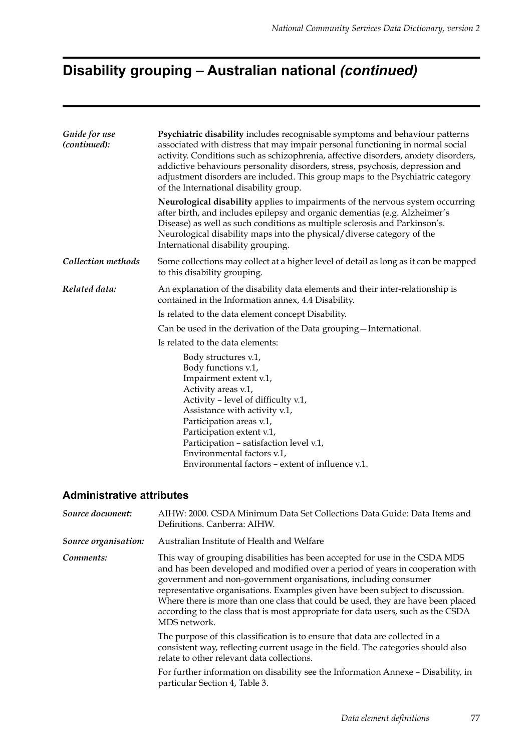# Disability grouping – Australian national *(continued)*

*Guide for use (continued):*

**Psychiatric disability** includes recognisable symptoms and behaviour patterns associated with distress that may impair personal functioning in normal social activity. Conditions such as schizophrenia, affective disorders, anxiety disorders, addictive behaviours personality disorders, stress, psychosis, depression and adjustment disorders are included. This group maps to the Psychiatric category of the International disability group.

**Neurological disability** applies to impairments of the nervous system occurring after birth, and includes epilepsy and organic dementias (e.g. Alzheimer's Disease) as well as such conditions as multiple sclerosis and Parkinson's. Neurological disability maps into the physical/diverse category of the International disability grouping.

*Collection methods*

Some collections may collect at a higher level of detail as long as it can be mapped to this disability grouping.

*Related data:*

An explanation of the disability data elements and their inter-relationship is contained in the Information annex, 4.4 Disability.

Is related to the data element concept Disability.

Can be used in the derivation of the Data grouping—International.

Is related to the data elements:

- Body structures v.1,
- Body functions v.1,
- Impairment extent v.1,
- Activity areas v.1,
- Activity – level of difficulty v.1,
- Assistance with activity v.1,
- Participation areas v.1,
- Participation extent v.1,
- Participation – satisfaction level v.1,
- Environmental factors v.1,
- Environmental factors – extent of influence v.1.

## Administrative attributes

*Source document:* AIHW: 2000. CSDA Minimum Data Set Collections Data Guide: Data Items and Definitions. Canberra: AIHW.

*Source organisation:* Australian Institute of Health and Welfare

*Comments:*

This way of grouping disabilities has been accepted for use in the CSDA MDS and has been developed and modified over a period of years in cooperation with government and non-government organisations, including consumer representative organisations. Examples given have been subject to discussion. Where there is more than one class that could be used, they are have been placed according to the class that is most appropriate for data users, such as the CSDA MDS network.

The purpose of this classification is to ensure that data are collected in a consistent way, reflecting current usage in the field. The categories should also relate to other relevant data collections.

For further information on disability see the Information Annexe – Disability, in particular Section 4, Table 3.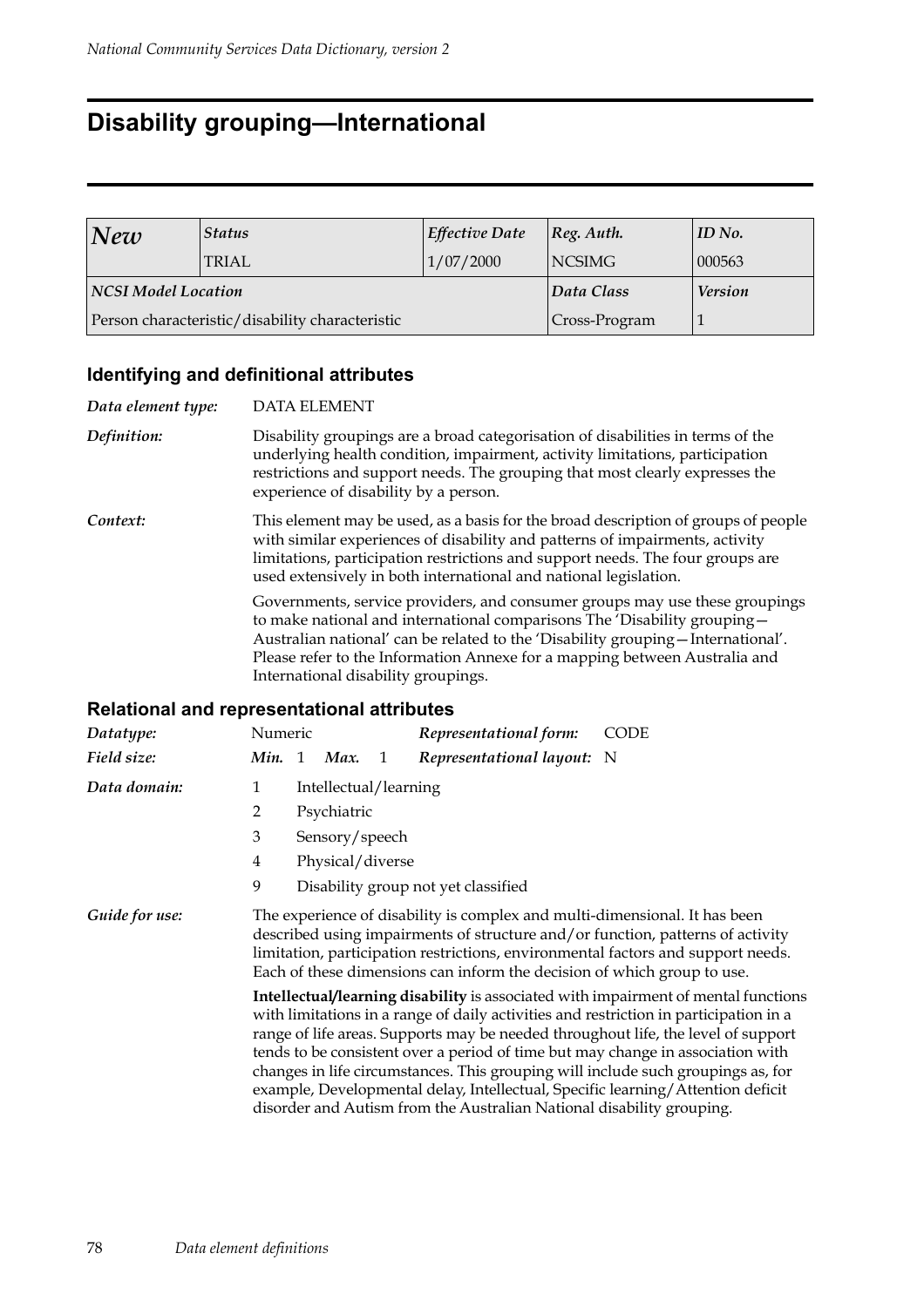# Disability grouping—International

| *New* | *Status* | *Effective Date* | *Reg. Auth.* | *ID No.* |
|---|---|---|---|---|
| | TRIAL | 1/07/2000 | NCSIMG | 000563 |
| ***NCSI Model Location*** | | | ***Data Class*** | ***Version*** |
| Person characteristic/disability characteristic | | | Cross-Program | 1 |

## Identifying and definitional attributes

*Data element type:* DATA ELEMENT

*Definition:* Disability groupings are a broad categorisation of disabilities in terms of the underlying health condition, impairment, activity limitations, participation restrictions and support needs. The grouping that most clearly expresses the experience of disability by a person.

*Context:* This element may be used, as a basis for the broad description of groups of people with similar experiences of disability and patterns of impairments, activity limitations, participation restrictions and support needs. The four groups are used extensively in both international and national legislation.

Governments, service providers, and consumer groups may use these groupings to make national and international comparisons The 'Disability grouping—Australian national' can be related to the 'Disability grouping—International'. Please refer to the Information Annexe for a mapping between Australia and International disability groupings.

## Relational and representational attributes

*Datatype:* Numeric *Representational form:* CODE

*Field size:* ***Min.*** 1 ***Max.*** 1 *Representational layout:* N

*Data domain:*

1 Intellectual/learning
2 Psychiatric
3 Sensory/speech
4 Physical/diverse
9 Disability group not yet classified

*Guide for use:* The experience of disability is complex and multi-dimensional. It has been described using impairments of structure and/or function, patterns of activity limitation, participation restrictions, environmental factors and support needs. Each of these dimensions can inform the decision of which group to use.

**Intellectual/learning disability** is associated with impairment of mental functions with limitations in a range of daily activities and restriction in participation in a range of life areas. Supports may be needed throughout life, the level of support tends to be consistent over a period of time but may change in association with changes in life circumstances. This grouping will include such groupings as, for example, Developmental delay, Intellectual, Specific learning/Attention deficit disorder and Autism from the Australian National disability grouping.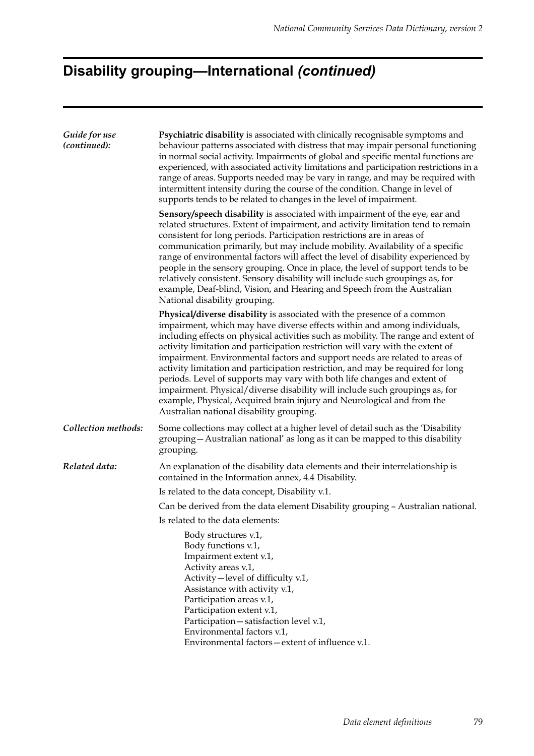# Disability grouping—International *(continued)*

*Guide for use (continued):*

**Psychiatric disability** is associated with clinically recognisable symptoms and behaviour patterns associated with distress that may impair personal functioning in normal social activity. Impairments of global and specific mental functions are experienced, with associated activity limitations and participation restrictions in a range of areas. Supports needed may be vary in range, and may be required with intermittent intensity during the course of the condition. Change in level of supports tends to be related to changes in the level of impairment.

**Sensory/speech disability** is associated with impairment of the eye, ear and related structures. Extent of impairment, and activity limitation tend to remain consistent for long periods. Participation restrictions are in areas of communication primarily, but may include mobility. Availability of a specific range of environmental factors will affect the level of disability experienced by people in the sensory grouping. Once in place, the level of support tends to be relatively consistent. Sensory disability will include such groupings as, for example, Deaf-blind, Vision, and Hearing and Speech from the Australian National disability grouping.

**Physical/diverse disability** is associated with the presence of a common impairment, which may have diverse effects within and among individuals, including effects on physical activities such as mobility. The range and extent of activity limitation and participation restriction will vary with the extent of impairment. Environmental factors and support needs are related to areas of activity limitation and participation restriction, and may be required for long periods. Level of supports may vary with both life changes and extent of impairment. Physical/diverse disability will include such groupings as, for example, Physical, Acquired brain injury and Neurological and from the Australian national disability grouping.

*Collection methods:*

Some collections may collect at a higher level of detail such as the 'Disability grouping—Australian national' as long as it can be mapped to this disability grouping.

*Related data:*

An explanation of the disability data elements and their interrelationship is contained in the Information annex, 4.4 Disability.

Is related to the data concept, Disability v.1.

Can be derived from the data element Disability grouping – Australian national.

Is related to the data elements:

Body structures v.1,
Body functions v.1,
Impairment extent v.1,
Activity areas v.1,
Activity—level of difficulty v.1,
Assistance with activity v.1,
Participation areas v.1,
Participation extent v.1,
Participation—satisfaction level v.1,
Environmental factors v.1,
Environmental factors—extent of influence v.1.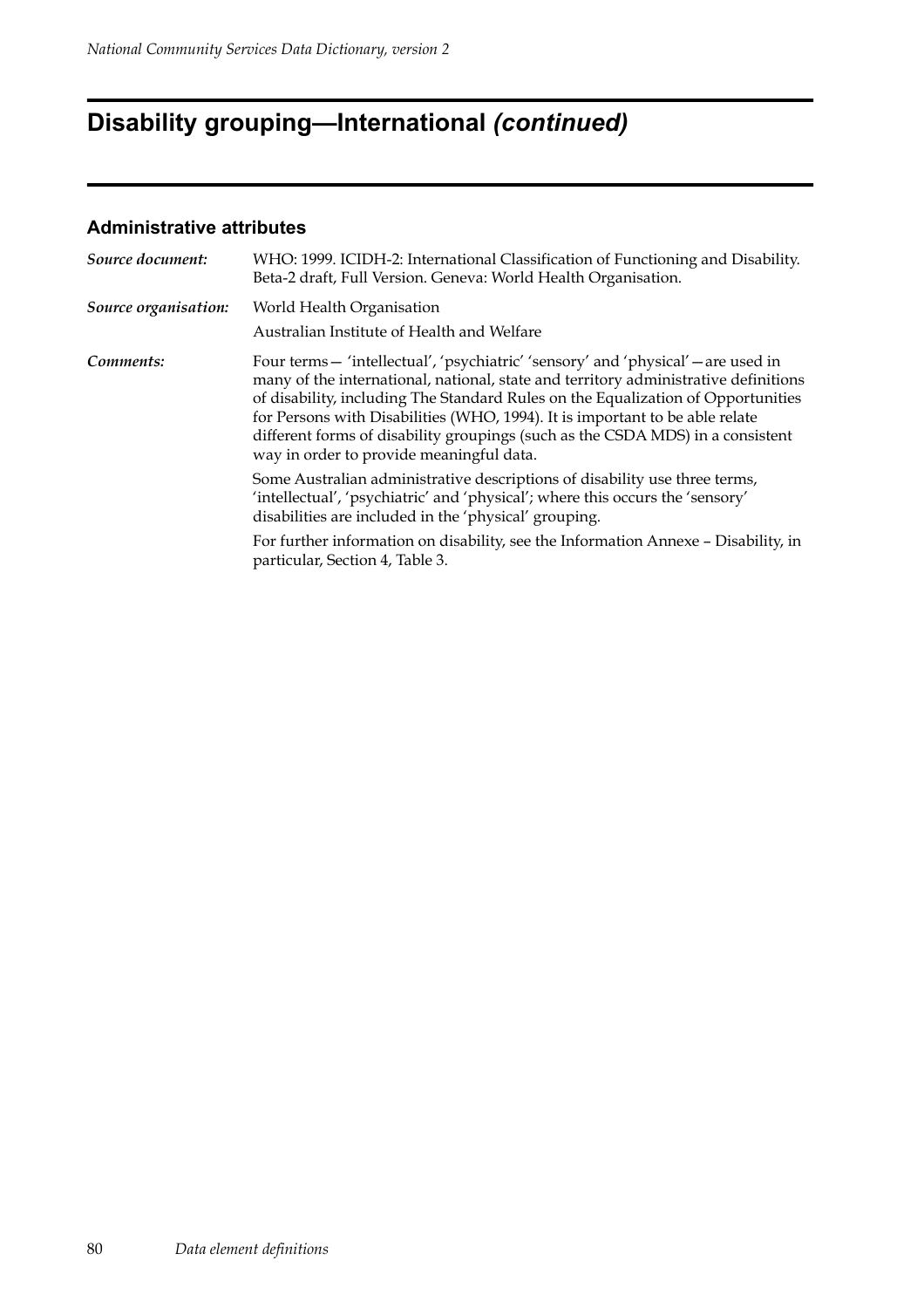# Disability grouping—International *(continued)*

### Administrative attributes

***Source document:*** WHO: 1999. ICIDH-2: International Classification of Functioning and Disability. Beta-2 draft, Full Version. Geneva: World Health Organisation.

***Source organisation:*** World Health Organisation

Australian Institute of Health and Welfare

***Comments:*** Four terms— 'intellectual', 'psychiatric' 'sensory' and 'physical'—are used in many of the international, national, state and territory administrative definitions of disability, including The Standard Rules on the Equalization of Opportunities for Persons with Disabilities (WHO, 1994). It is important to be able relate different forms of disability groupings (such as the CSDA MDS) in a consistent way in order to provide meaningful data.

Some Australian administrative descriptions of disability use three terms, 'intellectual', 'psychiatric' and 'physical'; where this occurs the 'sensory' disabilities are included in the 'physical' grouping.

For further information on disability, see the Information Annexe – Disability, in particular, Section 4, Table 3.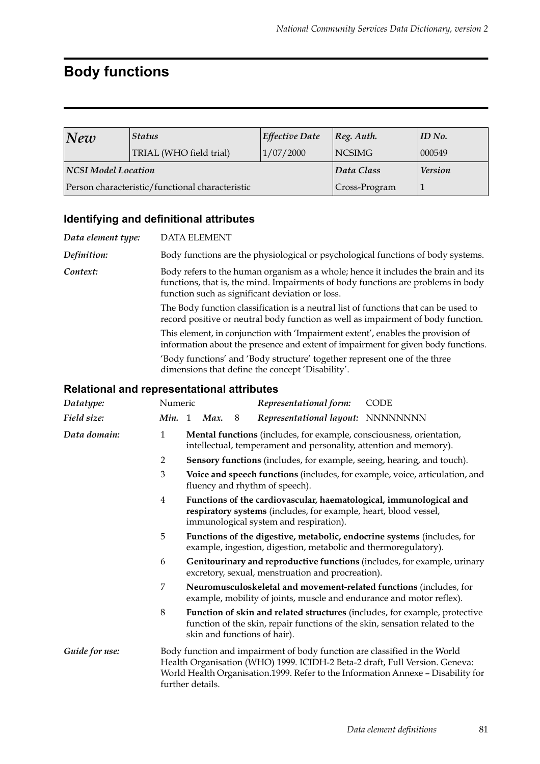# Body functions

| *New* | *Status* | *Effective Date* | *Reg. Auth.* | *ID No.* |
|---|---|---|---|---|
| | TRIAL (WHO field trial) | 1/07/2000 | NCSIMG | 000549 |
| ***NCSI Model Location*** | | | ***Data Class*** | ***Version*** |
| Person characteristic/functional characteristic | | | Cross-Program | 1 |

## Identifying and definitional attributes

***Data element type:*** DATA ELEMENT

***Definition:*** Body functions are the physiological or psychological functions of body systems.

***Context:*** Body refers to the human organism as a whole; hence it includes the brain and its functions, that is, the mind. Impairments of body functions are problems in body function such as significant deviation or loss.

The Body function classification is a neutral list of functions that can be used to record positive or neutral body function as well as impairment of body function.

This element, in conjunction with 'Impairment extent', enables the provision of information about the presence and extent of impairment for given body functions.

'Body functions' and 'Body structure' together represent one of the three dimensions that define the concept 'Disability'.

## Relational and representational attributes

***Datatype:*** Numeric  ***Representational form:*** CODE

***Field size:*** ***Min.*** 1 ***Max.*** 8  ***Representational layout:*** NNNNNNNN

***Data domain:***

1 **Mental functions** (includes, for example, consciousness, orientation, intellectual, temperament and personality, attention and memory).

2 **Sensory functions** (includes, for example, seeing, hearing, and touch).

3 **Voice and speech functions** (includes, for example, voice, articulation, and fluency and rhythm of speech).

4 **Functions of the cardiovascular, haematological, immunological and respiratory systems** (includes, for example, heart, blood vessel, immunological system and respiration).

5 **Functions of the digestive, metabolic, endocrine systems** (includes, for example, ingestion, digestion, metabolic and thermoregulatory).

6 **Genitourinary and reproductive functions** (includes, for example, urinary excretory, sexual, menstruation and procreation).

7 **Neuromusculoskeletal and movement-related functions** (includes, for example, mobility of joints, muscle and endurance and motor reflex).

8 **Function of skin and related structures** (includes, for example, protective function of the skin, repair functions of the skin, sensation related to the skin and functions of hair).

***Guide for use:*** Body function and impairment of body function are classified in the World Health Organisation (WHO) 1999. ICIDH-2 Beta-2 draft, Full Version. Geneva: World Health Organisation.1999. Refer to the Information Annexe – Disability for further details.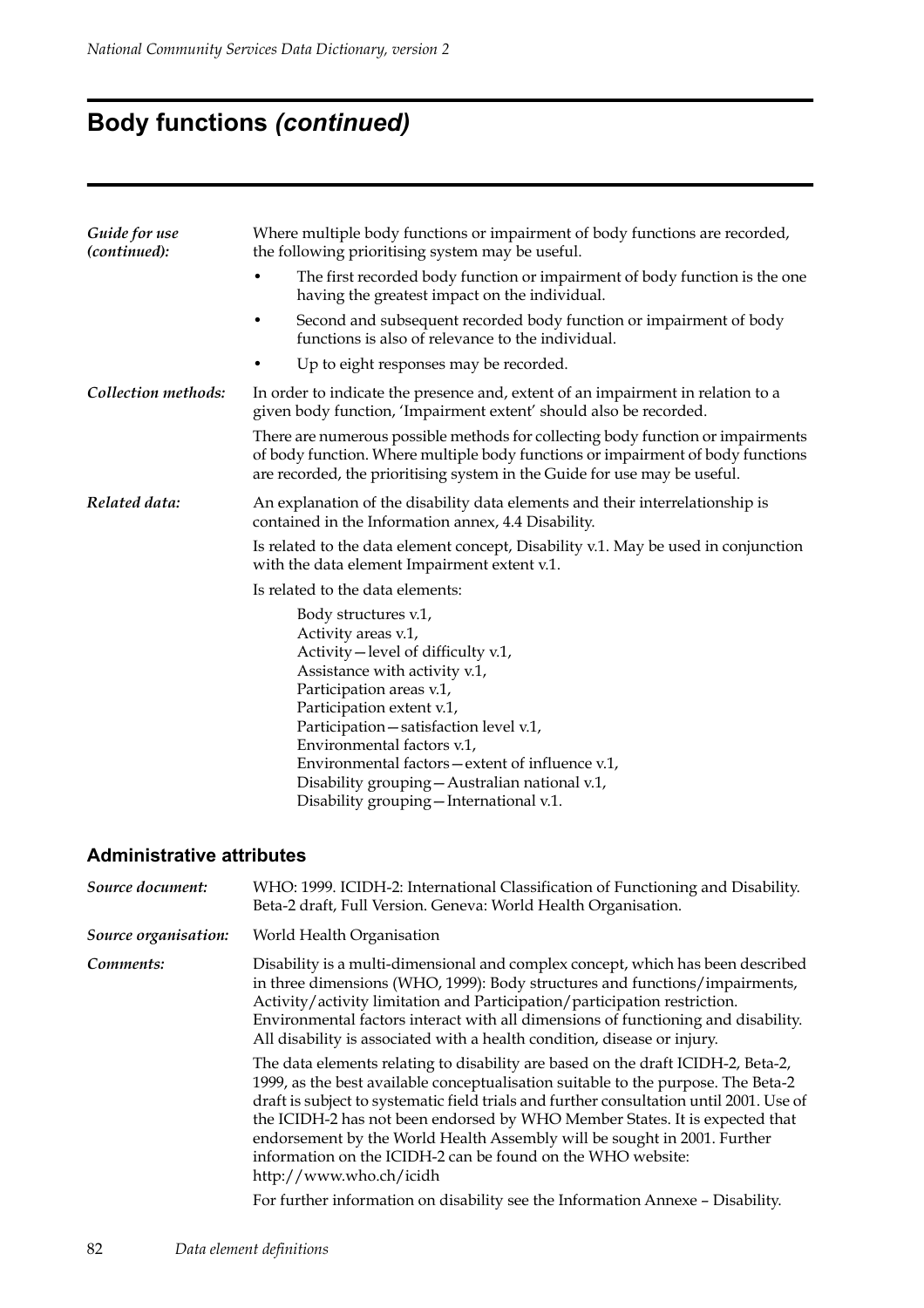# Body functions *(continued)*

*Guide for use (continued):*

Where multiple body functions or impairment of body functions are recorded, the following prioritising system may be useful.

- The first recorded body function or impairment of body function is the one having the greatest impact on the individual.
- Second and subsequent recorded body function or impairment of body functions is also of relevance to the individual.
- Up to eight responses may be recorded.

*Collection methods:*

In order to indicate the presence and, extent of an impairment in relation to a given body function, 'Impairment extent' should also be recorded.

There are numerous possible methods for collecting body function or impairments of body function. Where multiple body functions or impairment of body functions are recorded, the prioritising system in the Guide for use may be useful.

*Related data:*

An explanation of the disability data elements and their interrelationship is contained in the Information annex, 4.4 Disability.

Is related to the data element concept, Disability v.1. May be used in conjunction with the data element Impairment extent v.1.

Is related to the data elements:

Body structures v.1,
Activity areas v.1,
Activity—level of difficulty v.1,
Assistance with activity v.1,
Participation areas v.1,
Participation extent v.1,
Participation—satisfaction level v.1,
Environmental factors v.1,
Environmental factors—extent of influence v.1,
Disability grouping—Australian national v.1,
Disability grouping—International v.1.

## Administrative attributes

*Source document:* WHO: 1999. ICIDH-2: International Classification of Functioning and Disability. Beta-2 draft, Full Version. Geneva: World Health Organisation.

*Source organisation:* World Health Organisation

*Comments:*

Disability is a multi-dimensional and complex concept, which has been described in three dimensions (WHO, 1999): Body structures and functions/impairments, Activity/activity limitation and Participation/participation restriction. Environmental factors interact with all dimensions of functioning and disability. All disability is associated with a health condition, disease or injury.

The data elements relating to disability are based on the draft ICIDH-2, Beta-2, 1999, as the best available conceptualisation suitable to the purpose. The Beta-2 draft is subject to systematic field trials and further consultation until 2001. Use of the ICIDH-2 has not been endorsed by WHO Member States. It is expected that endorsement by the World Health Assembly will be sought in 2001. Further information on the ICIDH-2 can be found on the WHO website: http://www.who.ch/icidh

For further information on disability see the Information Annexe – Disability.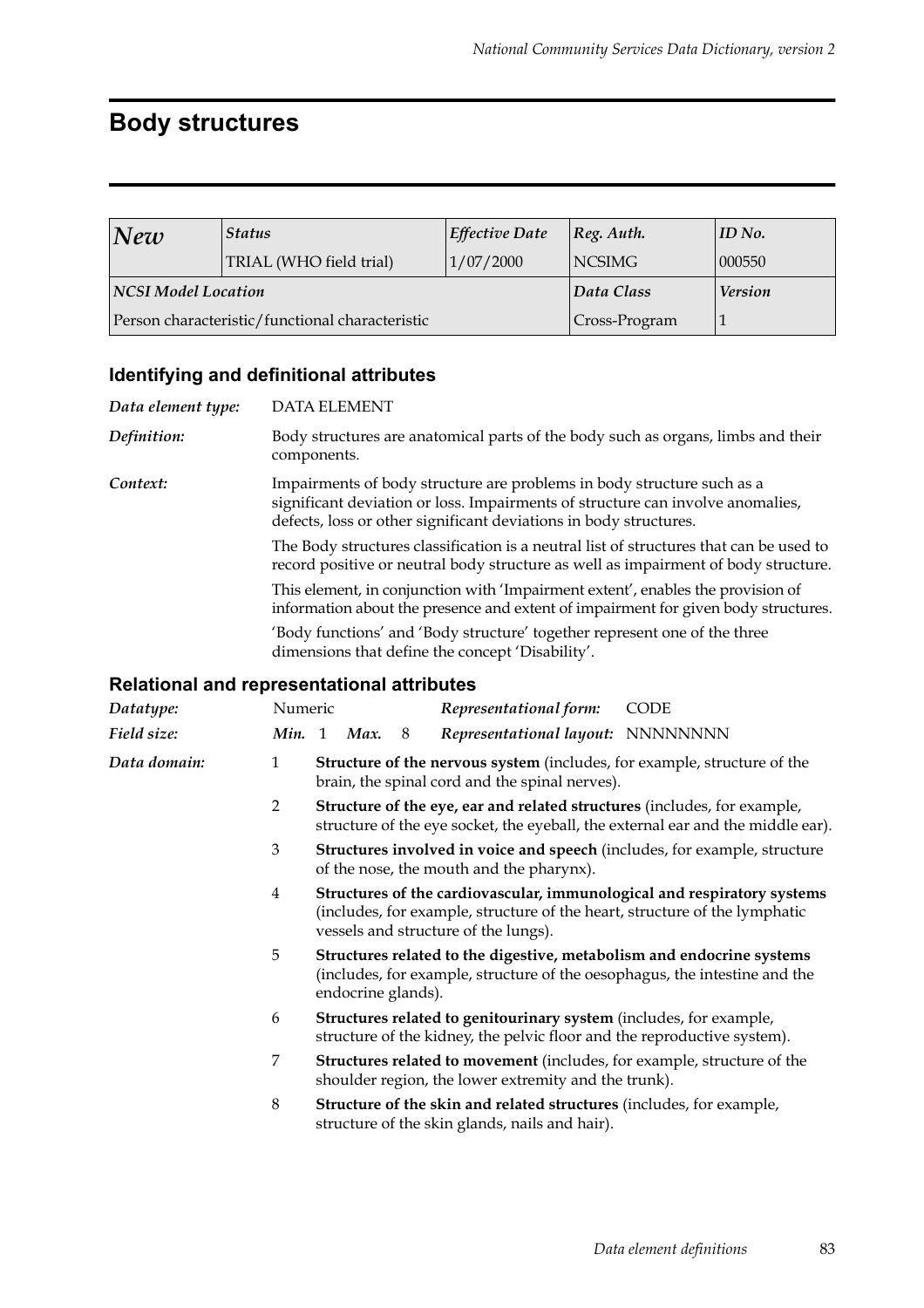# Body structures

| *New* | *Status* | *Effective Date* | *Reg. Auth.* | *ID No.* |
|---|---|---|---|---|
| | TRIAL (WHO field trial) | 1/07/2000 | NCSIMG | 000550 |
| ***NCSI Model Location*** | | | ***Data Class*** | ***Version*** |
| Person characteristic/functional characteristic | | | Cross-Program | 1 |

## Identifying and definitional attributes

*Data element type:* DATA ELEMENT

*Definition:* Body structures are anatomical parts of the body such as organs, limbs and their components.

*Context:* Impairments of body structure are problems in body structure such as a significant deviation or loss. Impairments of structure can involve anomalies, defects, loss or other significant deviations in body structures.

The Body structures classification is a neutral list of structures that can be used to record positive or neutral body structure as well as impairment of body structure.

This element, in conjunction with 'Impairment extent', enables the provision of information about the presence and extent of impairment for given body structures.

'Body functions' and 'Body structure' together represent one of the three dimensions that define the concept 'Disability'.

## Relational and representational attributes

*Datatype:* Numeric — *Representational form:* CODE

*Field size:* *Min.* 1 *Max.* 8 — *Representational layout:* NNNNNNNN

*Data domain:*

1 **Structure of the nervous system** (includes, for example, structure of the brain, the spinal cord and the spinal nerves).

2 **Structure of the eye, ear and related structures** (includes, for example, structure of the eye socket, the eyeball, the external ear and the middle ear).

3 **Structures involved in voice and speech** (includes, for example, structure of the nose, the mouth and the pharynx).

4 **Structures of the cardiovascular, immunological and respiratory systems** (includes, for example, structure of the heart, structure of the lymphatic vessels and structure of the lungs).

5 **Structures related to the digestive, metabolism and endocrine systems** (includes, for example, structure of the oesophagus, the intestine and the endocrine glands).

6 **Structures related to genitourinary system** (includes, for example, structure of the kidney, the pelvic floor and the reproductive system).

7 **Structures related to movement** (includes, for example, structure of the shoulder region, the lower extremity and the trunk).

8 **Structure of the skin and related structures** (includes, for example, structure of the skin glands, nails and hair).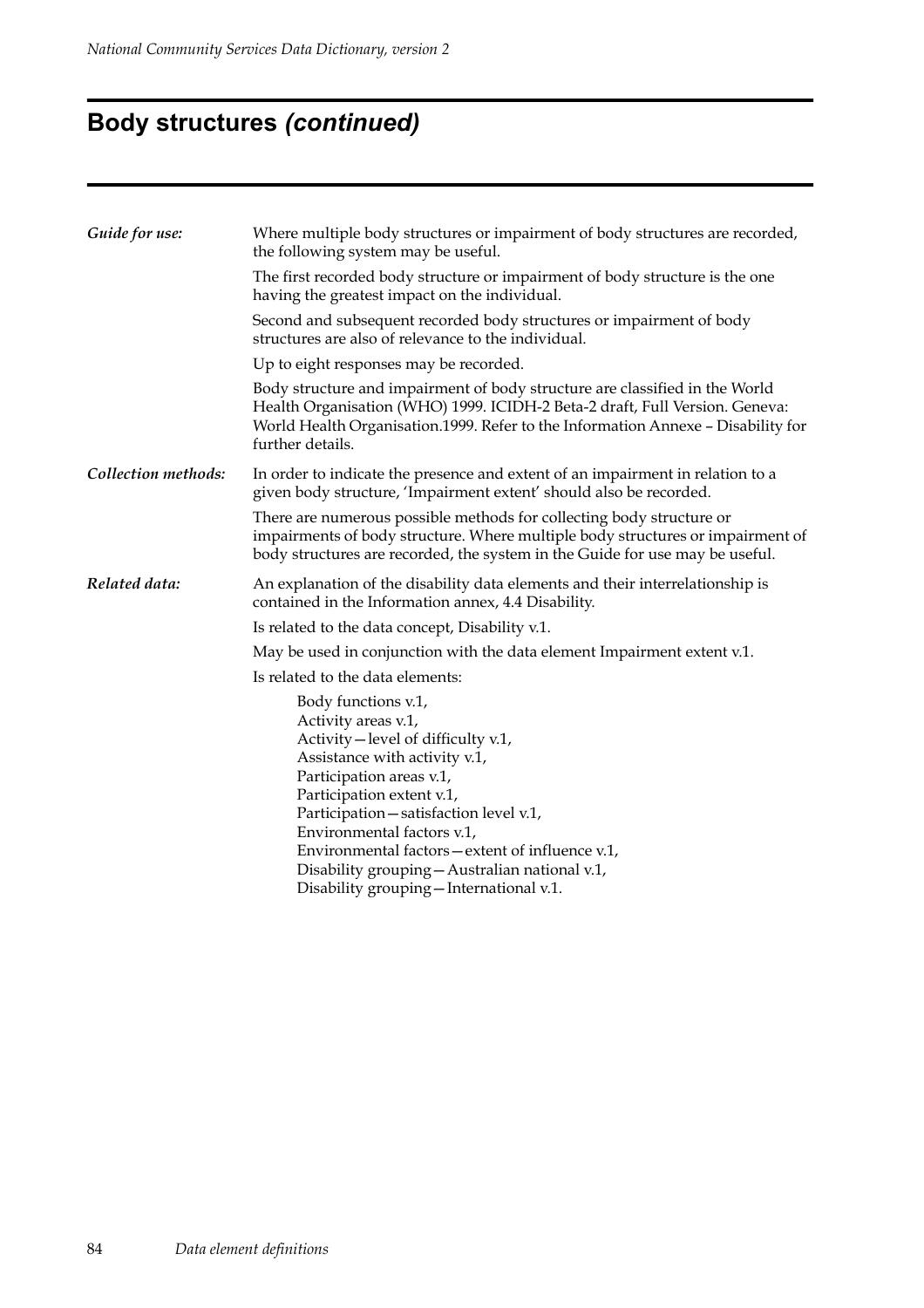# Body structures *(continued)*

*Guide for use:*

Where multiple body structures or impairment of body structures are recorded, the following system may be useful.

The first recorded body structure or impairment of body structure is the one having the greatest impact on the individual.

Second and subsequent recorded body structures or impairment of body structures are also of relevance to the individual.

Up to eight responses may be recorded.

Body structure and impairment of body structure are classified in the World Health Organisation (WHO) 1999. ICIDH-2 Beta-2 draft, Full Version. Geneva: World Health Organisation.1999. Refer to the Information Annexe – Disability for further details.

*Collection methods:*

In order to indicate the presence and extent of an impairment in relation to a given body structure, 'Impairment extent' should also be recorded.

There are numerous possible methods for collecting body structure or impairments of body structure. Where multiple body structures or impairment of body structures are recorded, the system in the Guide for use may be useful.

*Related data:*

An explanation of the disability data elements and their interrelationship is contained in the Information annex, 4.4 Disability.

Is related to the data concept, Disability v.1.

May be used in conjunction with the data element Impairment extent v.1.

Is related to the data elements:

Body functions v.1,
Activity areas v.1,
Activity—level of difficulty v.1,
Assistance with activity v.1,
Participation areas v.1,
Participation extent v.1,
Participation—satisfaction level v.1,
Environmental factors v.1,
Environmental factors—extent of influence v.1,
Disability grouping—Australian national v.1,
Disability grouping—International v.1.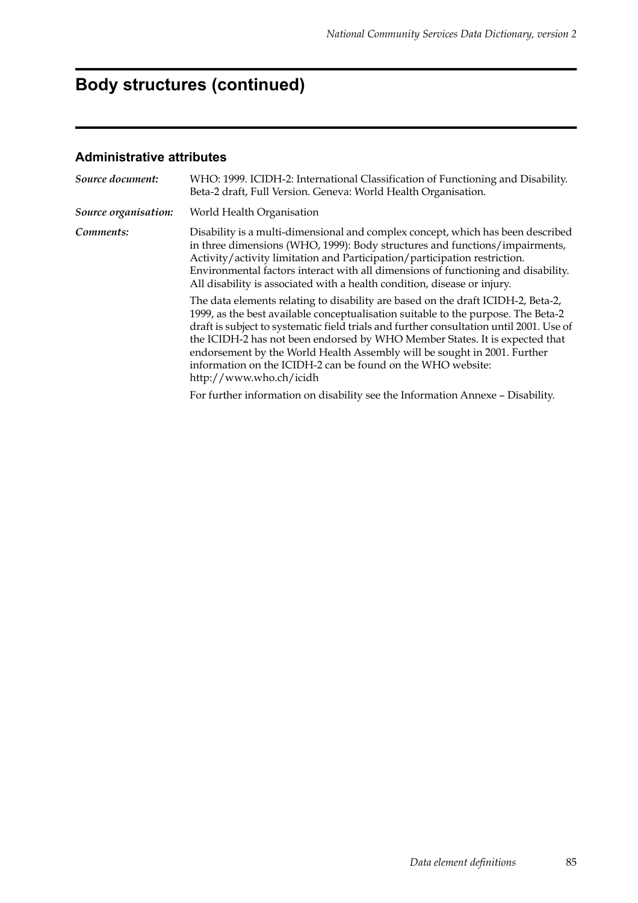# Body structures (continued)

## Administrative attributes

***Source document:*** WHO: 1999. ICIDH-2: International Classification of Functioning and Disability. Beta-2 draft, Full Version. Geneva: World Health Organisation.

***Source organisation:*** World Health Organisation

***Comments:*** Disability is a multi-dimensional and complex concept, which has been described in three dimensions (WHO, 1999): Body structures and functions/impairments, Activity/activity limitation and Participation/participation restriction. Environmental factors interact with all dimensions of functioning and disability. All disability is associated with a health condition, disease or injury.

The data elements relating to disability are based on the draft ICIDH-2, Beta-2, 1999, as the best available conceptualisation suitable to the purpose. The Beta-2 draft is subject to systematic field trials and further consultation until 2001. Use of the ICIDH-2 has not been endorsed by WHO Member States. It is expected that endorsement by the World Health Assembly will be sought in 2001. Further information on the ICIDH-2 can be found on the WHO website: http://www.who.ch/icidh

For further information on disability see the Information Annexe – Disability.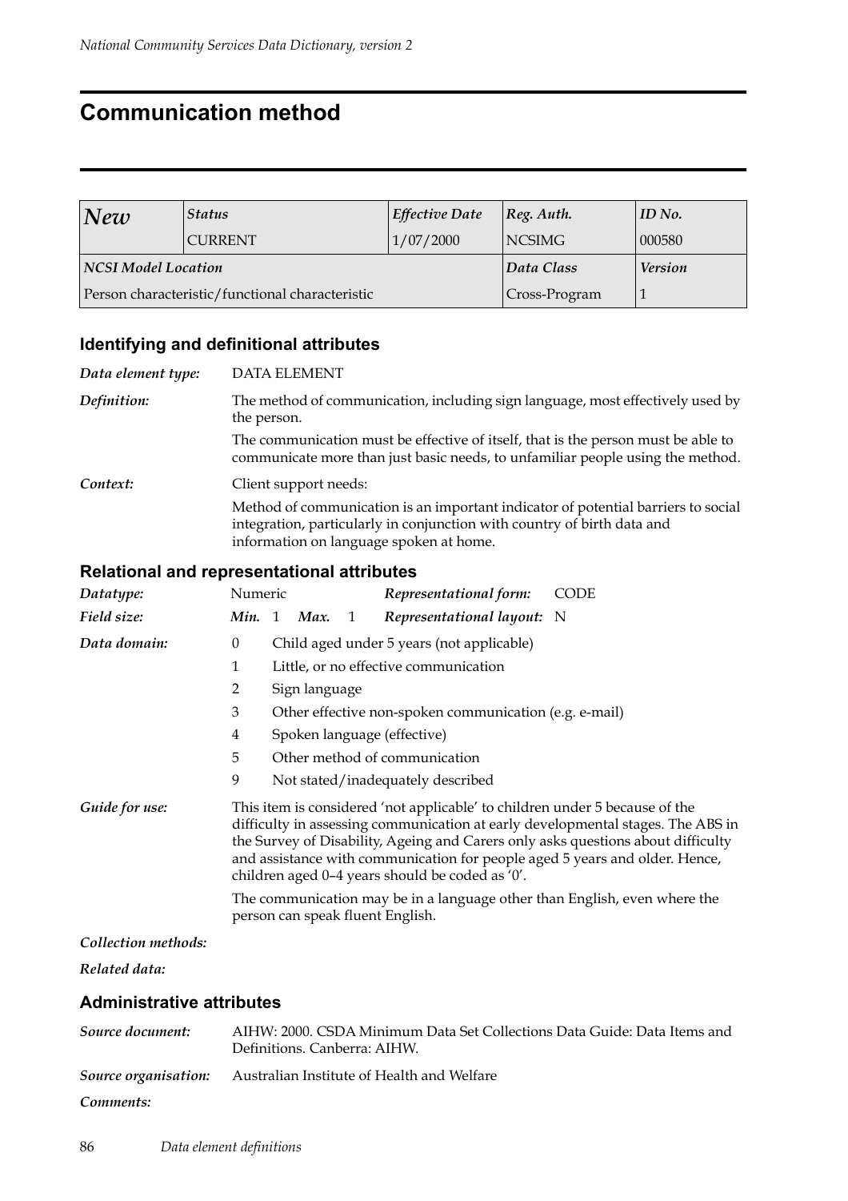# Communication method

| *New* | *Status* | *Effective Date* | *Reg. Auth.* | *ID No.* |
|---|---|---|---|---|
| | CURRENT | 1/07/2000 | NCSIMG | 000580 |
| ***NCSI Model Location*** | | | ***Data Class*** | ***Version*** |
| Person characteristic/functional characteristic | | | Cross-Program | 1 |

## Identifying and definitional attributes

***Data element type:*** DATA ELEMENT

***Definition:*** The method of communication, including sign language, most effectively used by the person.

The communication must be effective of itself, that is the person must be able to communicate more than just basic needs, to unfamiliar people using the method.

***Context:*** Client support needs:

Method of communication is an important indicator of potential barriers to social integration, particularly in conjunction with country of birth data and information on language spoken at home.

## Relational and representational attributes

***Datatype:*** Numeric ***Representational form:*** CODE

***Field size:*** ***Min.*** 1 ***Max.*** 1 ***Representational layout:*** N

***Data domain:***

0 Child aged under 5 years (not applicable)
1 Little, or no effective communication
2 Sign language
3 Other effective non-spoken communication (e.g. e-mail)
4 Spoken language (effective)
5 Other method of communication
9 Not stated/inadequately described

***Guide for use:*** This item is considered 'not applicable' to children under 5 because of the difficulty in assessing communication at early developmental stages. The ABS in the Survey of Disability, Ageing and Carers only asks questions about difficulty and assistance with communication for people aged 5 years and older. Hence, children aged 0–4 years should be coded as '0'.

The communication may be in a language other than English, even where the person can speak fluent English.

***Collection methods:***

***Related data:***

## Administrative attributes

***Source document:*** AIHW: 2000. CSDA Minimum Data Set Collections Data Guide: Data Items and Definitions. Canberra: AIHW.

***Source organisation:*** Australian Institute of Health and Welfare

***Comments:***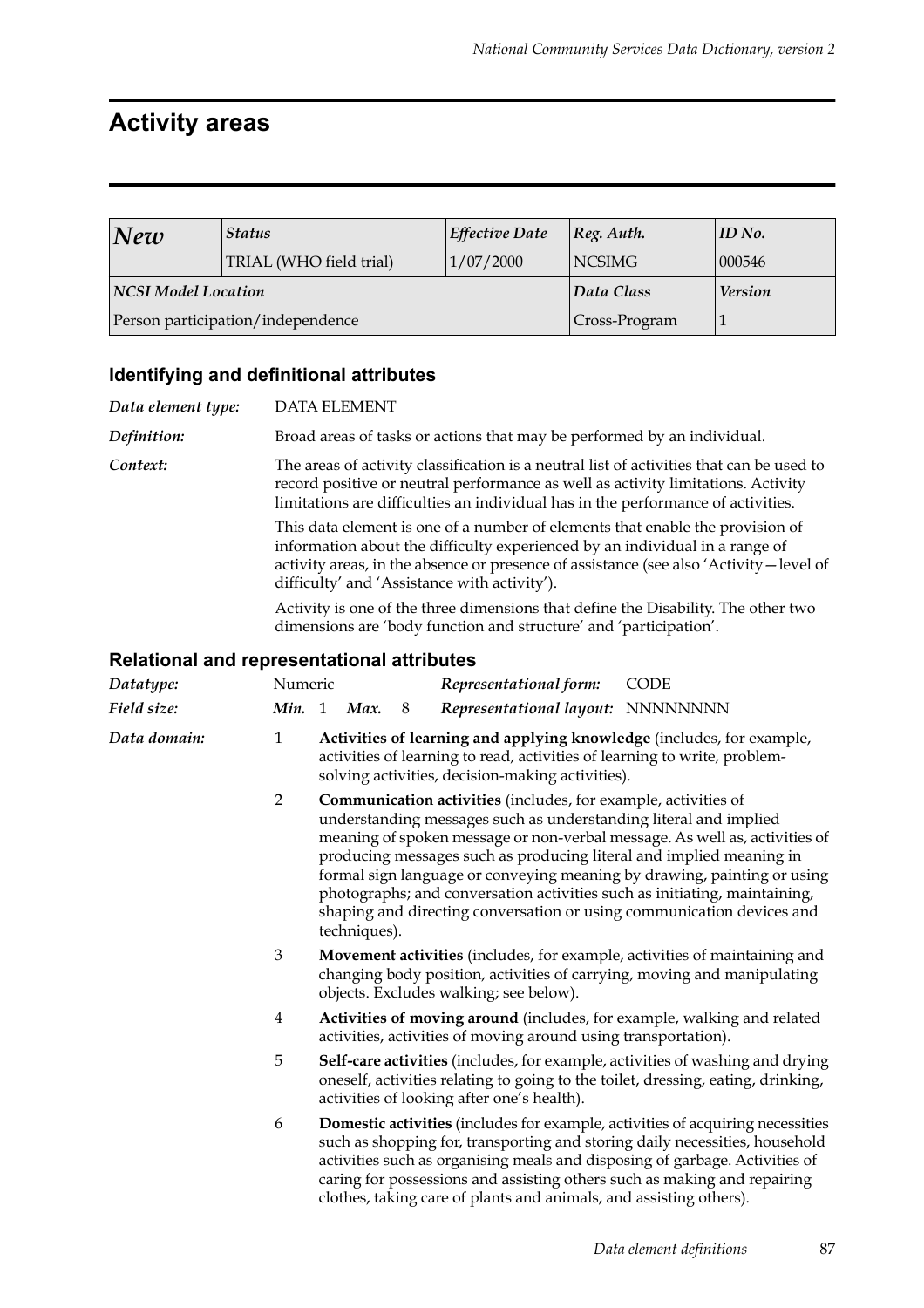# Activity areas

| *New* | *Status* | *Effective Date* | *Reg. Auth.* | *ID No.* |
|---|---|---|---|---|
| | TRIAL (WHO field trial) | 1/07/2000 | NCSIMG | 000546 |
| ***NCSI Model Location*** | | | ***Data Class*** | ***Version*** |
| Person participation/independence | | | Cross-Program | 1 |

## Identifying and definitional attributes

***Data element type:*** DATA ELEMENT

***Definition:*** Broad areas of tasks or actions that may be performed by an individual.

***Context:*** The areas of activity classification is a neutral list of activities that can be used to record positive or neutral performance as well as activity limitations. Activity limitations are difficulties an individual has in the performance of activities.

This data element is one of a number of elements that enable the provision of information about the difficulty experienced by an individual in a range of activity areas, in the absence or presence of assistance (see also 'Activity—level of difficulty' and 'Assistance with activity').

Activity is one of the three dimensions that define the Disability. The other two dimensions are 'body function and structure' and 'participation'.

## Relational and representational attributes

***Datatype:*** Numeric ***Representational form:*** CODE

***Field size:*** ***Min.*** 1 ***Max.*** 8 ***Representational layout:*** NNNNNNNN

***Data domain:***

1 **Activities of learning and applying knowledge** (includes, for example, activities of learning to read, activities of learning to write, problem-solving activities, decision-making activities).

2 **Communication activities** (includes, for example, activities of understanding messages such as understanding literal and implied meaning of spoken message or non-verbal message. As well as, activities of producing messages such as producing literal and implied meaning in formal sign language or conveying meaning by drawing, painting or using photographs; and conversation activities such as initiating, maintaining, shaping and directing conversation or using communication devices and techniques).

3 **Movement activities** (includes, for example, activities of maintaining and changing body position, activities of carrying, moving and manipulating objects. Excludes walking; see below).

4 **Activities of moving around** (includes, for example, walking and related activities, activities of moving around using transportation).

5 **Self-care activities** (includes, for example, activities of washing and drying oneself, activities relating to going to the toilet, dressing, eating, drinking, activities of looking after one's health).

6 **Domestic activities** (includes for example, activities of acquiring necessities such as shopping for, transporting and storing daily necessities, household activities such as organising meals and disposing of garbage. Activities of caring for possessions and assisting others such as making and repairing clothes, taking care of plants and animals, and assisting others).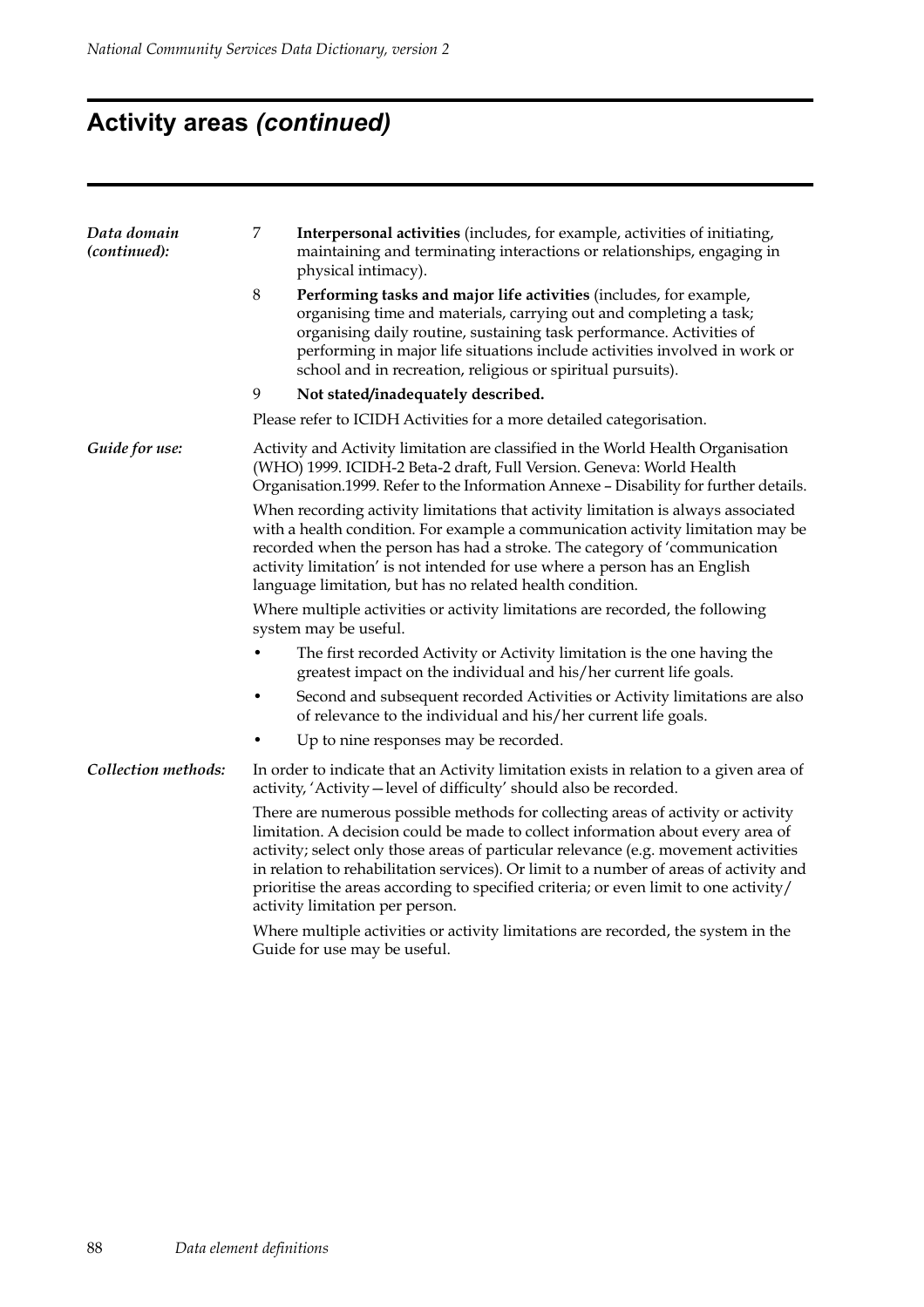## Activity areas *(continued)*

***Data domain (continued):***

7 **Interpersonal activities** (includes, for example, activities of initiating, maintaining and terminating interactions or relationships, engaging in physical intimacy).

8 **Performing tasks and major life activities** (includes, for example, organising time and materials, carrying out and completing a task; organising daily routine, sustaining task performance. Activities of performing in major life situations include activities involved in work or school and in recreation, religious or spiritual pursuits).

9 **Not stated/inadequately described.**

Please refer to ICIDH Activities for a more detailed categorisation.

***Guide for use:***

Activity and Activity limitation are classified in the World Health Organisation (WHO) 1999. ICIDH-2 Beta-2 draft, Full Version. Geneva: World Health Organisation.1999. Refer to the Information Annexe – Disability for further details.

When recording activity limitations that activity limitation is always associated with a health condition. For example a communication activity limitation may be recorded when the person has had a stroke. The category of 'communication activity limitation' is not intended for use where a person has an English language limitation, but has no related health condition.

Where multiple activities or activity limitations are recorded, the following system may be useful.

- The first recorded Activity or Activity limitation is the one having the greatest impact on the individual and his/her current life goals.
- Second and subsequent recorded Activities or Activity limitations are also of relevance to the individual and his/her current life goals.
- Up to nine responses may be recorded.

***Collection methods:***

In order to indicate that an Activity limitation exists in relation to a given area of activity, 'Activity—level of difficulty' should also be recorded.

There are numerous possible methods for collecting areas of activity or activity limitation. A decision could be made to collect information about every area of activity; select only those areas of particular relevance (e.g. movement activities in relation to rehabilitation services). Or limit to a number of areas of activity and prioritise the areas according to specified criteria; or even limit to one activity/activity limitation per person.

Where multiple activities or activity limitations are recorded, the system in the Guide for use may be useful.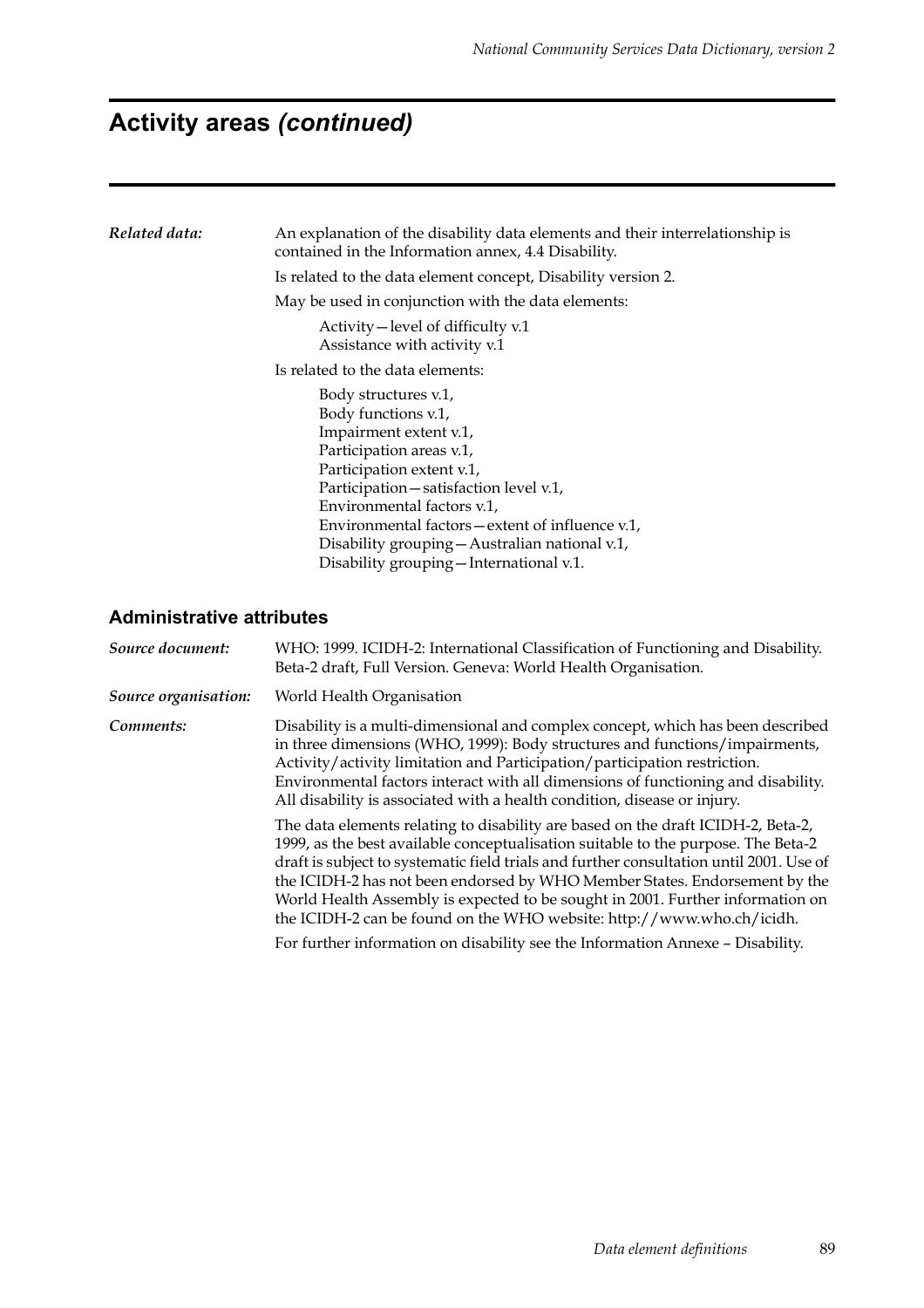# Activity areas *(continued)*

***Related data:*** An explanation of the disability data elements and their interrelationship is contained in the Information annex, 4.4 Disability.

Is related to the data element concept, Disability version 2.

May be used in conjunction with the data elements:

Activity—level of difficulty v.1
Assistance with activity v.1

Is related to the data elements:

Body structures v.1,
Body functions v.1,
Impairment extent v.1,
Participation areas v.1,
Participation extent v.1,
Participation—satisfaction level v.1,
Environmental factors v.1,
Environmental factors—extent of influence v.1,
Disability grouping—Australian national v.1,
Disability grouping—International v.1.

## Administrative attributes

***Source document:*** WHO: 1999. ICIDH-2: International Classification of Functioning and Disability. Beta-2 draft, Full Version. Geneva: World Health Organisation.

***Source organisation:*** World Health Organisation

***Comments:*** Disability is a multi-dimensional and complex concept, which has been described in three dimensions (WHO, 1999): Body structures and functions/impairments, Activity/activity limitation and Participation/participation restriction. Environmental factors interact with all dimensions of functioning and disability. All disability is associated with a health condition, disease or injury.

The data elements relating to disability are based on the draft ICIDH-2, Beta-2, 1999, as the best available conceptualisation suitable to the purpose. The Beta-2 draft is subject to systematic field trials and further consultation until 2001. Use of the ICIDH-2 has not been endorsed by WHO Member States. Endorsement by the World Health Assembly is expected to be sought in 2001. Further information on the ICIDH-2 can be found on the WHO website: http://www.who.ch/icidh.

For further information on disability see the Information Annexe – Disability.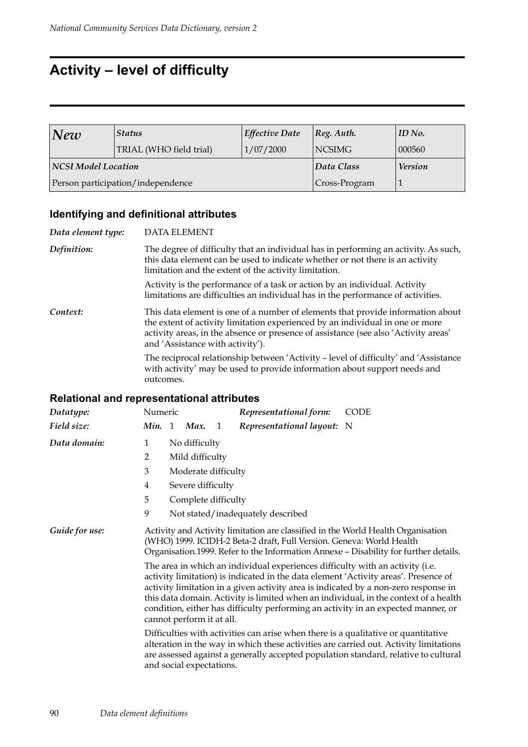# Activity – level of difficulty

| *New* | *Status* | *Effective Date* | *Reg. Auth.* | *ID No.* |
|---|---|---|---|---|
| | TRIAL (WHO field trial) | 1/07/2000 | NCSIMG | 000560 |
| ***NCSI Model Location*** | | | *Data Class* | *Version* |
| Person participation/independence | | | Cross-Program | 1 |

## Identifying and definitional attributes

*Data element type:* DATA ELEMENT

*Definition:* The degree of difficulty that an individual has in performing an activity. As such, this data element can be used to indicate whether or not there is an activity limitation and the extent of the activity limitation.

Activity is the performance of a task or action by an individual. Activity limitations are difficulties an individual has in the performance of activities.

*Context:* This data element is one of a number of elements that provide information about the extent of activity limitation experienced by an individual in one or more activity areas, in the absence or presence of assistance (see also 'Activity areas' and 'Assistance with activity').

The reciprocal relationship between 'Activity – level of difficulty' and 'Assistance with activity' may be used to provide information about support needs and outcomes.

## Relational and representational attributes

*Datatype:* Numeric — *Representational form:* CODE

*Field size:* *Min.* 1 *Max.* 1 — *Representational layout:* N

*Data domain:*

1 No difficulty
2 Mild difficulty
3 Moderate difficulty
4 Severe difficulty
5 Complete difficulty
9 Not stated/inadequately described

*Guide for use:* Activity and Activity limitation are classified in the World Health Organisation (WHO) 1999. ICIDH-2 Beta-2 draft, Full Version. Geneva: World Health Organisation.1999. Refer to the Information Annexe – Disability for further details.

The area in which an individual experiences difficulty with an activity (i.e. activity limitation) is indicated in the data element 'Activity areas'. Presence of activity limitation in a given activity area is indicated by a non-zero response in this data domain. Activity is limited when an individual, in the context of a health condition, either has difficulty performing an activity in an expected manner, or cannot perform it at all.

Difficulties with activities can arise when there is a qualitative or quantitative alteration in the way in which these activities are carried out. Activity limitations are assessed against a generally accepted population standard, relative to cultural and social expectations.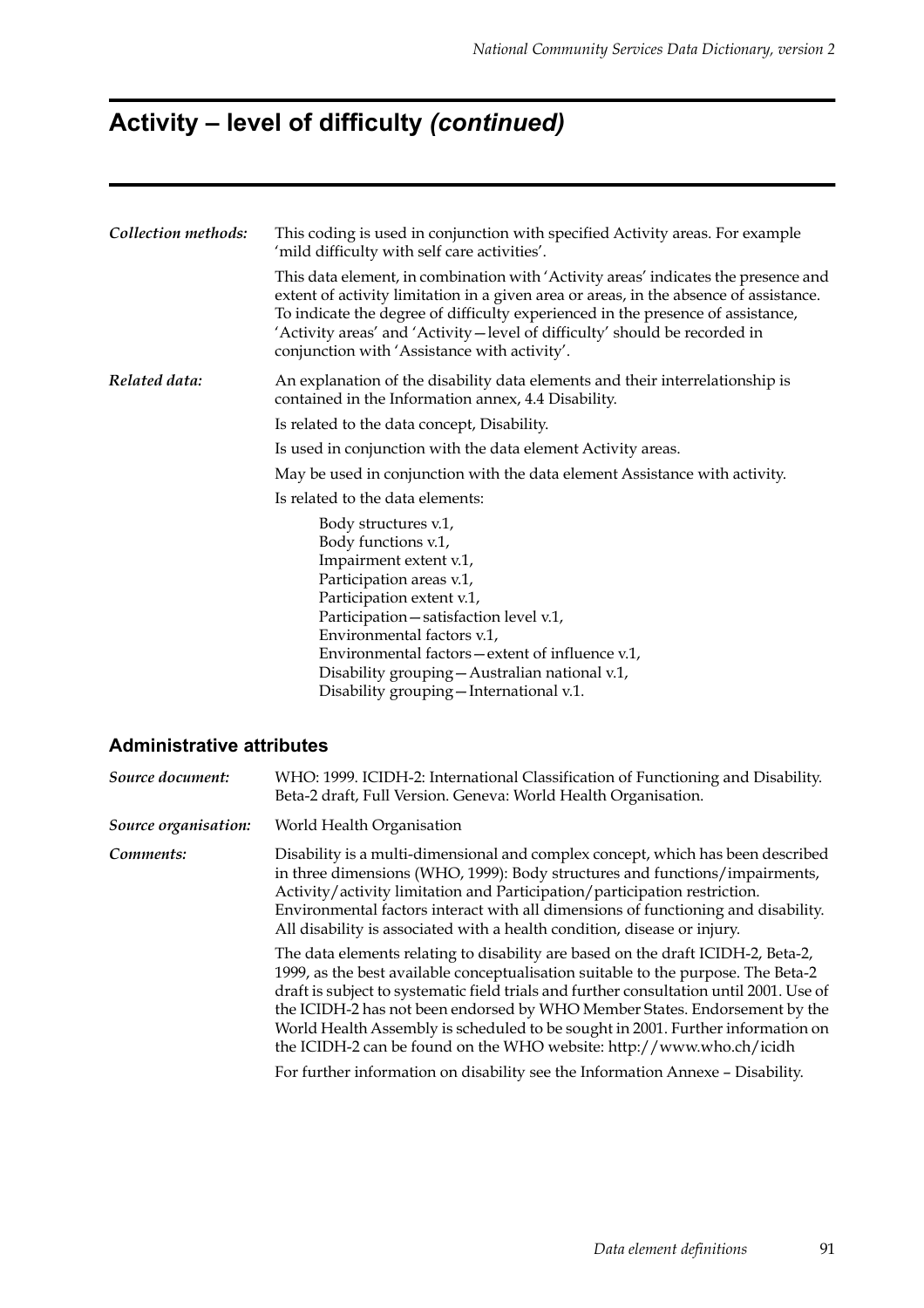# Activity – level of difficulty *(continued)*

***Collection methods:*** This coding is used in conjunction with specified Activity areas. For example 'mild difficulty with self care activities'.

This data element, in combination with 'Activity areas' indicates the presence and extent of activity limitation in a given area or areas, in the absence of assistance. To indicate the degree of difficulty experienced in the presence of assistance, 'Activity areas' and 'Activity—level of difficulty' should be recorded in conjunction with 'Assistance with activity'.

***Related data:*** An explanation of the disability data elements and their interrelationship is contained in the Information annex, 4.4 Disability.

Is related to the data concept, Disability.

Is used in conjunction with the data element Activity areas.

May be used in conjunction with the data element Assistance with activity.

Is related to the data elements:

- Body structures v.1,
- Body functions v.1,
- Impairment extent v.1,
- Participation areas v.1,
- Participation extent v.1,
- Participation—satisfaction level v.1,
- Environmental factors v.1,
- Environmental factors—extent of influence v.1,
- Disability grouping—Australian national v.1,
- Disability grouping—International v.1.

## Administrative attributes

***Source document:*** WHO: 1999. ICIDH-2: International Classification of Functioning and Disability. Beta-2 draft, Full Version. Geneva: World Health Organisation.

***Source organisation:*** World Health Organisation

***Comments:*** Disability is a multi-dimensional and complex concept, which has been described in three dimensions (WHO, 1999): Body structures and functions/impairments, Activity/activity limitation and Participation/participation restriction. Environmental factors interact with all dimensions of functioning and disability. All disability is associated with a health condition, disease or injury.

The data elements relating to disability are based on the draft ICIDH-2, Beta-2, 1999, as the best available conceptualisation suitable to the purpose. The Beta-2 draft is subject to systematic field trials and further consultation until 2001. Use of the ICIDH-2 has not been endorsed by WHO Member States. Endorsement by the World Health Assembly is scheduled to be sought in 2001. Further information on the ICIDH-2 can be found on the WHO website: http://www.who.ch/icidh

For further information on disability see the Information Annexe – Disability.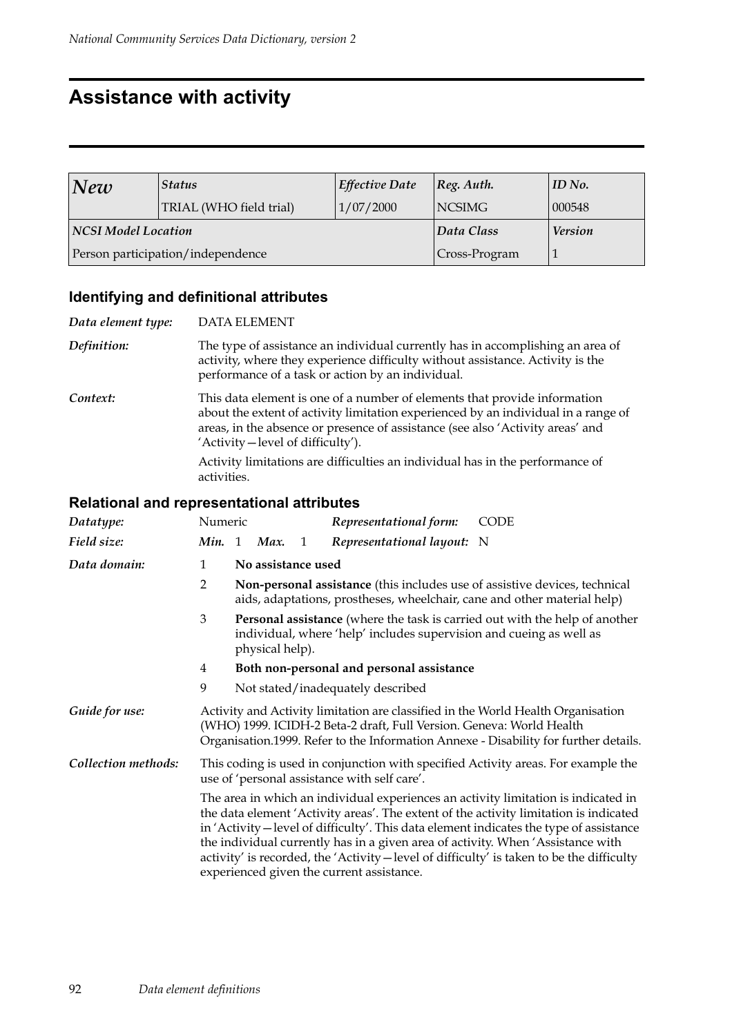# Assistance with activity

| *New* | *Status* | *Effective Date* | *Reg. Auth.* | *ID No.* |
|---|---|---|---|---|
| | TRIAL (WHO field trial) | 1/07/2000 | NCSIMG | 000548 |
| ***NCSI Model Location*** | | | ***Data Class*** | ***Version*** |
| Person participation/independence | | | Cross-Program | 1 |

### Identifying and definitional attributes

***Data element type:*** DATA ELEMENT

***Definition:*** The type of assistance an individual currently has in accomplishing an area of activity, where they experience difficulty without assistance. Activity is the performance of a task or action by an individual.

***Context:*** This data element is one of a number of elements that provide information about the extent of activity limitation experienced by an individual in a range of areas, in the absence or presence of assistance (see also 'Activity areas' and 'Activity—level of difficulty').

Activity limitations are difficulties an individual has in the performance of activities.

### Relational and representational attributes

***Datatype:*** Numeric ***Representational form:*** CODE

***Field size:*** ***Min.*** 1 ***Max.*** 1 ***Representational layout:*** N

***Data domain:***

1 **No assistance used**

2 **Non-personal assistance** (this includes use of assistive devices, technical aids, adaptations, prostheses, wheelchair, cane and other material help)

3 **Personal assistance** (where the task is carried out with the help of another individual, where 'help' includes supervision and cueing as well as physical help).

4 **Both non-personal and personal assistance**

9 Not stated/inadequately described

***Guide for use:*** Activity and Activity limitation are classified in the World Health Organisation (WHO) 1999. ICIDH-2 Beta-2 draft, Full Version. Geneva: World Health Organisation.1999. Refer to the Information Annexe - Disability for further details.

***Collection methods:*** This coding is used in conjunction with specified Activity areas. For example the use of 'personal assistance with self care'.

The area in which an individual experiences an activity limitation is indicated in the data element 'Activity areas'. The extent of the activity limitation is indicated in 'Activity—level of difficulty'. This data element indicates the type of assistance the individual currently has in a given area of activity. When 'Assistance with activity' is recorded, the 'Activity—level of difficulty' is taken to be the difficulty experienced given the current assistance.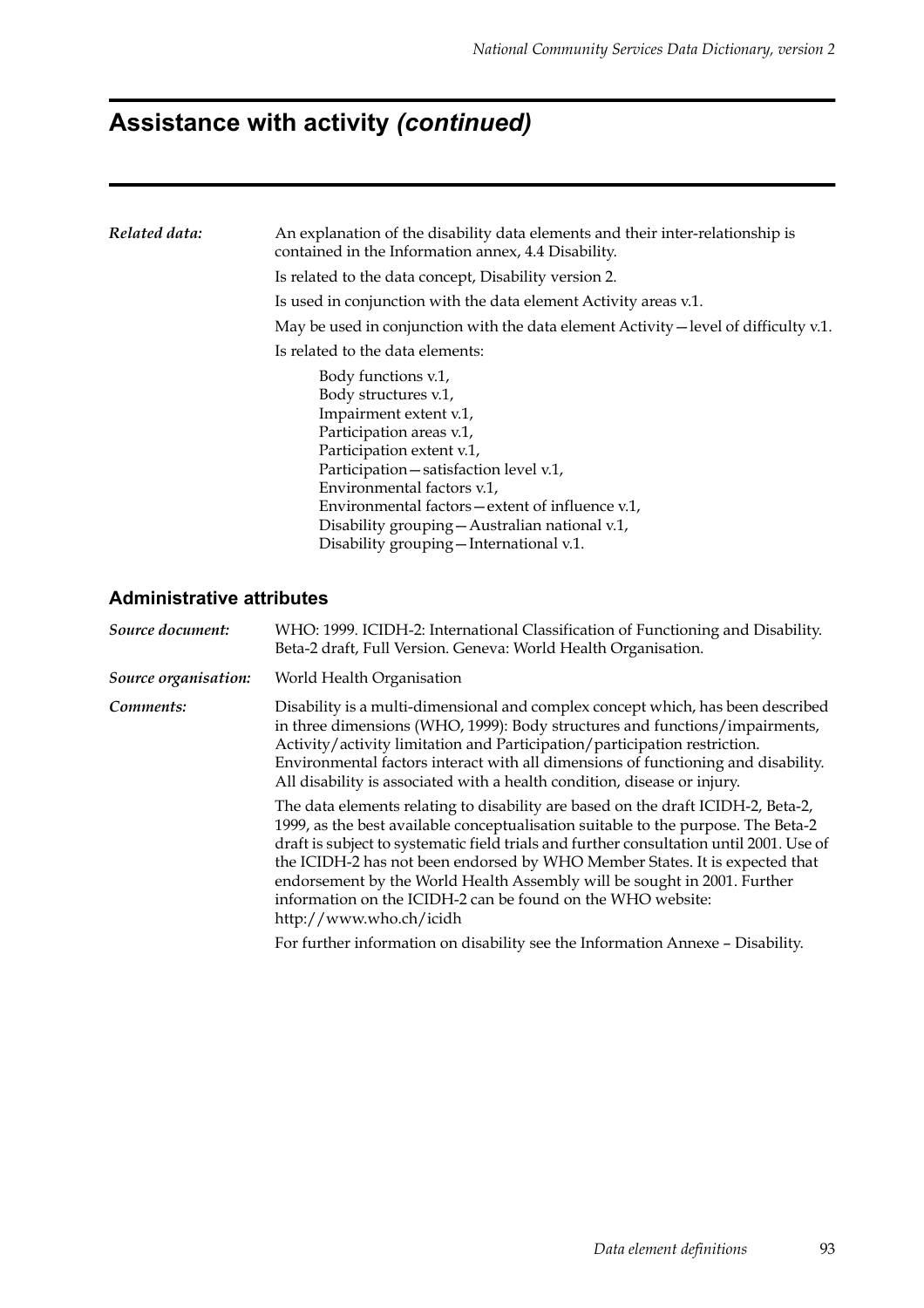# Assistance with activity *(continued)*

***Related data:*** An explanation of the disability data elements and their inter-relationship is contained in the Information annex, 4.4 Disability.

Is related to the data concept, Disability version 2.

Is used in conjunction with the data element Activity areas v.1.

May be used in conjunction with the data element Activity—level of difficulty v.1.

Is related to the data elements:

Body functions v.1,
Body structures v.1,
Impairment extent v.1,
Participation areas v.1,
Participation extent v.1,
Participation—satisfaction level v.1,
Environmental factors v.1,
Environmental factors—extent of influence v.1,
Disability grouping—Australian national v.1,
Disability grouping—International v.1.

## Administrative attributes

***Source document:*** WHO: 1999. ICIDH-2: International Classification of Functioning and Disability. Beta-2 draft, Full Version. Geneva: World Health Organisation.

***Source organisation:*** World Health Organisation

***Comments:*** Disability is a multi-dimensional and complex concept which, has been described in three dimensions (WHO, 1999): Body structures and functions/impairments, Activity/activity limitation and Participation/participation restriction. Environmental factors interact with all dimensions of functioning and disability. All disability is associated with a health condition, disease or injury.

The data elements relating to disability are based on the draft ICIDH-2, Beta-2, 1999, as the best available conceptualisation suitable to the purpose. The Beta-2 draft is subject to systematic field trials and further consultation until 2001. Use of the ICIDH-2 has not been endorsed by WHO Member States. It is expected that endorsement by the World Health Assembly will be sought in 2001. Further information on the ICIDH-2 can be found on the WHO website: http://www.who.ch/icidh

For further information on disability see the Information Annexe – Disability.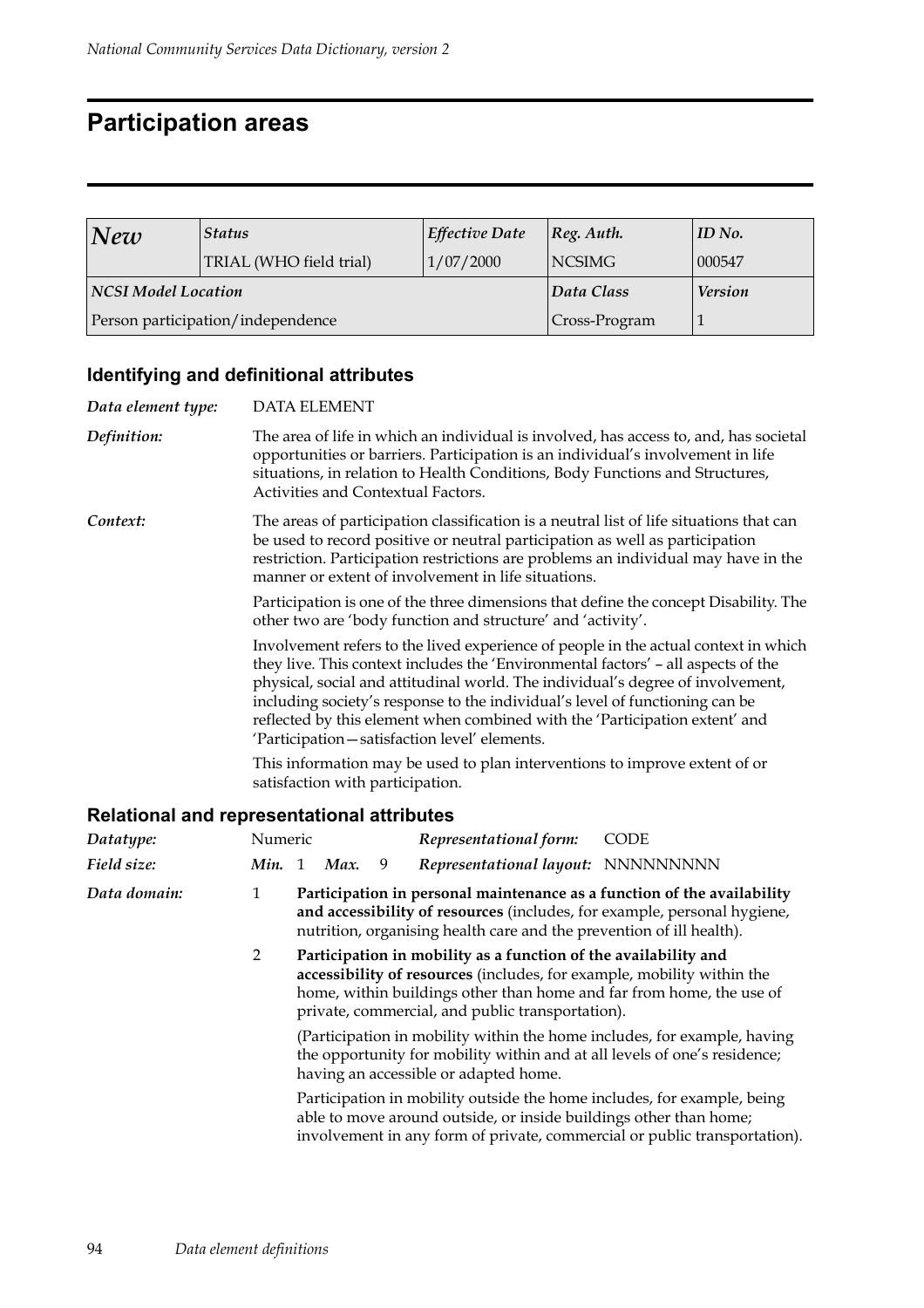# Participation areas

| *New* | *Status* | *Effective Date* | *Reg. Auth.* | *ID No.* |
|---|---|---|---|---|
| | TRIAL (WHO field trial) | 1/07/2000 | NCSIMG | 000547 |
| ***NCSI Model Location*** | | | ***Data Class*** | ***Version*** |
| Person participation/independence | | | Cross-Program | 1 |

### Identifying and definitional attributes

*Data element type:* DATA ELEMENT

*Definition:* The area of life in which an individual is involved, has access to, and, has societal opportunities or barriers. Participation is an individual's involvement in life situations, in relation to Health Conditions, Body Functions and Structures, Activities and Contextual Factors.

*Context:* The areas of participation classification is a neutral list of life situations that can be used to record positive or neutral participation as well as participation restriction. Participation restrictions are problems an individual may have in the manner or extent of involvement in life situations.

Participation is one of the three dimensions that define the concept Disability. The other two are 'body function and structure' and 'activity'.

Involvement refers to the lived experience of people in the actual context in which they live. This context includes the 'Environmental factors' – all aspects of the physical, social and attitudinal world. The individual's degree of involvement, including society's response to the individual's level of functioning can be reflected by this element when combined with the 'Participation extent' and 'Participation—satisfaction level' elements.

This information may be used to plan interventions to improve extent of or satisfaction with participation.

### Relational and representational attributes

*Datatype:* Numeric  *Representational form:* CODE

*Field size:* *Min.* 1 *Max.* 9  *Representational layout:* NNNNNNNNN

*Data domain:*

1 **Participation in personal maintenance as a function of the availability and accessibility of resources** (includes, for example, personal hygiene, nutrition, organising health care and the prevention of ill health).

2 **Participation in mobility as a function of the availability and accessibility of resources** (includes, for example, mobility within the home, within buildings other than home and far from home, the use of private, commercial, and public transportation).

(Participation in mobility within the home includes, for example, having the opportunity for mobility within and at all levels of one's residence; having an accessible or adapted home.

Participation in mobility outside the home includes, for example, being able to move around outside, or inside buildings other than home; involvement in any form of private, commercial or public transportation).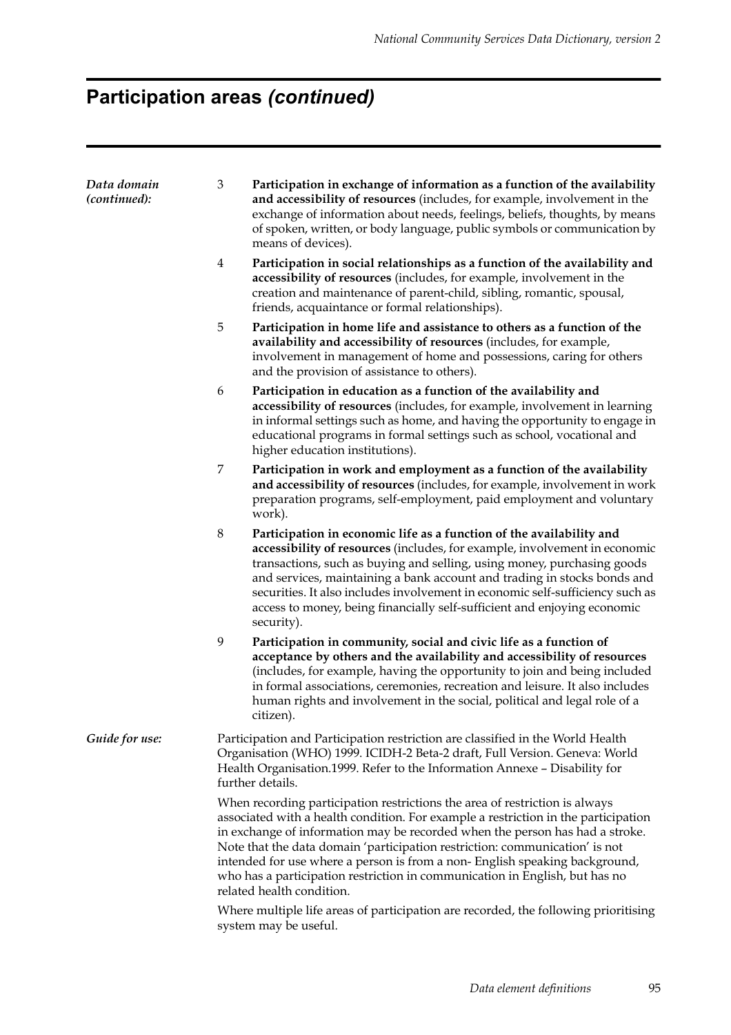## Participation areas *(continued)*

*Data domain (continued):*

3 **Participation in exchange of information as a function of the availability and accessibility of resources** (includes, for example, involvement in the exchange of information about needs, feelings, beliefs, thoughts, by means of spoken, written, or body language, public symbols or communication by means of devices).

4 **Participation in social relationships as a function of the availability and accessibility of resources** (includes, for example, involvement in the creation and maintenance of parent-child, sibling, romantic, spousal, friends, acquaintance or formal relationships).

5 **Participation in home life and assistance to others as a function of the availability and accessibility of resources** (includes, for example, involvement in management of home and possessions, caring for others and the provision of assistance to others).

6 **Participation in education as a function of the availability and accessibility of resources** (includes, for example, involvement in learning in informal settings such as home, and having the opportunity to engage in educational programs in formal settings such as school, vocational and higher education institutions).

7 **Participation in work and employment as a function of the availability and accessibility of resources** (includes, for example, involvement in work preparation programs, self-employment, paid employment and voluntary work).

8 **Participation in economic life as a function of the availability and accessibility of resources** (includes, for example, involvement in economic transactions, such as buying and selling, using money, purchasing goods and services, maintaining a bank account and trading in stocks bonds and securities. It also includes involvement in economic self-sufficiency such as access to money, being financially self-sufficient and enjoying economic security).

9 **Participation in community, social and civic life as a function of acceptance by others and the availability and accessibility of resources** (includes, for example, having the opportunity to join and being included in formal associations, ceremonies, recreation and leisure. It also includes human rights and involvement in the social, political and legal role of a citizen).

*Guide for use:*

Participation and Participation restriction are classified in the World Health Organisation (WHO) 1999. ICIDH-2 Beta-2 draft, Full Version. Geneva: World Health Organisation.1999. Refer to the Information Annexe – Disability for further details.

When recording participation restrictions the area of restriction is always associated with a health condition. For example a restriction in the participation in exchange of information may be recorded when the person has had a stroke. Note that the data domain 'participation restriction: communication' is not intended for use where a person is from a non- English speaking background, who has a participation restriction in communication in English, but has no related health condition.

Where multiple life areas of participation are recorded, the following prioritising system may be useful.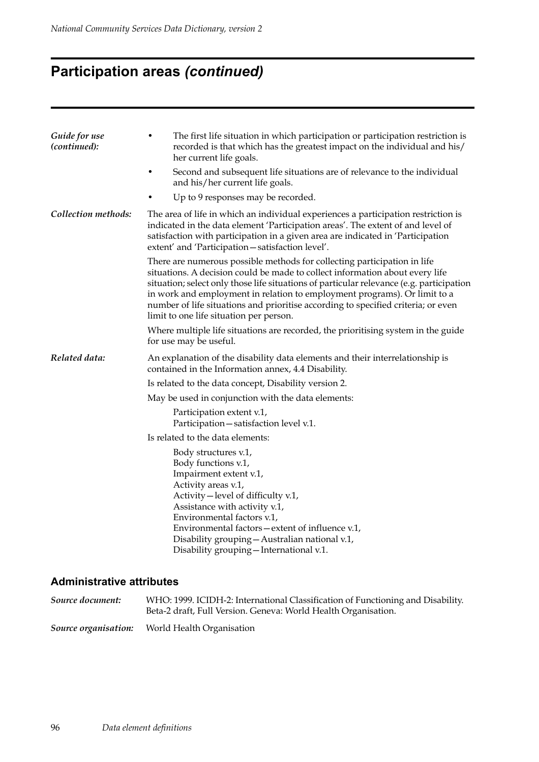# Participation areas *(continued)*

***Guide for use (continued):***

- The first life situation in which participation or participation restriction is recorded is that which has the greatest impact on the individual and his/her current life goals.
- Second and subsequent life situations are of relevance to the individual and his/her current life goals.
- Up to 9 responses may be recorded.

***Collection methods:*** The area of life in which an individual experiences a participation restriction is indicated in the data element 'Participation areas'. The extent of and level of satisfaction with participation in a given area are indicated in 'Participation extent' and 'Participation—satisfaction level'.

There are numerous possible methods for collecting participation in life situations. A decision could be made to collect information about every life situation; select only those life situations of particular relevance (e.g. participation in work and employment in relation to employment programs). Or limit to a number of life situations and prioritise according to specified criteria; or even limit to one life situation per person.

Where multiple life situations are recorded, the prioritising system in the guide for use may be useful.

***Related data:*** An explanation of the disability data elements and their interrelationship is contained in the Information annex, 4.4 Disability.

Is related to the data concept, Disability version 2.

May be used in conjunction with the data elements:

Participation extent v.1,
Participation—satisfaction level v.1.

Is related to the data elements:

Body structures v.1,
Body functions v.1,
Impairment extent v.1,
Activity areas v.1,
Activity—level of difficulty v.1,
Assistance with activity v.1,
Environmental factors v.1,
Environmental factors—extent of influence v.1,
Disability grouping—Australian national v.1,
Disability grouping—International v.1.

## Administrative attributes

***Source document:*** WHO: 1999. ICIDH-2: International Classification of Functioning and Disability. Beta-2 draft, Full Version. Geneva: World Health Organisation.

***Source organisation:*** World Health Organisation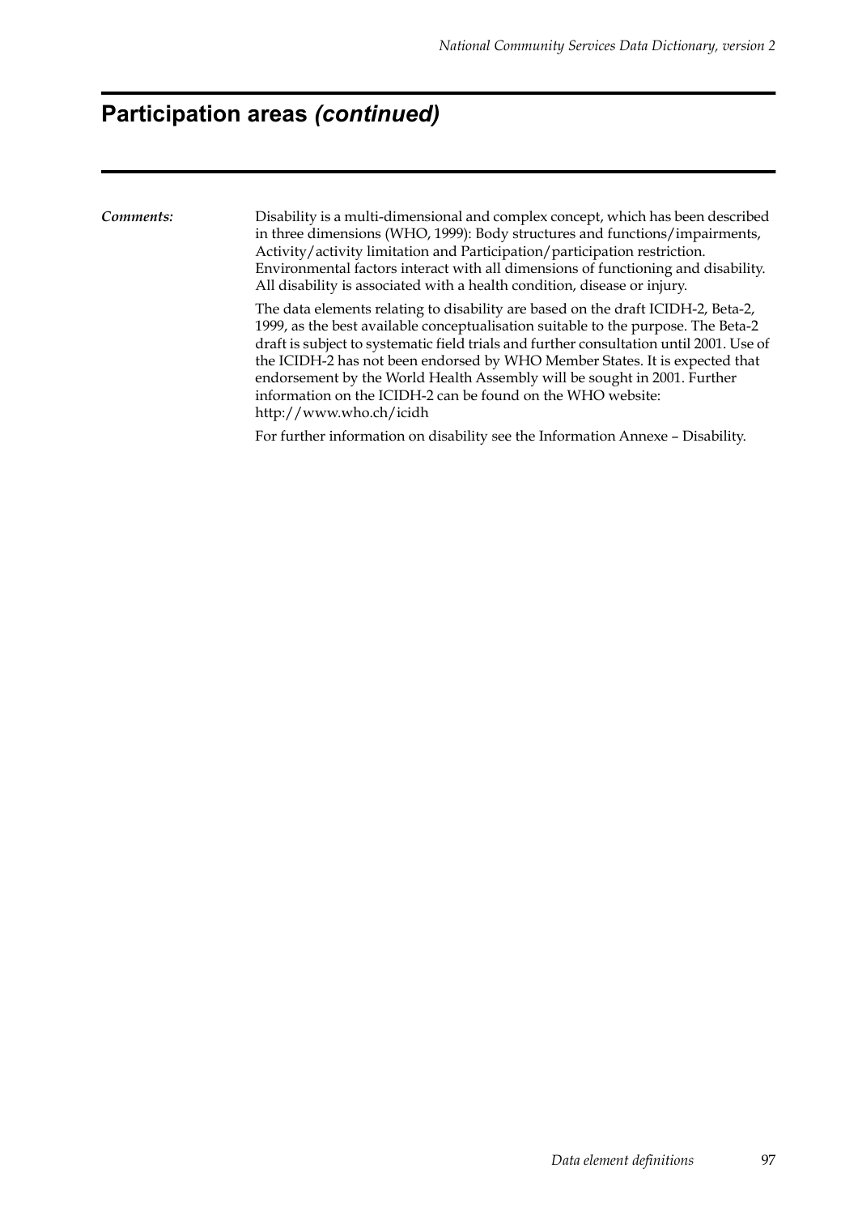## Participation areas *(continued)*

***Comments:***

Disability is a multi-dimensional and complex concept, which has been described in three dimensions (WHO, 1999): Body structures and functions/impairments, Activity/activity limitation and Participation/participation restriction. Environmental factors interact with all dimensions of functioning and disability. All disability is associated with a health condition, disease or injury.

The data elements relating to disability are based on the draft ICIDH-2, Beta-2, 1999, as the best available conceptualisation suitable to the purpose. The Beta-2 draft is subject to systematic field trials and further consultation until 2001. Use of the ICIDH-2 has not been endorsed by WHO Member States. It is expected that endorsement by the World Health Assembly will be sought in 2001. Further information on the ICIDH-2 can be found on the WHO website: http://www.who.ch/icidh

For further information on disability see the Information Annexe – Disability.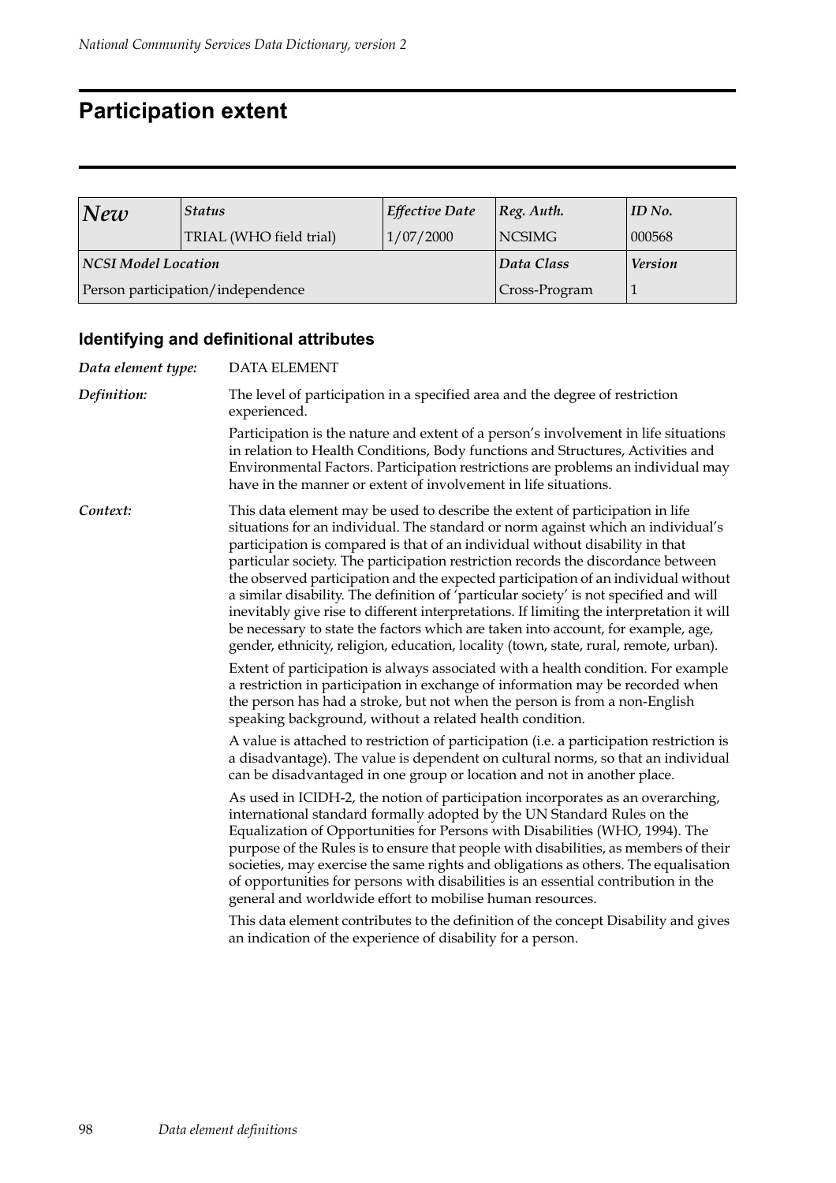# Participation extent

| *New* | *Status* | *Effective Date* | *Reg. Auth.* | *ID No.* |
| --- | --- | --- | --- | --- |
| | TRIAL (WHO field trial) | 1/07/2000 | NCSIMG | 000568 |
| ***NCSI Model Location*** | | | *Data Class* | *Version* |
| Person participation/independence | | | Cross-Program | 1 |

### Identifying and definitional attributes

***Data element type:*** DATA ELEMENT

***Definition:*** The level of participation in a specified area and the degree of restriction experienced.

Participation is the nature and extent of a person's involvement in life situations in relation to Health Conditions, Body functions and Structures, Activities and Environmental Factors. Participation restrictions are problems an individual may have in the manner or extent of involvement in life situations.

***Context:*** This data element may be used to describe the extent of participation in life situations for an individual. The standard or norm against which an individual's participation is compared is that of an individual without disability in that particular society. The participation restriction records the discordance between the observed participation and the expected participation of an individual without a similar disability. The definition of 'particular society' is not specified and will inevitably give rise to different interpretations. If limiting the interpretation it will be necessary to state the factors which are taken into account, for example, age, gender, ethnicity, religion, education, locality (town, state, rural, remote, urban).

Extent of participation is always associated with a health condition. For example a restriction in participation in exchange of information may be recorded when the person has had a stroke, but not when the person is from a non-English speaking background, without a related health condition.

A value is attached to restriction of participation (i.e. a participation restriction is a disadvantage). The value is dependent on cultural norms, so that an individual can be disadvantaged in one group or location and not in another place.

As used in ICIDH-2, the notion of participation incorporates as an overarching, international standard formally adopted by the UN Standard Rules on the Equalization of Opportunities for Persons with Disabilities (WHO, 1994). The purpose of the Rules is to ensure that people with disabilities, as members of their societies, may exercise the same rights and obligations as others. The equalisation of opportunities for persons with disabilities is an essential contribution in the general and worldwide effort to mobilise human resources.

This data element contributes to the definition of the concept Disability and gives an indication of the experience of disability for a person.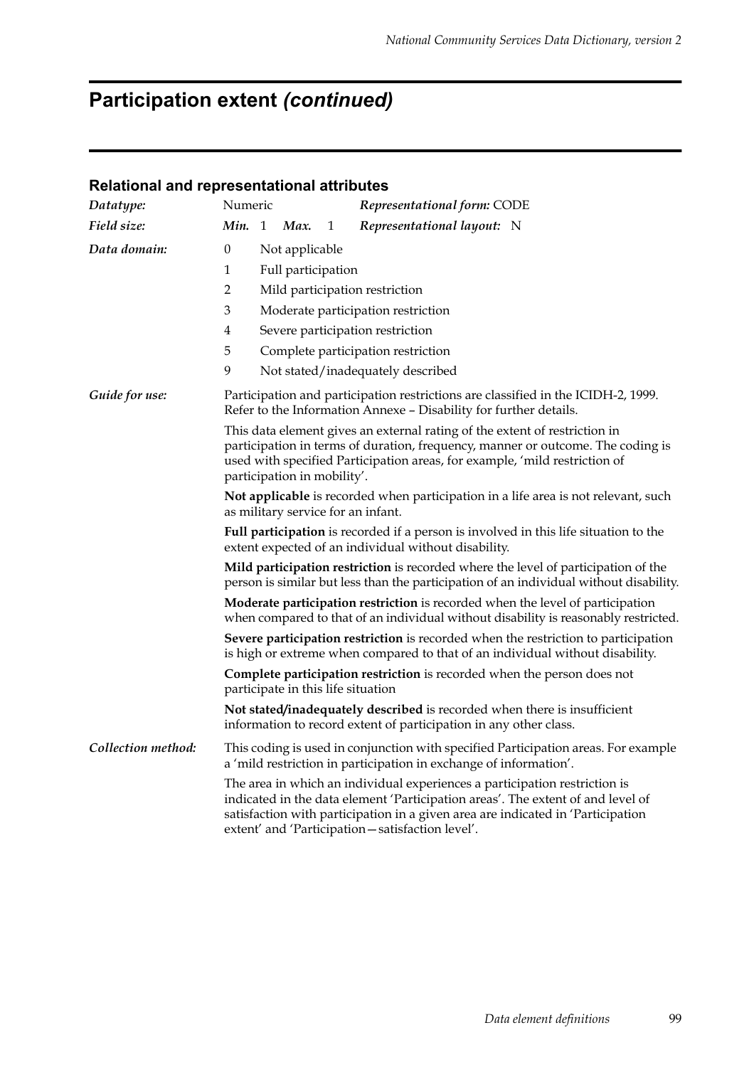# Participation extent *(continued)*

## Relational and representational attributes

| | | |
|---|---|---|
| ***Datatype:*** | Numeric | ***Representational form:*** CODE |
| ***Field size:*** | ***Min.*** 1 ***Max.*** 1 | ***Representational layout:*** N |

***Data domain:***

| | |
|---|---|
| 0 | Not applicable |
| 1 | Full participation |
| 2 | Mild participation restriction |
| 3 | Moderate participation restriction |
| 4 | Severe participation restriction |
| 5 | Complete participation restriction |
| 9 | Not stated/inadequately described |

***Guide for use:***

Participation and participation restrictions are classified in the ICIDH-2, 1999. Refer to the Information Annexe – Disability for further details.

This data element gives an external rating of the extent of restriction in participation in terms of duration, frequency, manner or outcome. The coding is used with specified Participation areas, for example, 'mild restriction of participation in mobility'.

**Not applicable** is recorded when participation in a life area is not relevant, such as military service for an infant.

**Full participation** is recorded if a person is involved in this life situation to the extent expected of an individual without disability.

**Mild participation restriction** is recorded where the level of participation of the person is similar but less than the participation of an individual without disability.

**Moderate participation restriction** is recorded when the level of participation when compared to that of an individual without disability is reasonably restricted.

**Severe participation restriction** is recorded when the restriction to participation is high or extreme when compared to that of an individual without disability.

**Complete participation restriction** is recorded when the person does not participate in this life situation

**Not stated/inadequately described** is recorded when there is insufficient information to record extent of participation in any other class.

***Collection method:***

This coding is used in conjunction with specified Participation areas. For example a 'mild restriction in participation in exchange of information'.

The area in which an individual experiences a participation restriction is indicated in the data element 'Participation areas'. The extent of and level of satisfaction with participation in a given area are indicated in 'Participation extent' and 'Participation—satisfaction level'.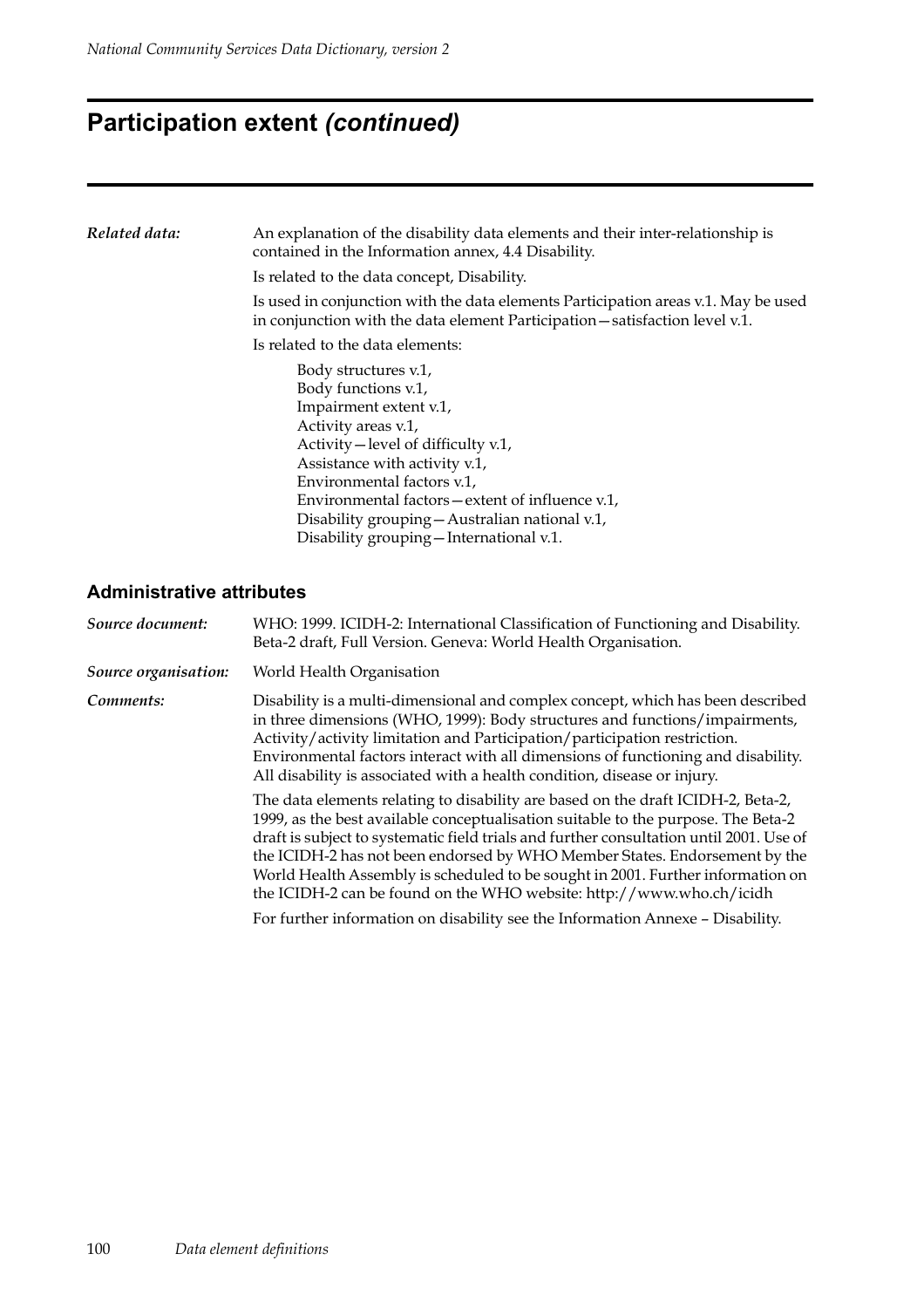# Participation extent *(continued)*

***Related data:*** An explanation of the disability data elements and their inter-relationship is contained in the Information annex, 4.4 Disability.

Is related to the data concept, Disability.

Is used in conjunction with the data elements Participation areas v.1. May be used in conjunction with the data element Participation—satisfaction level v.1.

Is related to the data elements:

Body structures v.1,
Body functions v.1,
Impairment extent v.1,
Activity areas v.1,
Activity—level of difficulty v.1,
Assistance with activity v.1,
Environmental factors v.1,
Environmental factors—extent of influence v.1,
Disability grouping—Australian national v.1,
Disability grouping—International v.1.

## Administrative attributes

***Source document:*** WHO: 1999. ICIDH-2: International Classification of Functioning and Disability. Beta-2 draft, Full Version. Geneva: World Health Organisation.

***Source organisation:*** World Health Organisation

***Comments:*** Disability is a multi-dimensional and complex concept, which has been described in three dimensions (WHO, 1999): Body structures and functions/impairments, Activity/activity limitation and Participation/participation restriction. Environmental factors interact with all dimensions of functioning and disability. All disability is associated with a health condition, disease or injury.

The data elements relating to disability are based on the draft ICIDH-2, Beta-2, 1999, as the best available conceptualisation suitable to the purpose. The Beta-2 draft is subject to systematic field trials and further consultation until 2001. Use of the ICIDH-2 has not been endorsed by WHO Member States. Endorsement by the World Health Assembly is scheduled to be sought in 2001. Further information on the ICIDH-2 can be found on the WHO website: http://www.who.ch/icidh

For further information on disability see the Information Annexe – Disability.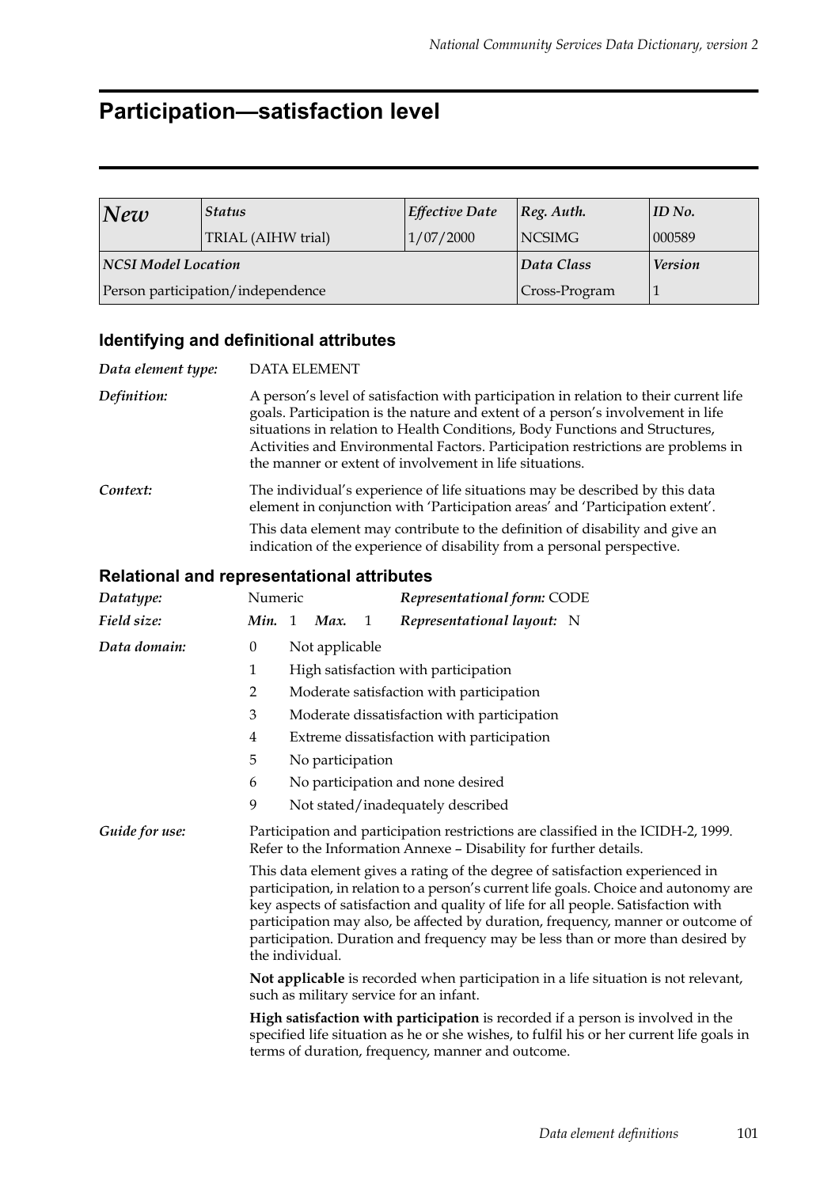# Participation—satisfaction level

| New | Status | Effective Date | Reg. Auth. | ID No. |
|---|---|---|---|---|
| | TRIAL (AIHW trial) | 1/07/2000 | NCSIMG | 000589 |
| **NCSI Model Location** | | | **Data Class** | **Version** |
| Person participation/independence | | | Cross-Program | 1 |

## Identifying and definitional attributes

*Data element type:* DATA ELEMENT

*Definition:* A person's level of satisfaction with participation in relation to their current life goals. Participation is the nature and extent of a person's involvement in life situations in relation to Health Conditions, Body Functions and Structures, Activities and Environmental Factors. Participation restrictions are problems in the manner or extent of involvement in life situations.

*Context:* The individual's experience of life situations may be described by this data element in conjunction with 'Participation areas' and 'Participation extent'.

This data element may contribute to the definition of disability and give an indication of the experience of disability from a personal perspective.

## Relational and representational attributes

*Datatype:* Numeric *Representational form:* CODE

*Field size:* *Min.* 1 *Max.* 1 *Representational layout:* N

*Data domain:*

- 0 Not applicable
- 1 High satisfaction with participation
- 2 Moderate satisfaction with participation
- 3 Moderate dissatisfaction with participation
- 4 Extreme dissatisfaction with participation
- 5 No participation
- 6 No participation and none desired
- 9 Not stated/inadequately described

*Guide for use:* Participation and participation restrictions are classified in the ICIDH-2, 1999. Refer to the Information Annexe – Disability for further details.

This data element gives a rating of the degree of satisfaction experienced in participation, in relation to a person's current life goals. Choice and autonomy are key aspects of satisfaction and quality of life for all people. Satisfaction with participation may also, be affected by duration, frequency, manner or outcome of participation. Duration and frequency may be less than or more than desired by the individual.

**Not applicable** is recorded when participation in a life situation is not relevant, such as military service for an infant.

**High satisfaction with participation** is recorded if a person is involved in the specified life situation as he or she wishes, to fulfil his or her current life goals in terms of duration, frequency, manner and outcome.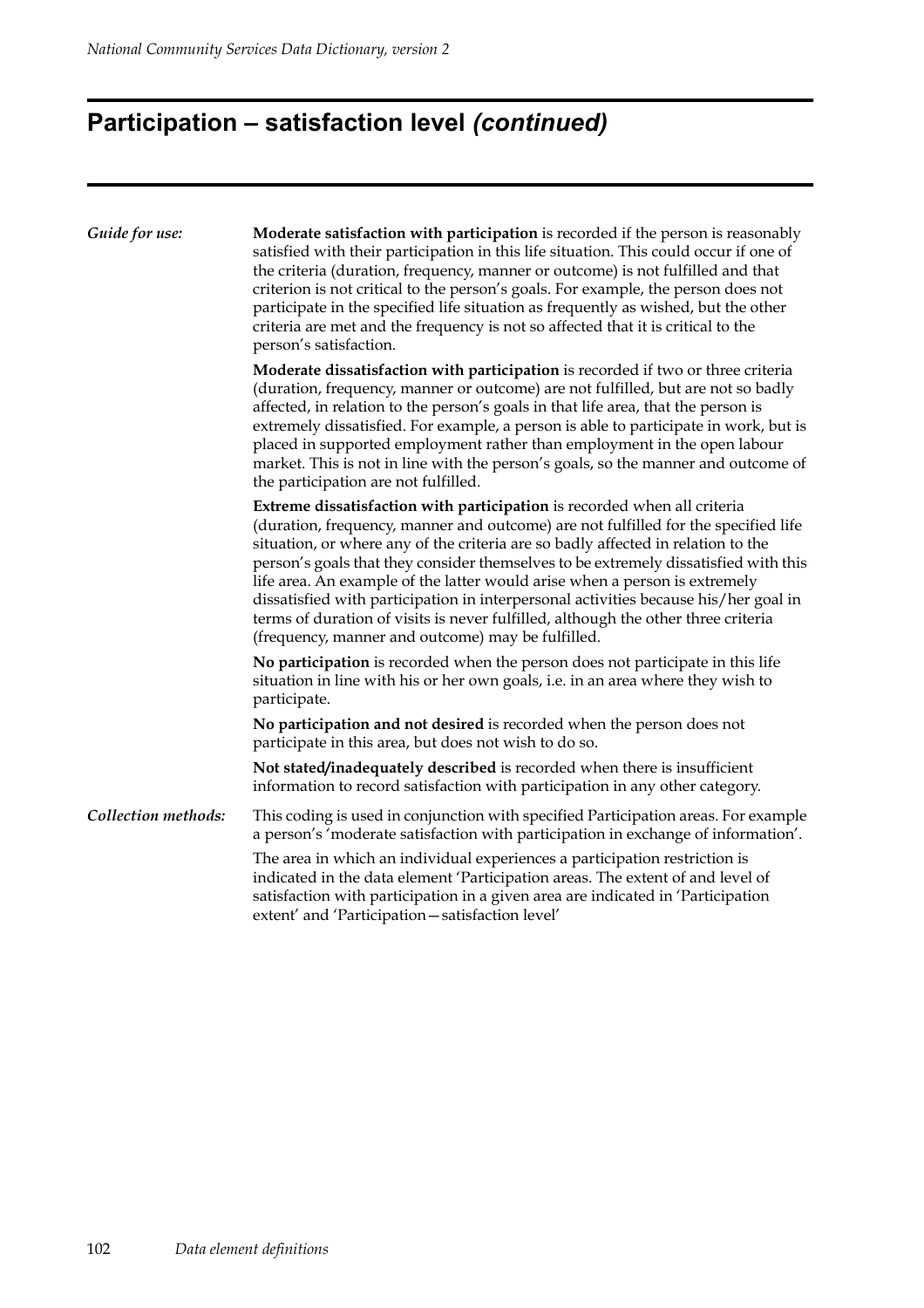# Participation – satisfaction level *(continued)*

*Guide for use:*

**Moderate satisfaction with participation** is recorded if the person is reasonably satisfied with their participation in this life situation. This could occur if one of the criteria (duration, frequency, manner or outcome) is not fulfilled and that criterion is not critical to the person's goals. For example, the person does not participate in the specified life situation as frequently as wished, but the other criteria are met and the frequency is not so affected that it is critical to the person's satisfaction.

**Moderate dissatisfaction with participation** is recorded if two or three criteria (duration, frequency, manner or outcome) are not fulfilled, but are not so badly affected, in relation to the person's goals in that life area, that the person is extremely dissatisfied. For example, a person is able to participate in work, but is placed in supported employment rather than employment in the open labour market. This is not in line with the person's goals, so the manner and outcome of the participation are not fulfilled.

**Extreme dissatisfaction with participation** is recorded when all criteria (duration, frequency, manner and outcome) are not fulfilled for the specified life situation, or where any of the criteria are so badly affected in relation to the person's goals that they consider themselves to be extremely dissatisfied with this life area. An example of the latter would arise when a person is extremely dissatisfied with participation in interpersonal activities because his/her goal in terms of duration of visits is never fulfilled, although the other three criteria (frequency, manner and outcome) may be fulfilled.

**No participation** is recorded when the person does not participate in this life situation in line with his or her own goals, i.e. in an area where they wish to participate.

**No participation and not desired** is recorded when the person does not participate in this area, but does not wish to do so.

**Not stated/inadequately described** is recorded when there is insufficient information to record satisfaction with participation in any other category.

*Collection methods:*

This coding is used in conjunction with specified Participation areas. For example a person's 'moderate satisfaction with participation in exchange of information'.

The area in which an individual experiences a participation restriction is indicated in the data element 'Participation areas. The extent of and level of satisfaction with participation in a given area are indicated in 'Participation extent' and 'Participation—satisfaction level'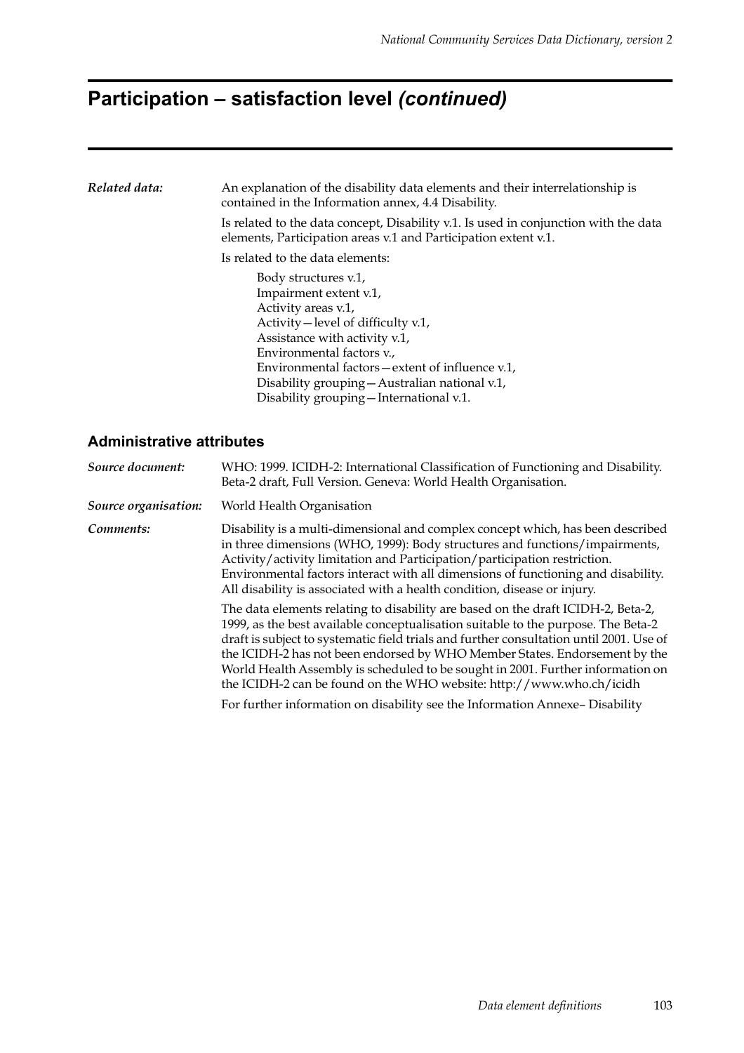# Participation – satisfaction level *(continued)*

***Related data:*** An explanation of the disability data elements and their interrelationship is contained in the Information annex, 4.4 Disability.

Is related to the data concept, Disability v.1. Is used in conjunction with the data elements, Participation areas v.1 and Participation extent v.1.

Is related to the data elements:

Body structures v.1,
Impairment extent v.1,
Activity areas v.1,
Activity—level of difficulty v.1,
Assistance with activity v.1,
Environmental factors v.,
Environmental factors—extent of influence v.1,
Disability grouping—Australian national v.1,
Disability grouping—International v.1.

## Administrative attributes

***Source document:*** WHO: 1999. ICIDH-2: International Classification of Functioning and Disability. Beta-2 draft, Full Version. Geneva: World Health Organisation.

***Source organisation:*** World Health Organisation

***Comments:*** Disability is a multi-dimensional and complex concept which, has been described in three dimensions (WHO, 1999): Body structures and functions/impairments, Activity/activity limitation and Participation/participation restriction. Environmental factors interact with all dimensions of functioning and disability. All disability is associated with a health condition, disease or injury.

The data elements relating to disability are based on the draft ICIDH-2, Beta-2, 1999, as the best available conceptualisation suitable to the purpose. The Beta-2 draft is subject to systematic field trials and further consultation until 2001. Use of the ICIDH-2 has not been endorsed by WHO Member States. Endorsement by the World Health Assembly is scheduled to be sought in 2001. Further information on the ICIDH-2 can be found on the WHO website: http://www.who.ch/icidh

For further information on disability see the Information Annexe– Disability